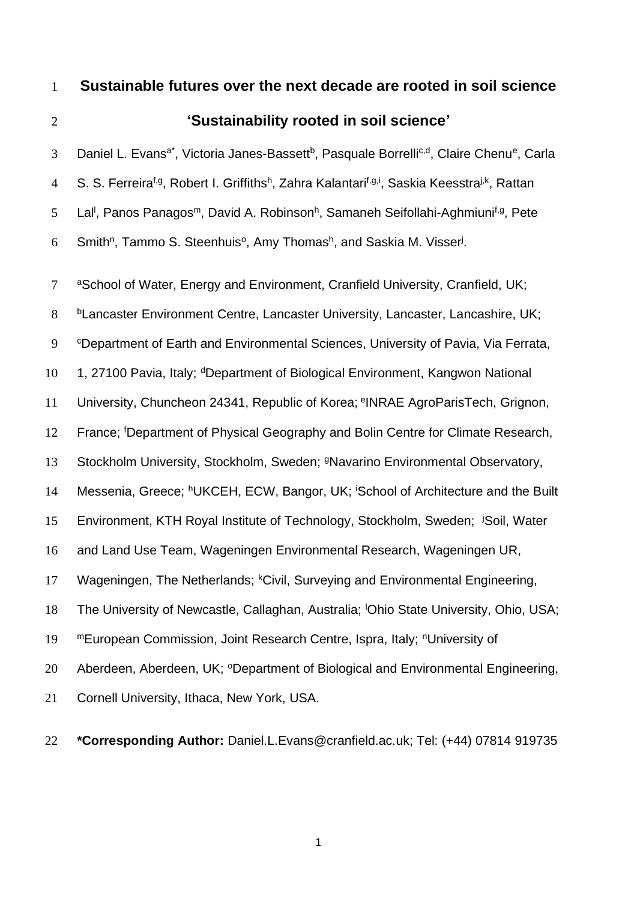# Sustainable futures over the next decade are rooted in soil science

## 'Sustainability rooted in soil science'

Daniel L. Evans[a*], Victoria Janes-Bassett[b], Pasquale Borrelli[c,d], Claire Chenu[e], Carla S. S. Ferreira[f,g], Robert I. Griffiths[h], Zahra Kalantari[f,g,i], Saskia Keesstra[j,k], Rattan Lal[l], Panos Panagos[m], David A. Robinson[h], Samaneh Seifollahi-Aghmiuni[f,g], Pete Smith[n], Tammo S. Steenhuis[o], Amy Thomas[h], and Saskia M. Visser[j].

[a]School of Water, Energy and Environment, Cranfield University, Cranfield, UK; [b]Lancaster Environment Centre, Lancaster University, Lancaster, Lancashire, UK; [c]Department of Earth and Environmental Sciences, University of Pavia, Via Ferrata, 1, 27100 Pavia, Italy; [d]Department of Biological Environment, Kangwon National University, Chuncheon 24341, Republic of Korea; [e]INRAE AgroParisTech, Grignon, France; [f]Department of Physical Geography and Bolin Centre for Climate Research, Stockholm University, Stockholm, Sweden; [g]Navarino Environmental Observatory, Messenia, Greece; [h]UKCEH, ECW, Bangor, UK; [i]School of Architecture and the Built Environment, KTH Royal Institute of Technology, Stockholm, Sweden; [j]Soil, Water and Land Use Team, Wageningen Environmental Research, Wageningen UR, Wageningen, The Netherlands; [k]Civil, Surveying and Environmental Engineering, The University of Newcastle, Callaghan, Australia; [l]Ohio State University, Ohio, USA; [m]European Commission, Joint Research Centre, Ispra, Italy; [n]University of Aberdeen, Aberdeen, UK; [o]Department of Biological and Environmental Engineering, Cornell University, Ithaca, New York, USA.

**\*Corresponding Author:** Daniel.L.Evans@cranfield.ac.uk; Tel: (+44) 07814 919735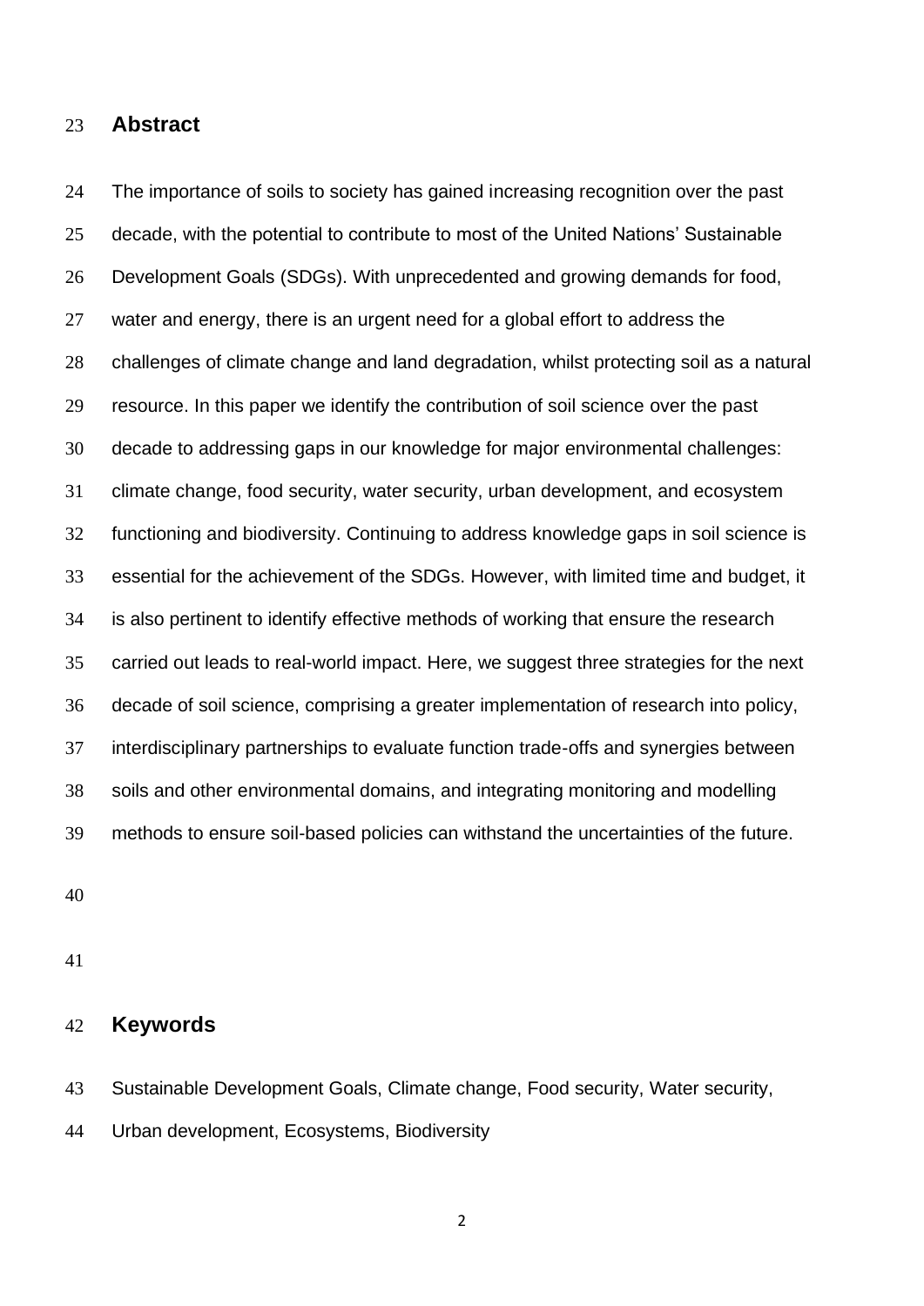## Abstract

The importance of soils to society has gained increasing recognition over the past decade, with the potential to contribute to most of the United Nations' Sustainable Development Goals (SDGs). With unprecedented and growing demands for food, water and energy, there is an urgent need for a global effort to address the challenges of climate change and land degradation, whilst protecting soil as a natural resource. In this paper we identify the contribution of soil science over the past decade to addressing gaps in our knowledge for major environmental challenges: climate change, food security, water security, urban development, and ecosystem functioning and biodiversity. Continuing to address knowledge gaps in soil science is essential for the achievement of the SDGs. However, with limited time and budget, it is also pertinent to identify effective methods of working that ensure the research carried out leads to real-world impact. Here, we suggest three strategies for the next decade of soil science, comprising a greater implementation of research into policy, interdisciplinary partnerships to evaluate function trade-offs and synergies between soils and other environmental domains, and integrating monitoring and modelling methods to ensure soil-based policies can withstand the uncertainties of the future.

## Keywords

Sustainable Development Goals, Climate change, Food security, Water security, Urban development, Ecosystems, Biodiversity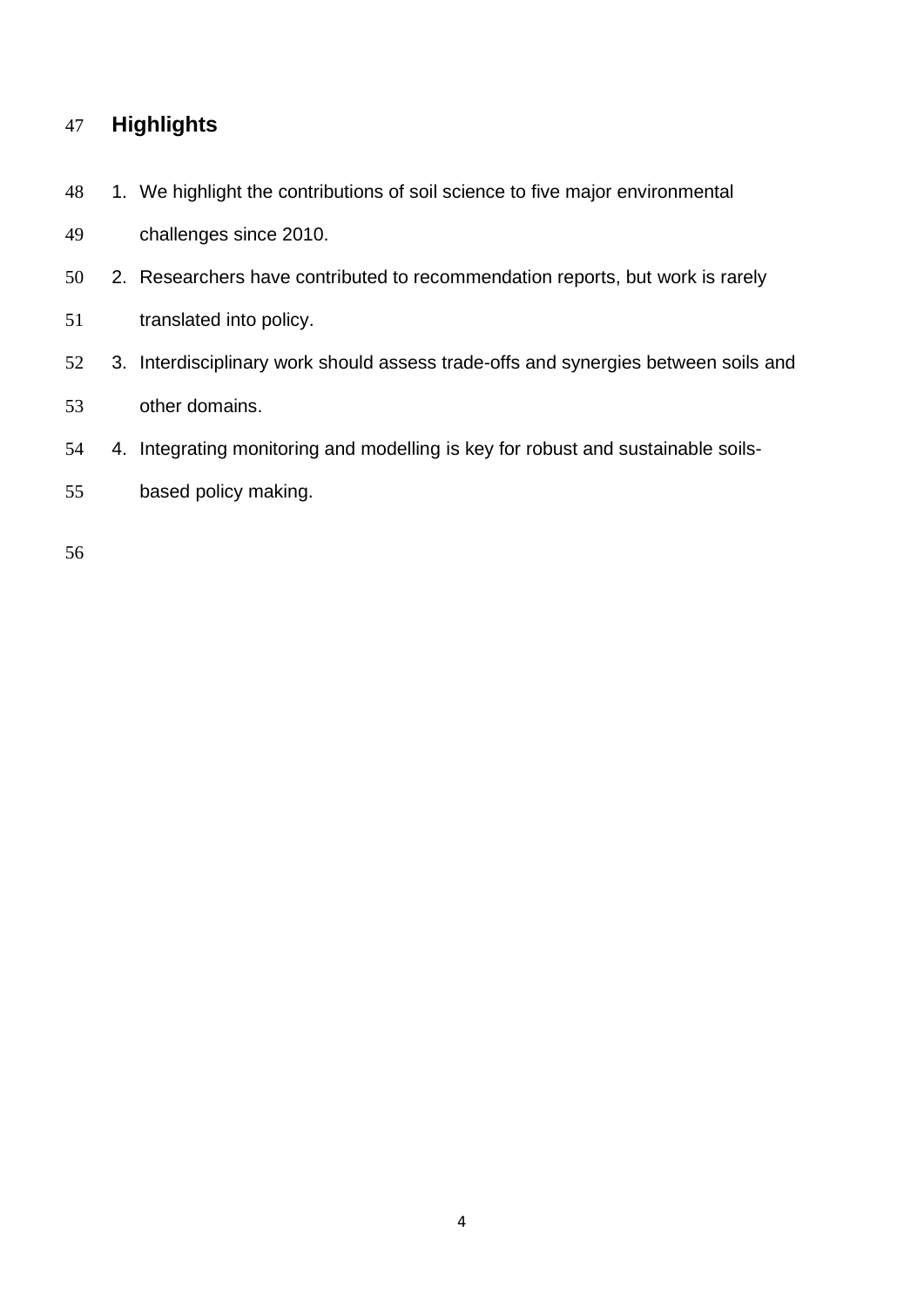## Highlights

1. We highlight the contributions of soil science to five major environmental challenges since 2010.
2. Researchers have contributed to recommendation reports, but work is rarely translated into policy.
3. Interdisciplinary work should assess trade-offs and synergies between soils and other domains.
4. Integrating monitoring and modelling is key for robust and sustainable soils-based policy making.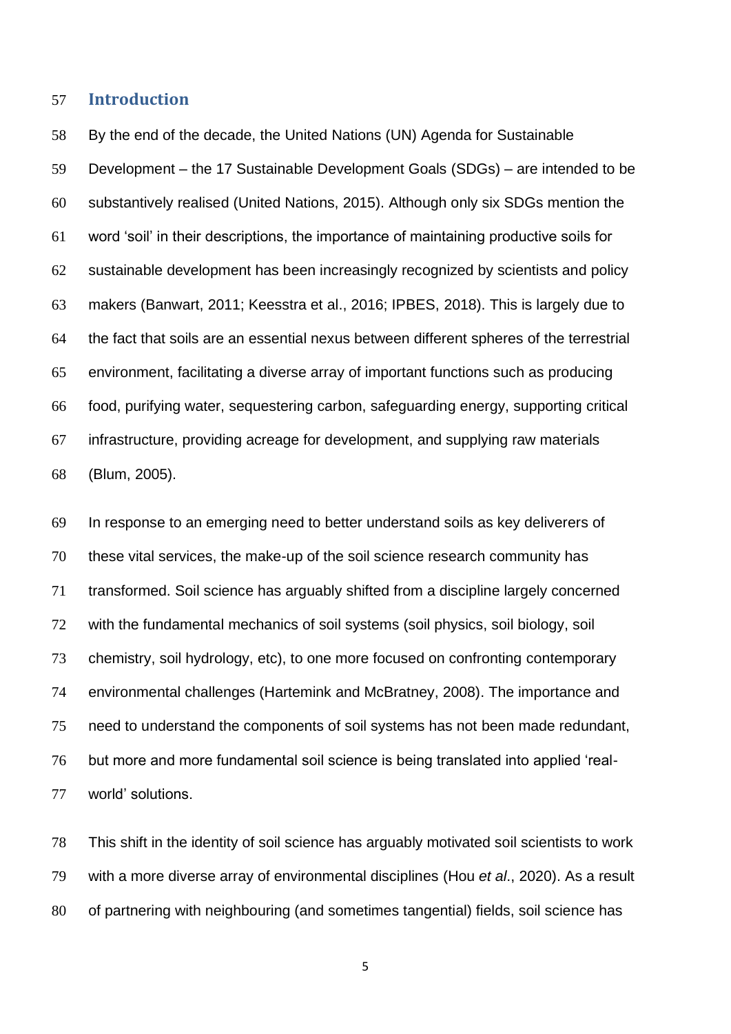## Introduction

By the end of the decade, the United Nations (UN) Agenda for Sustainable Development – the 17 Sustainable Development Goals (SDGs) – are intended to be substantively realised (United Nations, 2015). Although only six SDGs mention the word 'soil' in their descriptions, the importance of maintaining productive soils for sustainable development has been increasingly recognized by scientists and policy makers (Banwart, 2011; Keesstra et al., 2016; IPBES, 2018). This is largely due to the fact that soils are an essential nexus between different spheres of the terrestrial environment, facilitating a diverse array of important functions such as producing food, purifying water, sequestering carbon, safeguarding energy, supporting critical infrastructure, providing acreage for development, and supplying raw materials (Blum, 2005).

In response to an emerging need to better understand soils as key deliverers of these vital services, the make-up of the soil science research community has transformed. Soil science has arguably shifted from a discipline largely concerned with the fundamental mechanics of soil systems (soil physics, soil biology, soil chemistry, soil hydrology, etc), to one more focused on confronting contemporary environmental challenges (Hartemink and McBratney, 2008). The importance and need to understand the components of soil systems has not been made redundant, but more and more fundamental soil science is being translated into applied 'real-world' solutions.

This shift in the identity of soil science has arguably motivated soil scientists to work with a more diverse array of environmental disciplines (Hou *et al*., 2020). As a result of partnering with neighbouring (and sometimes tangential) fields, soil science has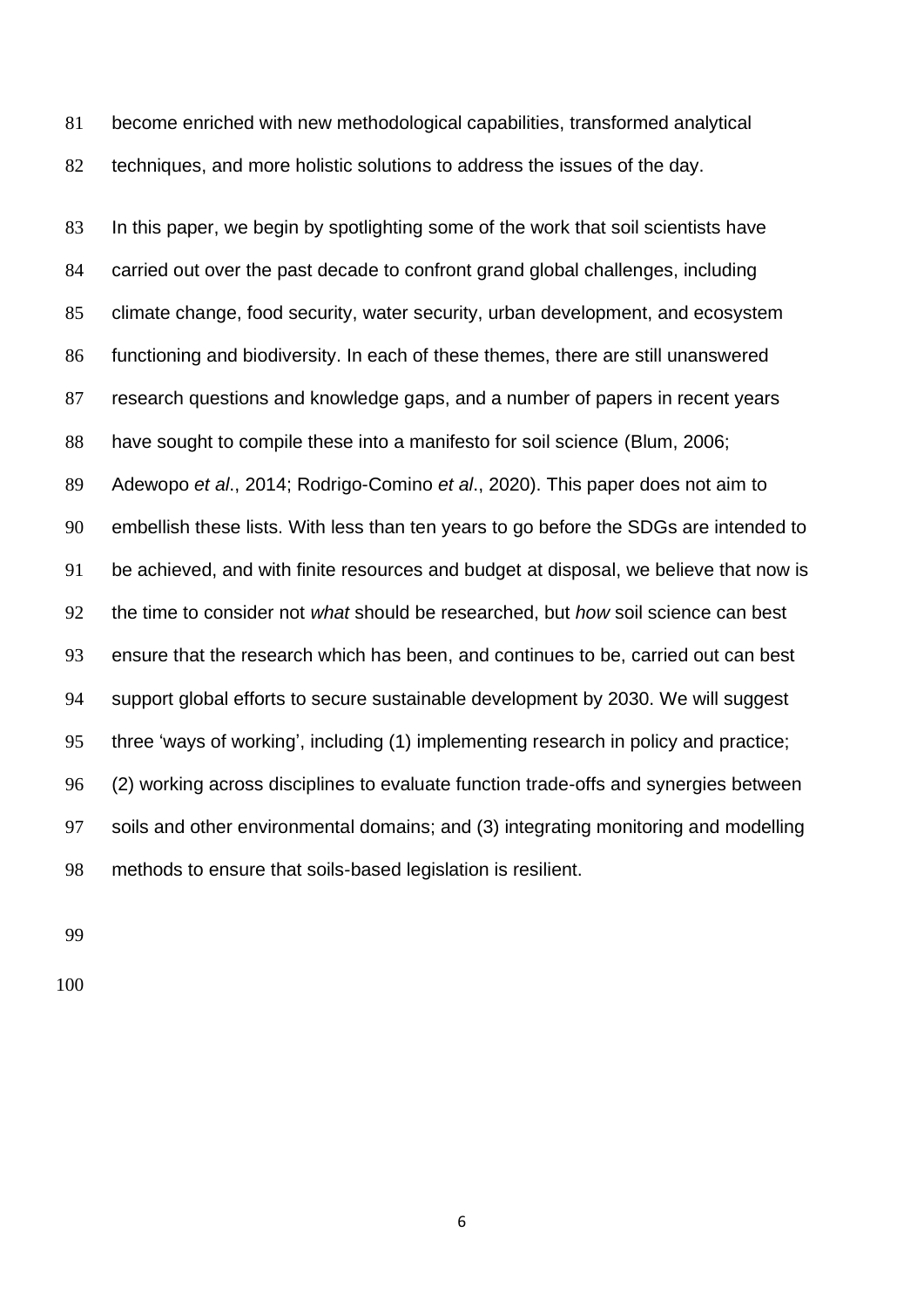become enriched with new methodological capabilities, transformed analytical techniques, and more holistic solutions to address the issues of the day.

In this paper, we begin by spotlighting some of the work that soil scientists have carried out over the past decade to confront grand global challenges, including climate change, food security, water security, urban development, and ecosystem functioning and biodiversity. In each of these themes, there are still unanswered research questions and knowledge gaps, and a number of papers in recent years have sought to compile these into a manifesto for soil science (Blum, 2006; Adewopo *et al*., 2014; Rodrigo-Comino *et al*., 2020). This paper does not aim to embellish these lists. With less than ten years to go before the SDGs are intended to be achieved, and with finite resources and budget at disposal, we believe that now is the time to consider not *what* should be researched, but *how* soil science can best ensure that the research which has been, and continues to be, carried out can best support global efforts to secure sustainable development by 2030. We will suggest three 'ways of working', including (1) implementing research in policy and practice; (2) working across disciplines to evaluate function trade-offs and synergies between soils and other environmental domains; and (3) integrating monitoring and modelling methods to ensure that soils-based legislation is resilient.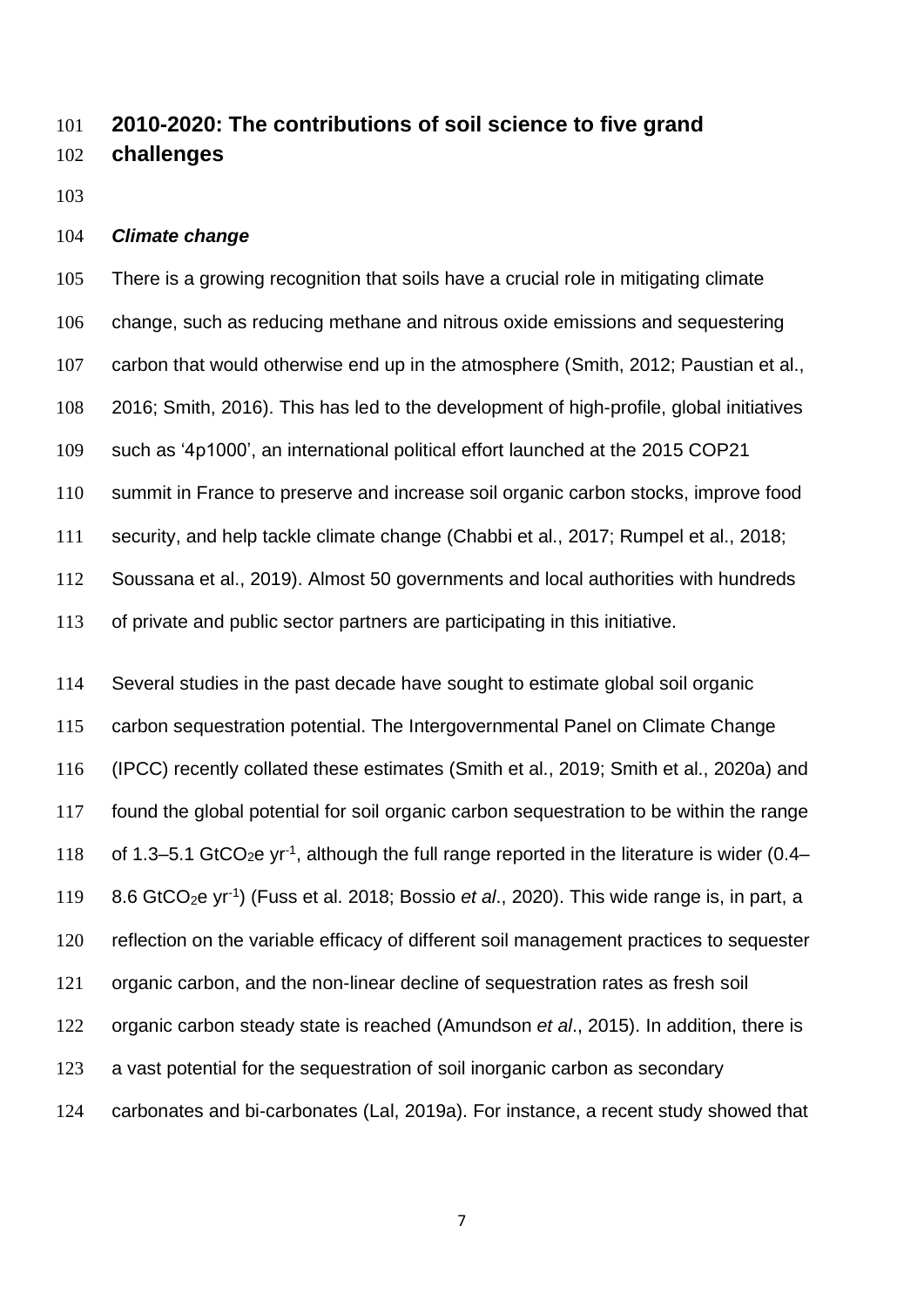## 2010-2020: The contributions of soil science to five grand challenges

### *Climate change*

There is a growing recognition that soils have a crucial role in mitigating climate change, such as reducing methane and nitrous oxide emissions and sequestering carbon that would otherwise end up in the atmosphere (Smith, 2012; Paustian et al., 2016; Smith, 2016). This has led to the development of high-profile, global initiatives such as '4p1000', an international political effort launched at the 2015 COP21 summit in France to preserve and increase soil organic carbon stocks, improve food security, and help tackle climate change (Chabbi et al., 2017; Rumpel et al., 2018; Soussana et al., 2019). Almost 50 governments and local authorities with hundreds of private and public sector partners are participating in this initiative.

Several studies in the past decade have sought to estimate global soil organic carbon sequestration potential. The Intergovernmental Panel on Climate Change (IPCC) recently collated these estimates (Smith et al., 2019; Smith et al., 2020a) and found the global potential for soil organic carbon sequestration to be within the range of 1.3–5.1 $GtCO_2e\ yr^{-1}$, although the full range reported in the literature is wider (0.4–8.6 $GtCO_2e\ yr^{-1}$) (Fuss et al. 2018; Bossio *et al*., 2020). This wide range is, in part, a reflection on the variable efficacy of different soil management practices to sequester organic carbon, and the non-linear decline of sequestration rates as fresh soil organic carbon steady state is reached (Amundson *et al*., 2015). In addition, there is a vast potential for the sequestration of soil inorganic carbon as secondary carbonates and bi-carbonates (Lal, 2019a). For instance, a recent study showed that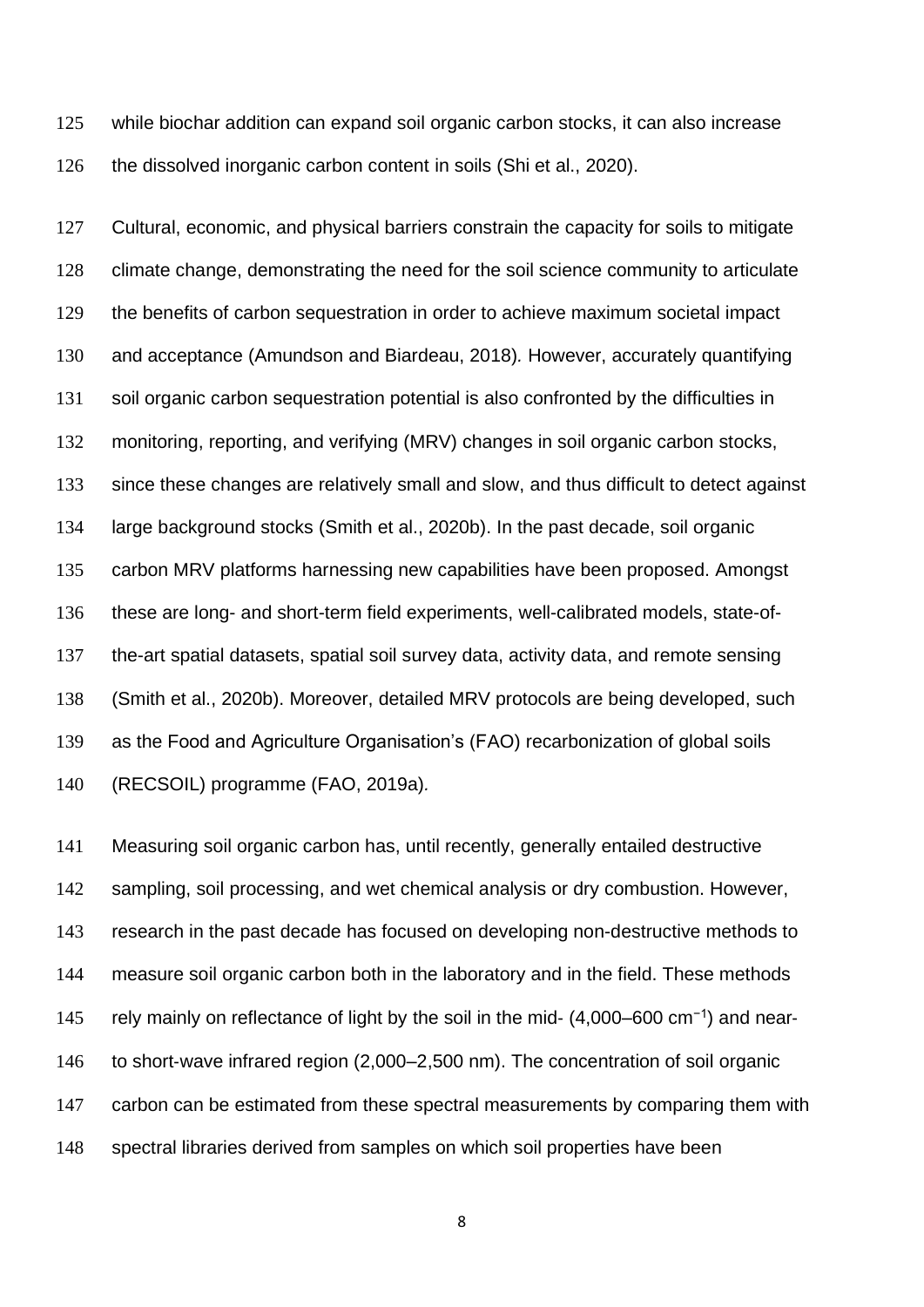while biochar addition can expand soil organic carbon stocks, it can also increase the dissolved inorganic carbon content in soils (Shi et al., 2020).

Cultural, economic, and physical barriers constrain the capacity for soils to mitigate climate change, demonstrating the need for the soil science community to articulate the benefits of carbon sequestration in order to achieve maximum societal impact and acceptance (Amundson and Biardeau, 2018). However, accurately quantifying soil organic carbon sequestration potential is also confronted by the difficulties in monitoring, reporting, and verifying (MRV) changes in soil organic carbon stocks, since these changes are relatively small and slow, and thus difficult to detect against large background stocks (Smith et al., 2020b). In the past decade, soil organic carbon MRV platforms harnessing new capabilities have been proposed. Amongst these are long- and short-term field experiments, well-calibrated models, state-of-the-art spatial datasets, spatial soil survey data, activity data, and remote sensing (Smith et al., 2020b). Moreover, detailed MRV protocols are being developed, such as the Food and Agriculture Organisation's (FAO) recarbonization of global soils (RECSOIL) programme (FAO, 2019a).

Measuring soil organic carbon has, until recently, generally entailed destructive sampling, soil processing, and wet chemical analysis or dry combustion. However, research in the past decade has focused on developing non-destructive methods to measure soil organic carbon both in the laboratory and in the field. These methods rely mainly on reflectance of light by the soil in the mid- (4,000–600 $cm^{-1}$) and near- to short-wave infrared region (2,000–2,500 nm). The concentration of soil organic carbon can be estimated from these spectral measurements by comparing them with spectral libraries derived from samples on which soil properties have been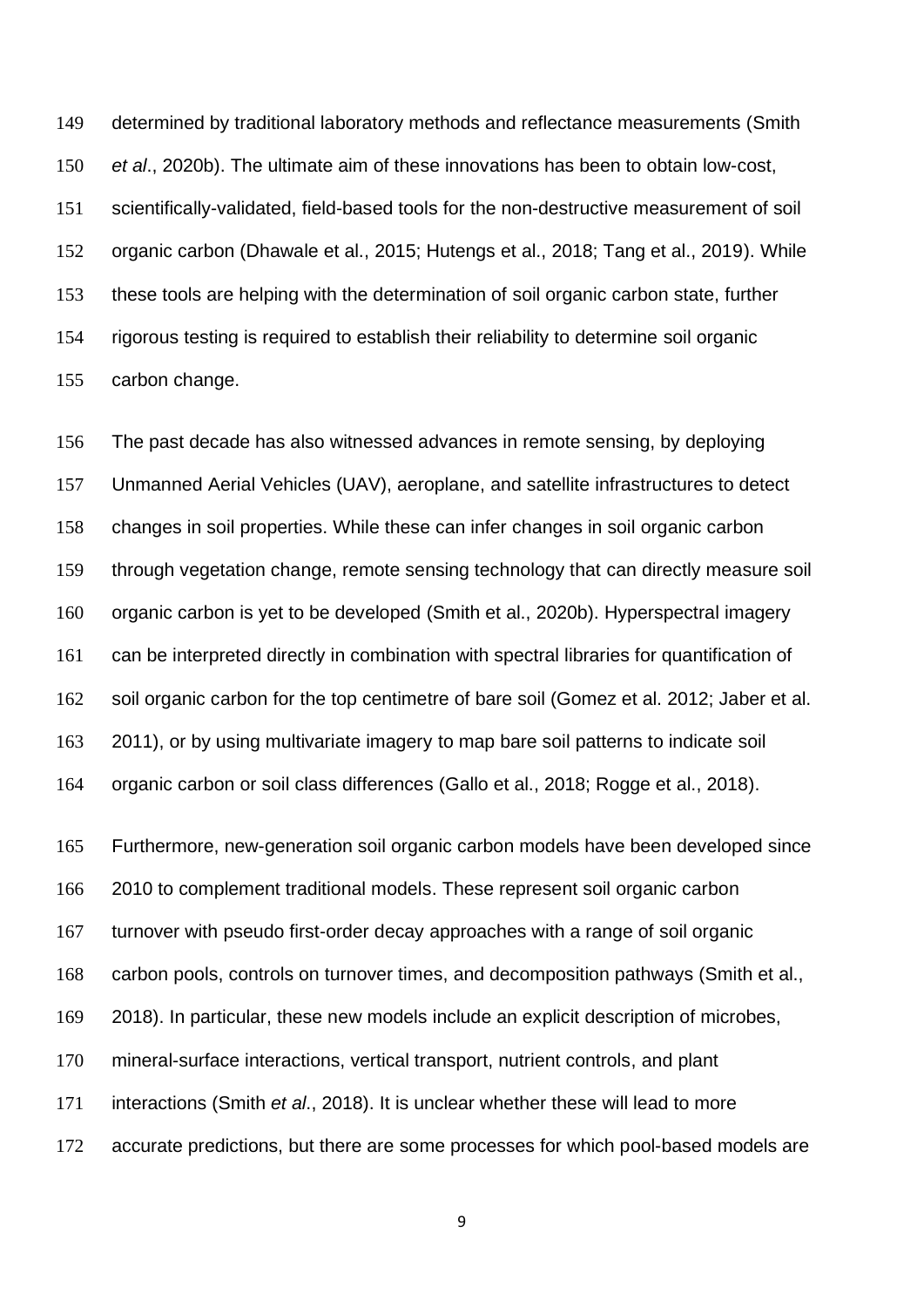determined by traditional laboratory methods and reflectance measurements (Smith *et al*., 2020b). The ultimate aim of these innovations has been to obtain low-cost, scientifically-validated, field-based tools for the non-destructive measurement of soil organic carbon (Dhawale et al., 2015; Hutengs et al., 2018; Tang et al., 2019). While these tools are helping with the determination of soil organic carbon state, further rigorous testing is required to establish their reliability to determine soil organic carbon change.

The past decade has also witnessed advances in remote sensing, by deploying Unmanned Aerial Vehicles (UAV), aeroplane, and satellite infrastructures to detect changes in soil properties. While these can infer changes in soil organic carbon through vegetation change, remote sensing technology that can directly measure soil organic carbon is yet to be developed (Smith et al., 2020b). Hyperspectral imagery can be interpreted directly in combination with spectral libraries for quantification of soil organic carbon for the top centimetre of bare soil (Gomez et al. 2012; Jaber et al. 2011), or by using multivariate imagery to map bare soil patterns to indicate soil organic carbon or soil class differences (Gallo et al., 2018; Rogge et al., 2018).

Furthermore, new-generation soil organic carbon models have been developed since 2010 to complement traditional models. These represent soil organic carbon turnover with pseudo first-order decay approaches with a range of soil organic carbon pools, controls on turnover times, and decomposition pathways (Smith et al., 2018). In particular, these new models include an explicit description of microbes, mineral-surface interactions, vertical transport, nutrient controls, and plant interactions (Smith *et al*., 2018). It is unclear whether these will lead to more accurate predictions, but there are some processes for which pool-based models are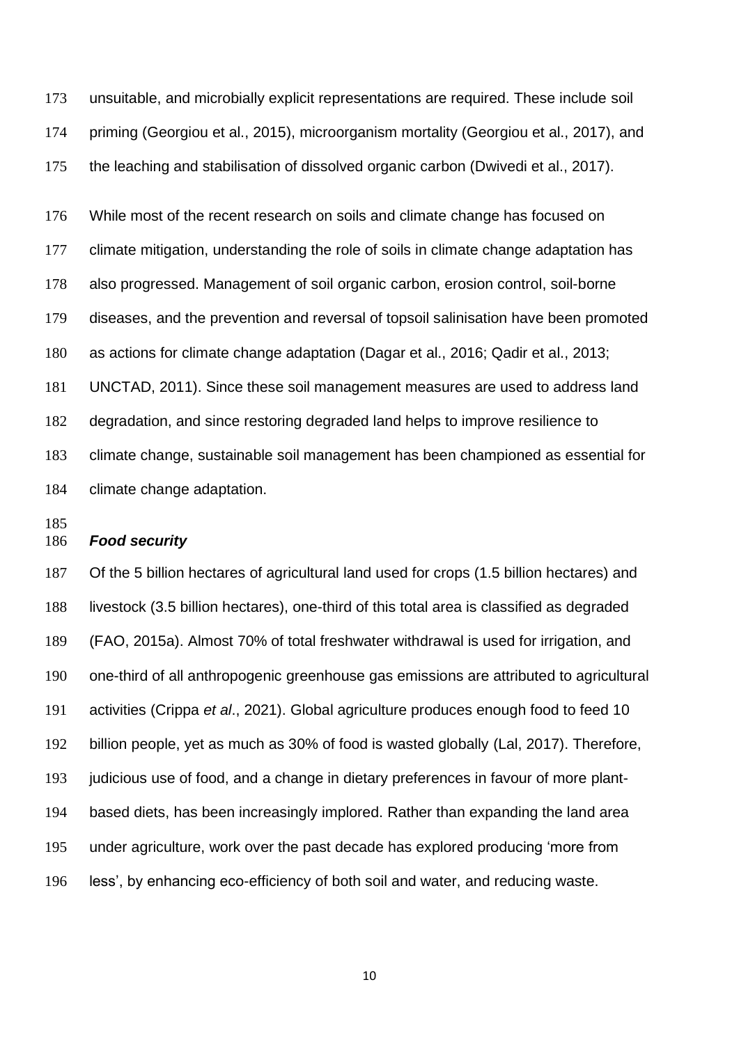unsuitable, and microbially explicit representations are required. These include soil priming (Georgiou et al., 2015), microorganism mortality (Georgiou et al., 2017), and the leaching and stabilisation of dissolved organic carbon (Dwivedi et al., 2017).

While most of the recent research on soils and climate change has focused on climate mitigation, understanding the role of soils in climate change adaptation has also progressed. Management of soil organic carbon, erosion control, soil-borne diseases, and the prevention and reversal of topsoil salinisation have been promoted as actions for climate change adaptation (Dagar et al., 2016; Qadir et al., 2013; UNCTAD, 2011). Since these soil management measures are used to address land degradation, and since restoring degraded land helps to improve resilience to climate change, sustainable soil management has been championed as essential for climate change adaptation.

### *Food security*

Of the 5 billion hectares of agricultural land used for crops (1.5 billion hectares) and livestock (3.5 billion hectares), one-third of this total area is classified as degraded (FAO, 2015a). Almost 70% of total freshwater withdrawal is used for irrigation, and one-third of all anthropogenic greenhouse gas emissions are attributed to agricultural activities (Crippa *et al*., 2021). Global agriculture produces enough food to feed 10 billion people, yet as much as 30% of food is wasted globally (Lal, 2017). Therefore, judicious use of food, and a change in dietary preferences in favour of more plant-based diets, has been increasingly implored. Rather than expanding the land area under agriculture, work over the past decade has explored producing 'more from less', by enhancing eco-efficiency of both soil and water, and reducing waste.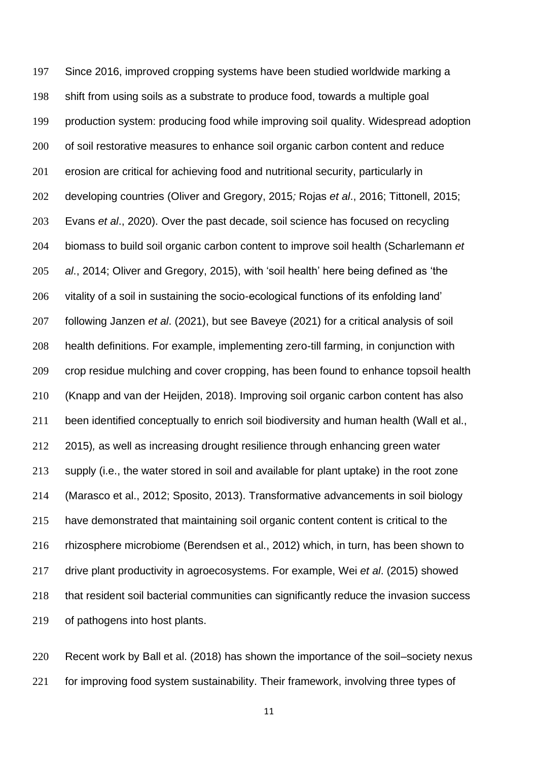Since 2016, improved cropping systems have been studied worldwide marking a shift from using soils as a substrate to produce food, towards a multiple goal production system: producing food while improving soil quality. Widespread adoption of soil restorative measures to enhance soil organic carbon content and reduce erosion are critical for achieving food and nutritional security, particularly in developing countries (Oliver and Gregory, 2015*;* Rojas *et al*., 2016; Tittonell, 2015; Evans *et al*., 2020). Over the past decade, soil science has focused on recycling biomass to build soil organic carbon content to improve soil health (Scharlemann *et al*., 2014; Oliver and Gregory, 2015), with 'soil health' here being defined as 'the vitality of a soil in sustaining the socio-ecological functions of its enfolding land' following Janzen *et al*. (2021), but see Baveye (2021) for a critical analysis of soil health definitions. For example, implementing zero-till farming, in conjunction with crop residue mulching and cover cropping, has been found to enhance topsoil health (Knapp and van der Heijden, 2018). Improving soil organic carbon content has also been identified conceptually to enrich soil biodiversity and human health (Wall et al., 2015)*,* as well as increasing drought resilience through enhancing green water supply (i.e., the water stored in soil and available for plant uptake) in the root zone (Marasco et al., 2012; Sposito, 2013). Transformative advancements in soil biology have demonstrated that maintaining soil organic content content is critical to the rhizosphere microbiome (Berendsen et al., 2012) which, in turn, has been shown to drive plant productivity in agroecosystems. For example, Wei *et al*. (2015) showed that resident soil bacterial communities can significantly reduce the invasion success of pathogens into host plants.

Recent work by Ball et al. (2018) has shown the importance of the soil–society nexus for improving food system sustainability. Their framework, involving three types of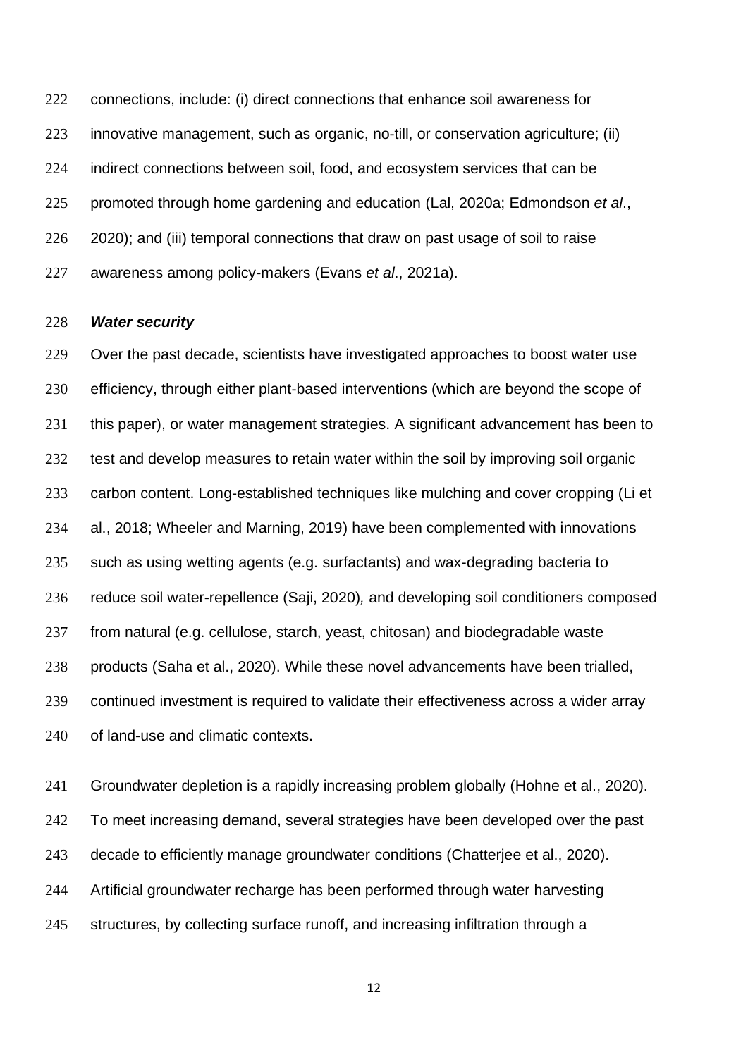connections, include: (i) direct connections that enhance soil awareness for innovative management, such as organic, no-till, or conservation agriculture; (ii) indirect connections between soil, food, and ecosystem services that can be promoted through home gardening and education (Lal, 2020a; Edmondson *et al*., 2020); and (iii) temporal connections that draw on past usage of soil to raise awareness among policy-makers (Evans *et al*., 2021a).

### ***Water security***

Over the past decade, scientists have investigated approaches to boost water use efficiency, through either plant-based interventions (which are beyond the scope of this paper), or water management strategies. A significant advancement has been to test and develop measures to retain water within the soil by improving soil organic carbon content. Long-established techniques like mulching and cover cropping (Li et al., 2018; Wheeler and Marning, 2019) have been complemented with innovations such as using wetting agents (e.g. surfactants) and wax-degrading bacteria to reduce soil water-repellence (Saji, 2020), and developing soil conditioners composed from natural (e.g. cellulose, starch, yeast, chitosan) and biodegradable waste products (Saha et al., 2020). While these novel advancements have been trialled, continued investment is required to validate their effectiveness across a wider array of land-use and climatic contexts.

Groundwater depletion is a rapidly increasing problem globally (Hohne et al., 2020). To meet increasing demand, several strategies have been developed over the past decade to efficiently manage groundwater conditions (Chatterjee et al., 2020). Artificial groundwater recharge has been performed through water harvesting structures, by collecting surface runoff, and increasing infiltration through a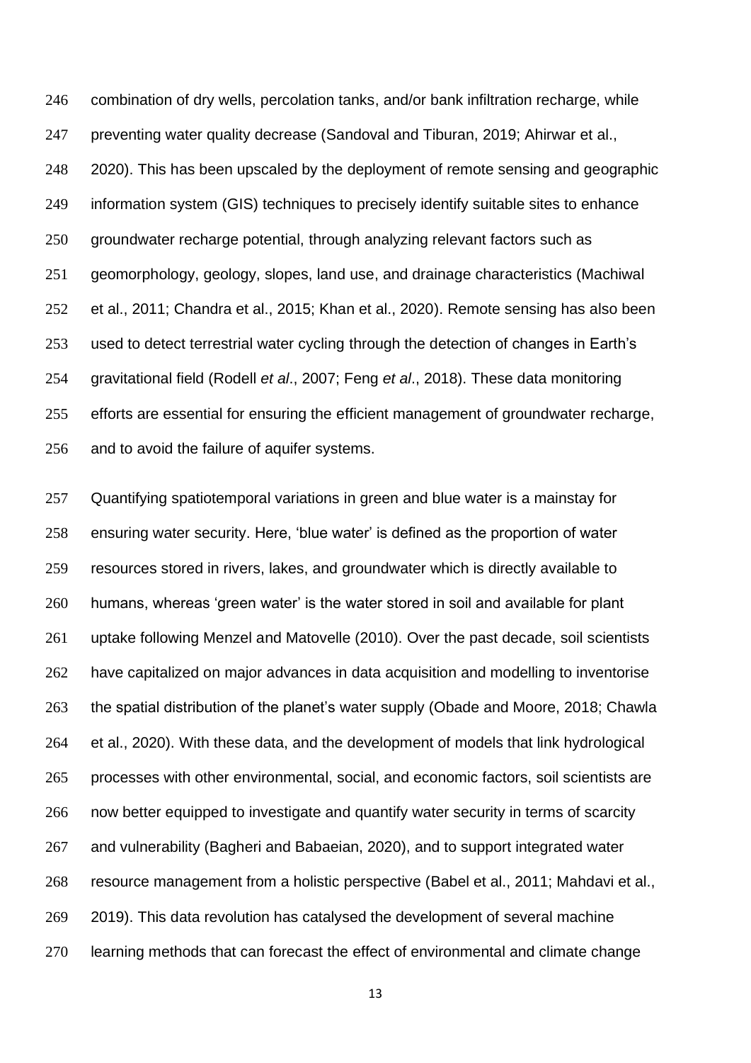combination of dry wells, percolation tanks, and/or bank infiltration recharge, while preventing water quality decrease (Sandoval and Tiburan, 2019; Ahirwar et al., 2020). This has been upscaled by the deployment of remote sensing and geographic information system (GIS) techniques to precisely identify suitable sites to enhance groundwater recharge potential, through analyzing relevant factors such as geomorphology, geology, slopes, land use, and drainage characteristics (Machiwal et al., 2011; Chandra et al., 2015; Khan et al., 2020). Remote sensing has also been used to detect terrestrial water cycling through the detection of changes in Earth's gravitational field (Rodell *et al*., 2007; Feng *et al*., 2018). These data monitoring efforts are essential for ensuring the efficient management of groundwater recharge, and to avoid the failure of aquifer systems.

Quantifying spatiotemporal variations in green and blue water is a mainstay for ensuring water security. Here, 'blue water' is defined as the proportion of water resources stored in rivers, lakes, and groundwater which is directly available to humans, whereas 'green water' is the water stored in soil and available for plant uptake following Menzel and Matovelle (2010). Over the past decade, soil scientists have capitalized on major advances in data acquisition and modelling to inventorise the spatial distribution of the planet's water supply (Obade and Moore, 2018; Chawla et al., 2020). With these data, and the development of models that link hydrological processes with other environmental, social, and economic factors, soil scientists are now better equipped to investigate and quantify water security in terms of scarcity and vulnerability (Bagheri and Babaeian, 2020), and to support integrated water resource management from a holistic perspective (Babel et al., 2011; Mahdavi et al., 2019). This data revolution has catalysed the development of several machine learning methods that can forecast the effect of environmental and climate change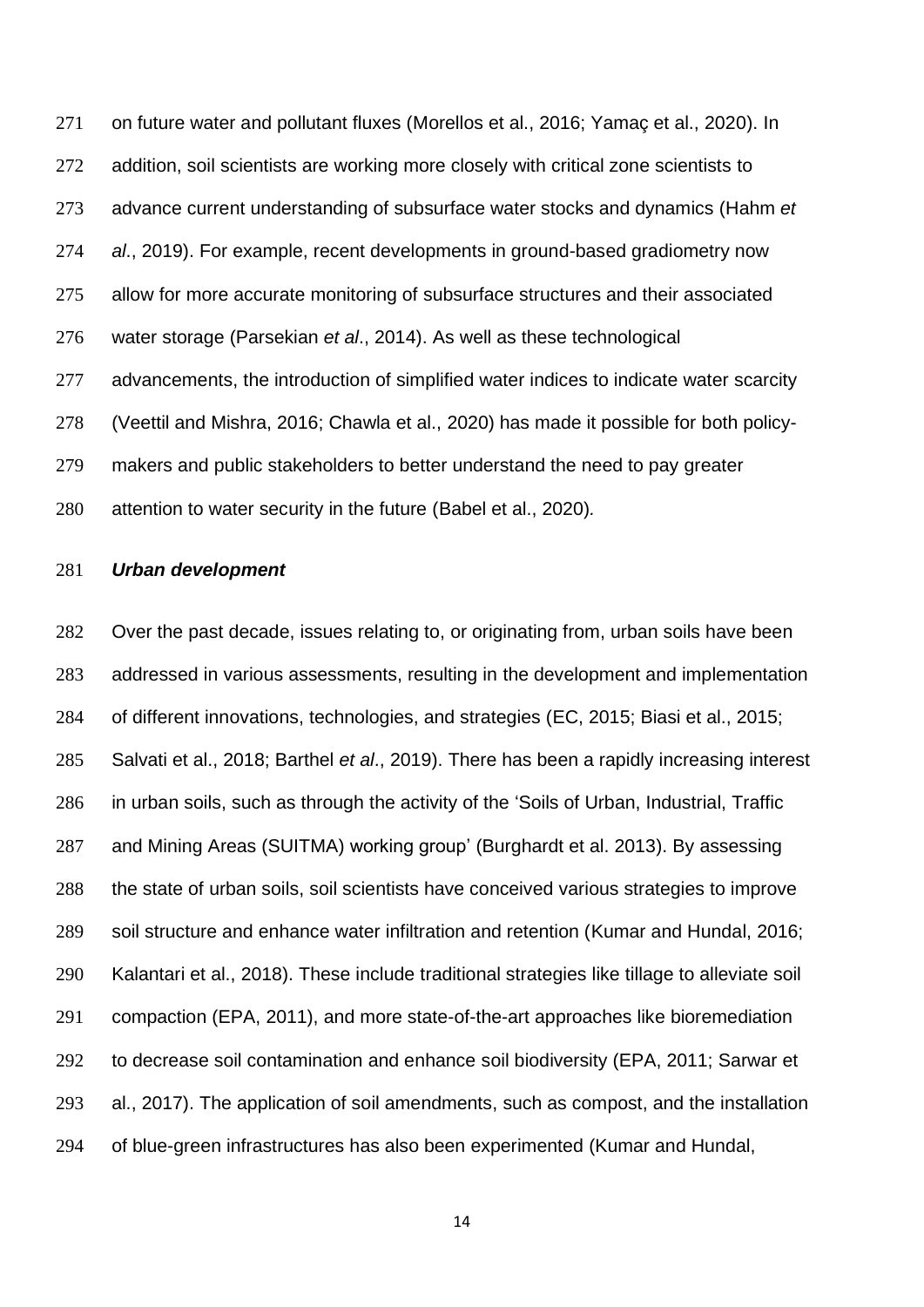on future water and pollutant fluxes (Morellos et al., 2016; Yamaç et al., 2020). In addition, soil scientists are working more closely with critical zone scientists to advance current understanding of subsurface water stocks and dynamics (Hahm *et al*., 2019). For example, recent developments in ground-based gradiometry now allow for more accurate monitoring of subsurface structures and their associated water storage (Parsekian *et al*., 2014). As well as these technological advancements, the introduction of simplified water indices to indicate water scarcity (Veettil and Mishra, 2016; Chawla et al., 2020) has made it possible for both policy-makers and public stakeholders to better understand the need to pay greater attention to water security in the future (Babel et al., 2020).

***Urban development***

Over the past decade, issues relating to, or originating from, urban soils have been addressed in various assessments, resulting in the development and implementation of different innovations, technologies, and strategies (EC, 2015; Biasi et al., 2015; Salvati et al., 2018; Barthel *et al*., 2019). There has been a rapidly increasing interest in urban soils, such as through the activity of the 'Soils of Urban, Industrial, Traffic and Mining Areas (SUITMA) working group' (Burghardt et al. 2013). By assessing the state of urban soils, soil scientists have conceived various strategies to improve soil structure and enhance water infiltration and retention (Kumar and Hundal, 2016; Kalantari et al., 2018). These include traditional strategies like tillage to alleviate soil compaction (EPA, 2011), and more state-of-the-art approaches like bioremediation to decrease soil contamination and enhance soil biodiversity (EPA, 2011; Sarwar et al., 2017). The application of soil amendments, such as compost, and the installation of blue-green infrastructures has also been experimented (Kumar and Hundal,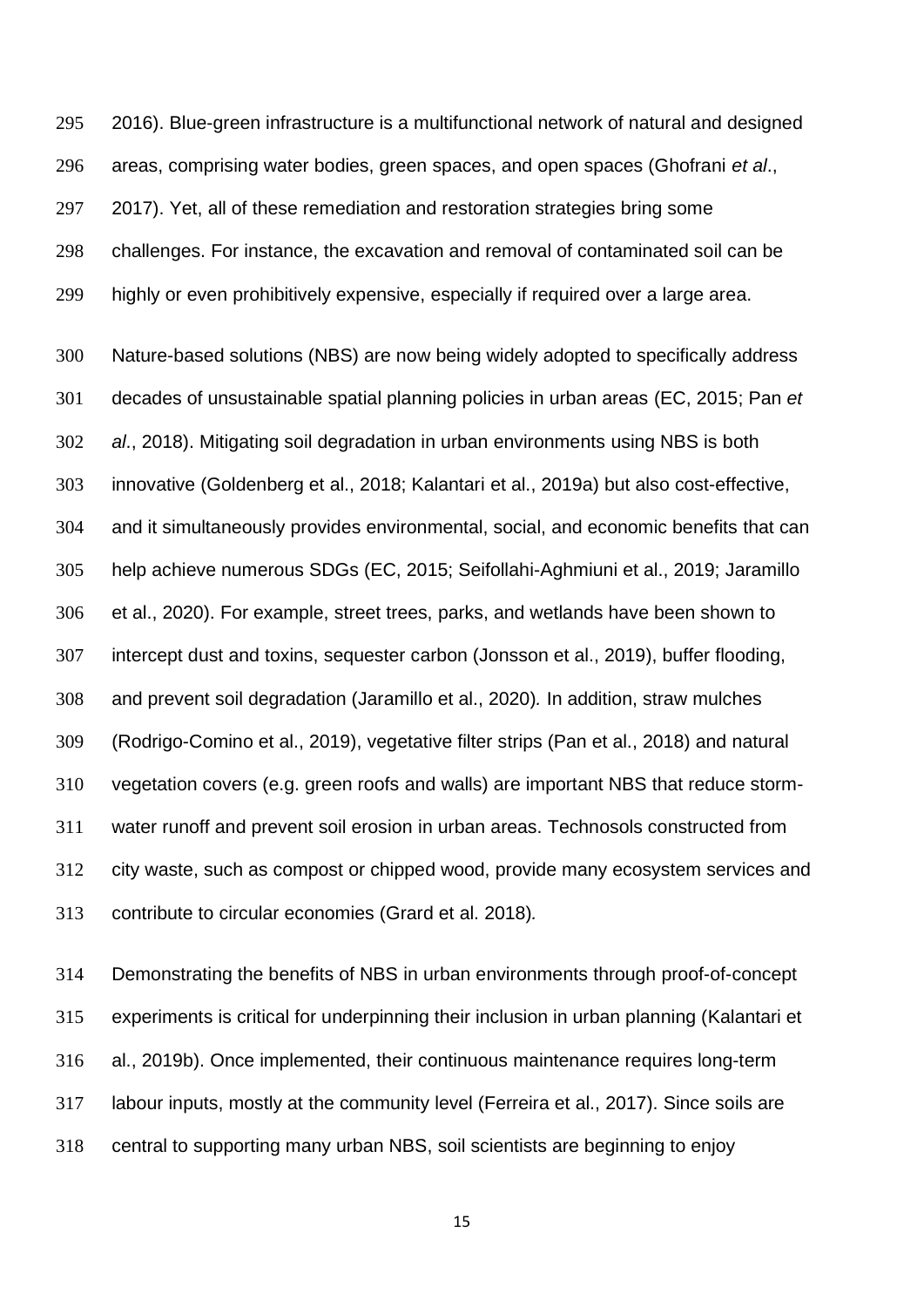2016). Blue-green infrastructure is a multifunctional network of natural and designed areas, comprising water bodies, green spaces, and open spaces (Ghofrani *et al*., 2017). Yet, all of these remediation and restoration strategies bring some challenges. For instance, the excavation and removal of contaminated soil can be highly or even prohibitively expensive, especially if required over a large area.

Nature-based solutions (NBS) are now being widely adopted to specifically address decades of unsustainable spatial planning policies in urban areas (EC, 2015; Pan *et al*., 2018). Mitigating soil degradation in urban environments using NBS is both innovative (Goldenberg et al., 2018; Kalantari et al., 2019a) but also cost-effective, and it simultaneously provides environmental, social, and economic benefits that can help achieve numerous SDGs (EC, 2015; Seifollahi-Aghmiuni et al., 2019; Jaramillo et al., 2020). For example, street trees, parks, and wetlands have been shown to intercept dust and toxins, sequester carbon (Jonsson et al., 2019), buffer flooding, and prevent soil degradation (Jaramillo et al., 2020). In addition, straw mulches (Rodrigo-Comino et al., 2019), vegetative filter strips (Pan et al., 2018) and natural vegetation covers (e.g. green roofs and walls) are important NBS that reduce storm-water runoff and prevent soil erosion in urban areas. Technosols constructed from city waste, such as compost or chipped wood, provide many ecosystem services and contribute to circular economies (Grard et al. 2018).

Demonstrating the benefits of NBS in urban environments through proof-of-concept experiments is critical for underpinning their inclusion in urban planning (Kalantari et al., 2019b). Once implemented, their continuous maintenance requires long-term labour inputs, mostly at the community level (Ferreira et al., 2017). Since soils are central to supporting many urban NBS, soil scientists are beginning to enjoy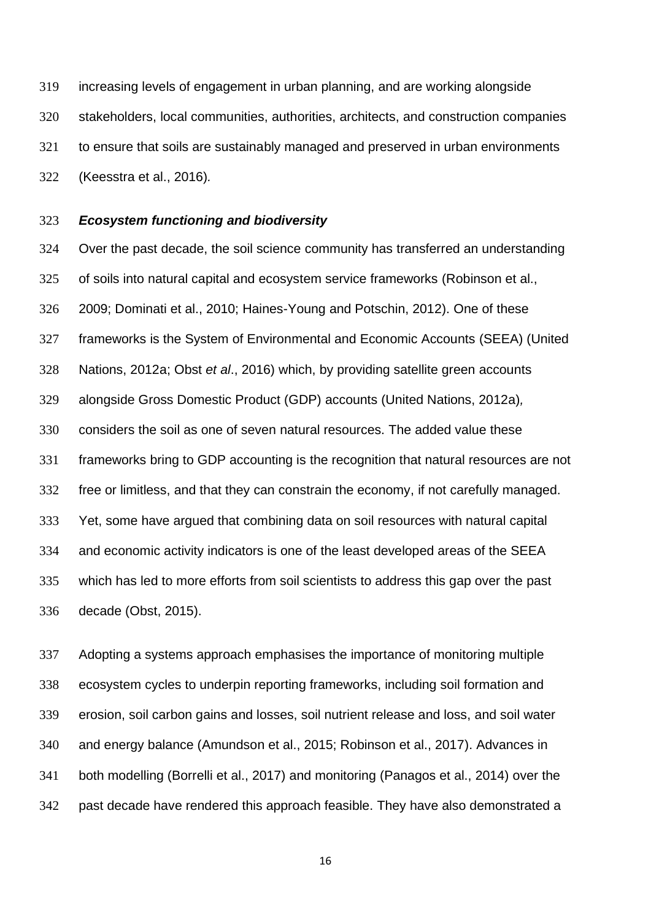increasing levels of engagement in urban planning, and are working alongside stakeholders, local communities, authorities, architects, and construction companies to ensure that soils are sustainably managed and preserved in urban environments (Keesstra et al., 2016).

### *Ecosystem functioning and biodiversity*

Over the past decade, the soil science community has transferred an understanding of soils into natural capital and ecosystem service frameworks (Robinson et al., 2009; Dominati et al., 2010; Haines-Young and Potschin, 2012). One of these frameworks is the System of Environmental and Economic Accounts (SEEA) (United Nations, 2012a; Obst *et al*., 2016) which, by providing satellite green accounts alongside Gross Domestic Product (GDP) accounts (United Nations, 2012a), considers the soil as one of seven natural resources. The added value these frameworks bring to GDP accounting is the recognition that natural resources are not free or limitless, and that they can constrain the economy, if not carefully managed. Yet, some have argued that combining data on soil resources with natural capital and economic activity indicators is one of the least developed areas of the SEEA which has led to more efforts from soil scientists to address this gap over the past decade (Obst, 2015).

Adopting a systems approach emphasises the importance of monitoring multiple ecosystem cycles to underpin reporting frameworks, including soil formation and erosion, soil carbon gains and losses, soil nutrient release and loss, and soil water and energy balance (Amundson et al., 2015; Robinson et al., 2017). Advances in both modelling (Borrelli et al., 2017) and monitoring (Panagos et al., 2014) over the past decade have rendered this approach feasible. They have also demonstrated a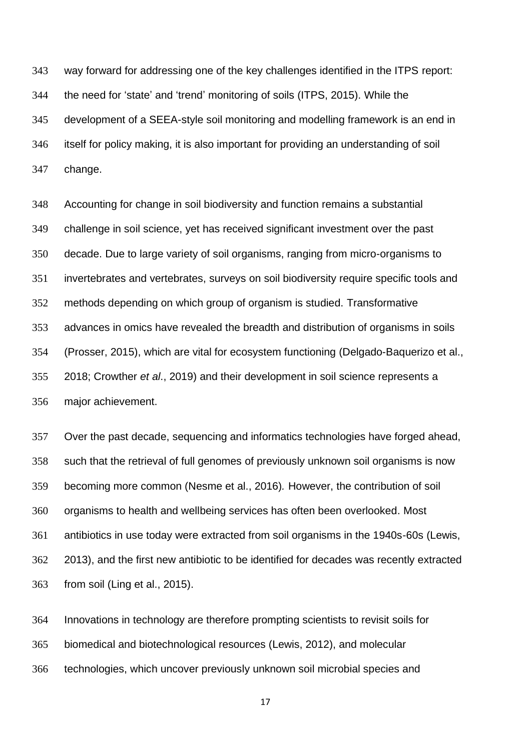way forward for addressing one of the key challenges identified in the ITPS report: the need for 'state' and 'trend' monitoring of soils (ITPS, 2015). While the development of a SEEA-style soil monitoring and modelling framework is an end in itself for policy making, it is also important for providing an understanding of soil change.

Accounting for change in soil biodiversity and function remains a substantial challenge in soil science, yet has received significant investment over the past decade. Due to large variety of soil organisms, ranging from micro-organisms to invertebrates and vertebrates, surveys on soil biodiversity require specific tools and methods depending on which group of organism is studied. Transformative advances in omics have revealed the breadth and distribution of organisms in soils (Prosser, 2015), which are vital for ecosystem functioning (Delgado-Baquerizo et al., 2018; Crowther *et al*., 2019) and their development in soil science represents a major achievement.

Over the past decade, sequencing and informatics technologies have forged ahead, such that the retrieval of full genomes of previously unknown soil organisms is now becoming more common (Nesme et al., 2016). However, the contribution of soil organisms to health and wellbeing services has often been overlooked. Most antibiotics in use today were extracted from soil organisms in the 1940s-60s (Lewis, 2013), and the first new antibiotic to be identified for decades was recently extracted from soil (Ling et al., 2015).

Innovations in technology are therefore prompting scientists to revisit soils for biomedical and biotechnological resources (Lewis, 2012), and molecular technologies, which uncover previously unknown soil microbial species and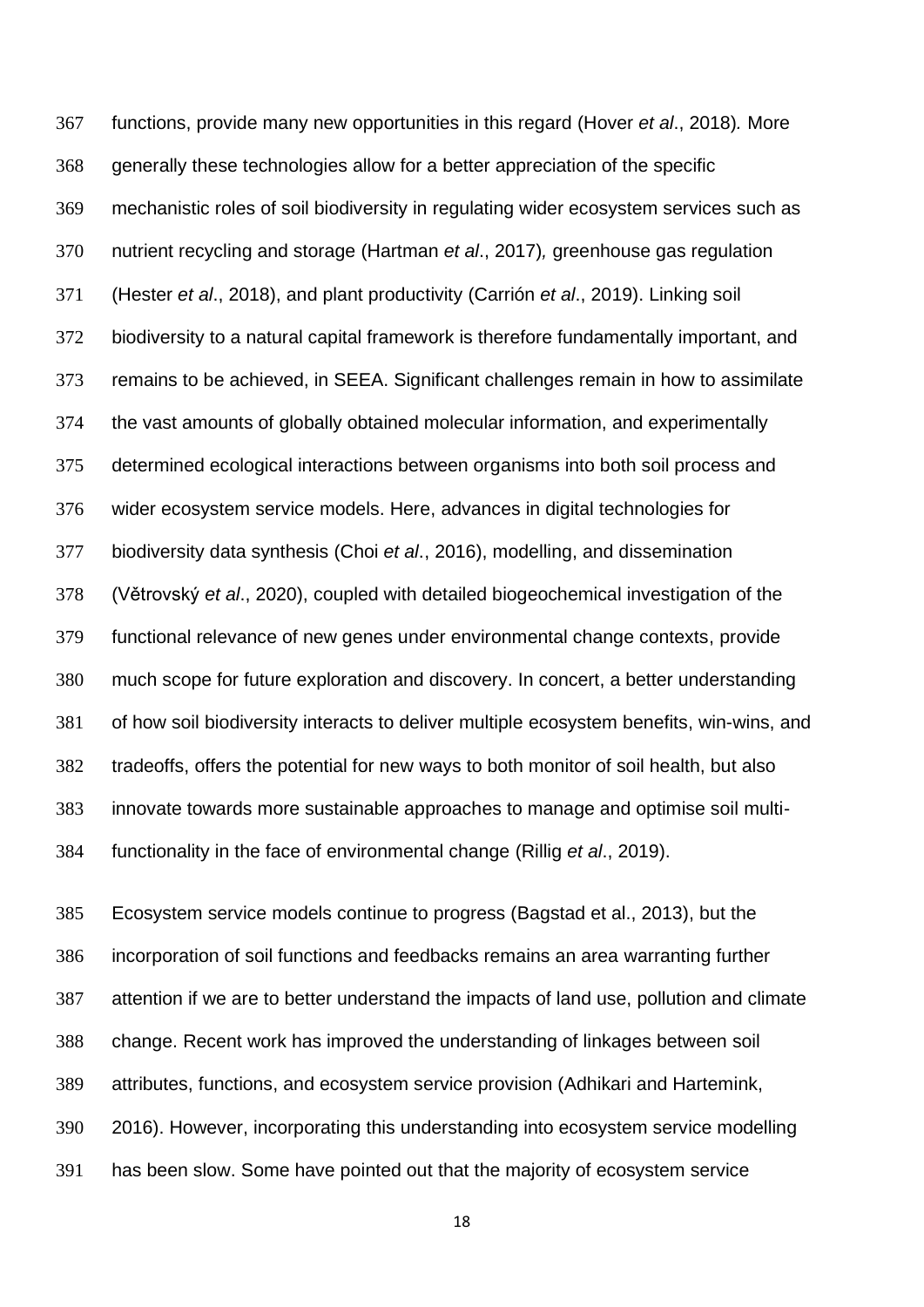functions, provide many new opportunities in this regard (Hover *et al*., 2018). More generally these technologies allow for a better appreciation of the specific mechanistic roles of soil biodiversity in regulating wider ecosystem services such as nutrient recycling and storage (Hartman *et al*., 2017), greenhouse gas regulation (Hester *et al*., 2018), and plant productivity (Carrión *et al*., 2019). Linking soil biodiversity to a natural capital framework is therefore fundamentally important, and remains to be achieved, in SEEA. Significant challenges remain in how to assimilate the vast amounts of globally obtained molecular information, and experimentally determined ecological interactions between organisms into both soil process and wider ecosystem service models. Here, advances in digital technologies for biodiversity data synthesis (Choi *et al*., 2016), modelling, and dissemination (Větrovský *et al*., 2020), coupled with detailed biogeochemical investigation of the functional relevance of new genes under environmental change contexts, provide much scope for future exploration and discovery. In concert, a better understanding of how soil biodiversity interacts to deliver multiple ecosystem benefits, win-wins, and tradeoffs, offers the potential for new ways to both monitor of soil health, but also innovate towards more sustainable approaches to manage and optimise soil multi-functionality in the face of environmental change (Rillig *et al*., 2019).

Ecosystem service models continue to progress (Bagstad et al., 2013), but the incorporation of soil functions and feedbacks remains an area warranting further attention if we are to better understand the impacts of land use, pollution and climate change. Recent work has improved the understanding of linkages between soil attributes, functions, and ecosystem service provision (Adhikari and Hartemink, 2016). However, incorporating this understanding into ecosystem service modelling has been slow. Some have pointed out that the majority of ecosystem service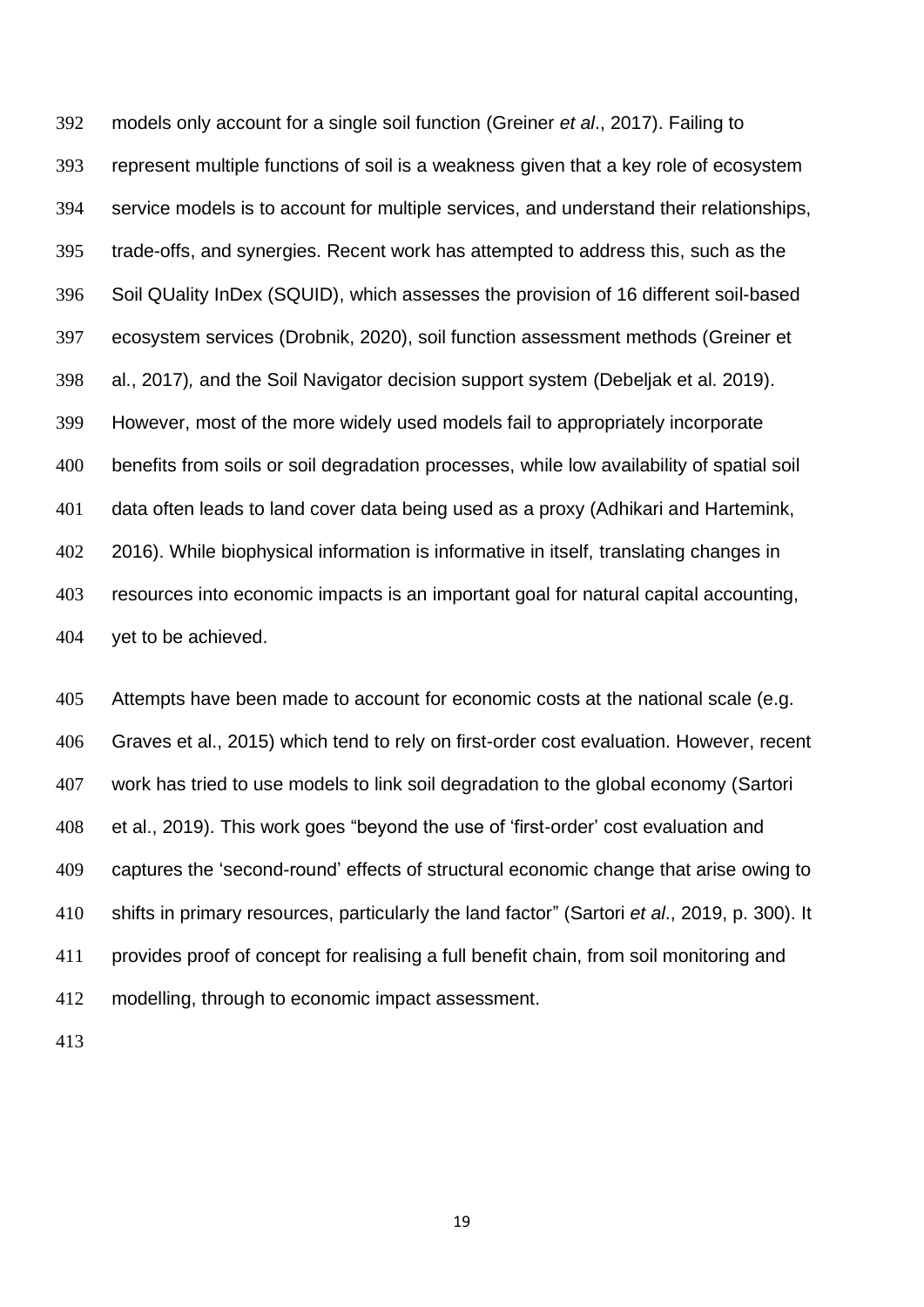models only account for a single soil function (Greiner *et al*., 2017). Failing to represent multiple functions of soil is a weakness given that a key role of ecosystem service models is to account for multiple services, and understand their relationships, trade-offs, and synergies. Recent work has attempted to address this, such as the Soil QUality InDex (SQUID), which assesses the provision of 16 different soil-based ecosystem services (Drobnik, 2020), soil function assessment methods (Greiner et al., 2017), and the Soil Navigator decision support system (Debeljak et al. 2019). However, most of the more widely used models fail to appropriately incorporate benefits from soils or soil degradation processes, while low availability of spatial soil data often leads to land cover data being used as a proxy (Adhikari and Hartemink, 2016). While biophysical information is informative in itself, translating changes in resources into economic impacts is an important goal for natural capital accounting, yet to be achieved.

Attempts have been made to account for economic costs at the national scale (e.g. Graves et al., 2015) which tend to rely on first-order cost evaluation. However, recent work has tried to use models to link soil degradation to the global economy (Sartori et al., 2019). This work goes "beyond the use of 'first-order' cost evaluation and captures the 'second-round' effects of structural economic change that arise owing to shifts in primary resources, particularly the land factor" (Sartori *et al*., 2019, p. 300). It provides proof of concept for realising a full benefit chain, from soil monitoring and modelling, through to economic impact assessment.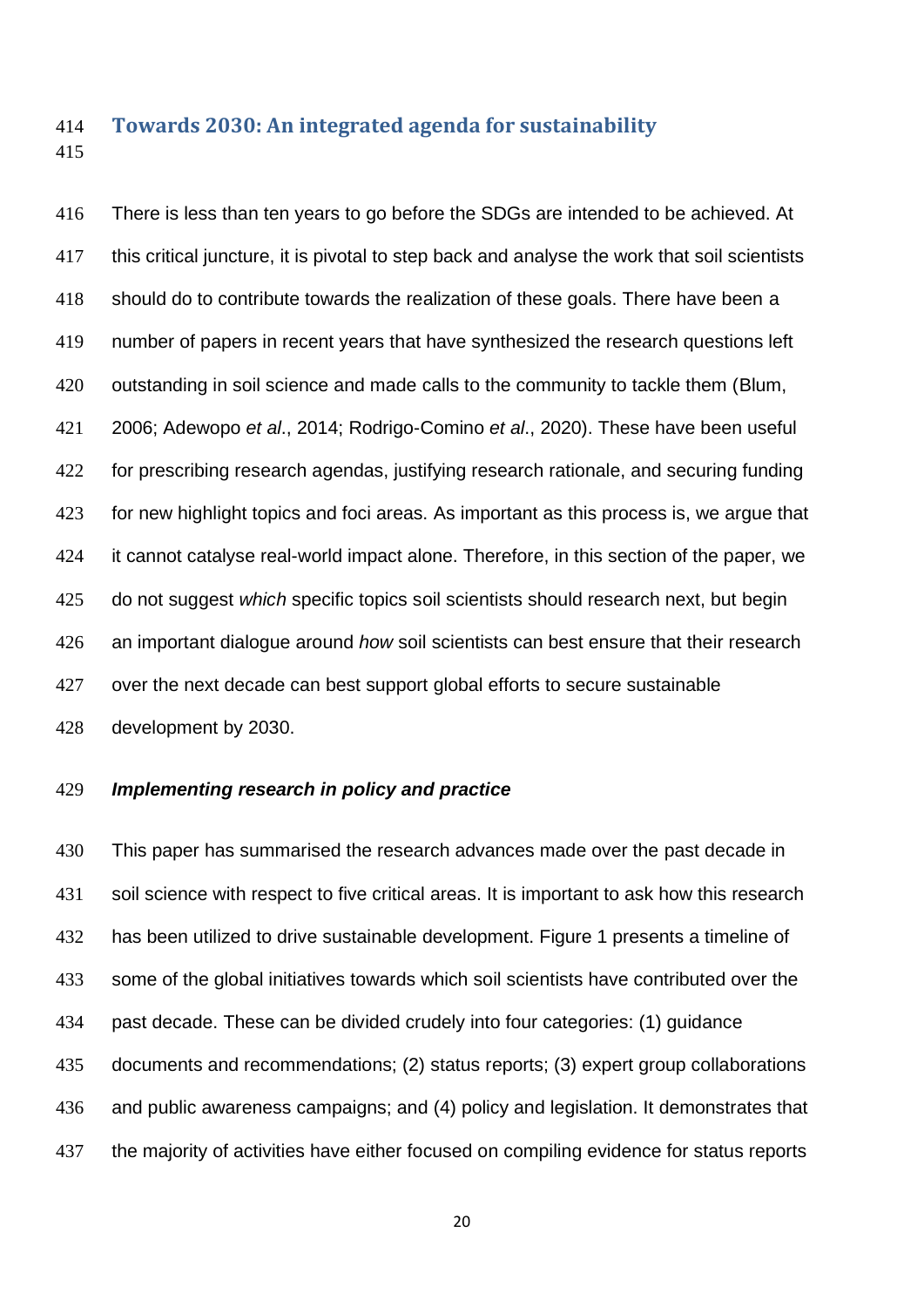## Towards 2030: An integrated agenda for sustainability

There is less than ten years to go before the SDGs are intended to be achieved. At this critical juncture, it is pivotal to step back and analyse the work that soil scientists should do to contribute towards the realization of these goals. There have been a number of papers in recent years that have synthesized the research questions left outstanding in soil science and made calls to the community to tackle them (Blum, 2006; Adewopo *et al*., 2014; Rodrigo-Comino *et al*., 2020). These have been useful for prescribing research agendas, justifying research rationale, and securing funding for new highlight topics and foci areas. As important as this process is, we argue that it cannot catalyse real-world impact alone. Therefore, in this section of the paper, we do not suggest *which* specific topics soil scientists should research next, but begin an important dialogue around *how* soil scientists can best ensure that their research over the next decade can best support global efforts to secure sustainable development by 2030.

### *Implementing research in policy and practice*

This paper has summarised the research advances made over the past decade in soil science with respect to five critical areas. It is important to ask how this research has been utilized to drive sustainable development. Figure 1 presents a timeline of some of the global initiatives towards which soil scientists have contributed over the past decade. These can be divided crudely into four categories: (1) guidance documents and recommendations; (2) status reports; (3) expert group collaborations and public awareness campaigns; and (4) policy and legislation. It demonstrates that the majority of activities have either focused on compiling evidence for status reports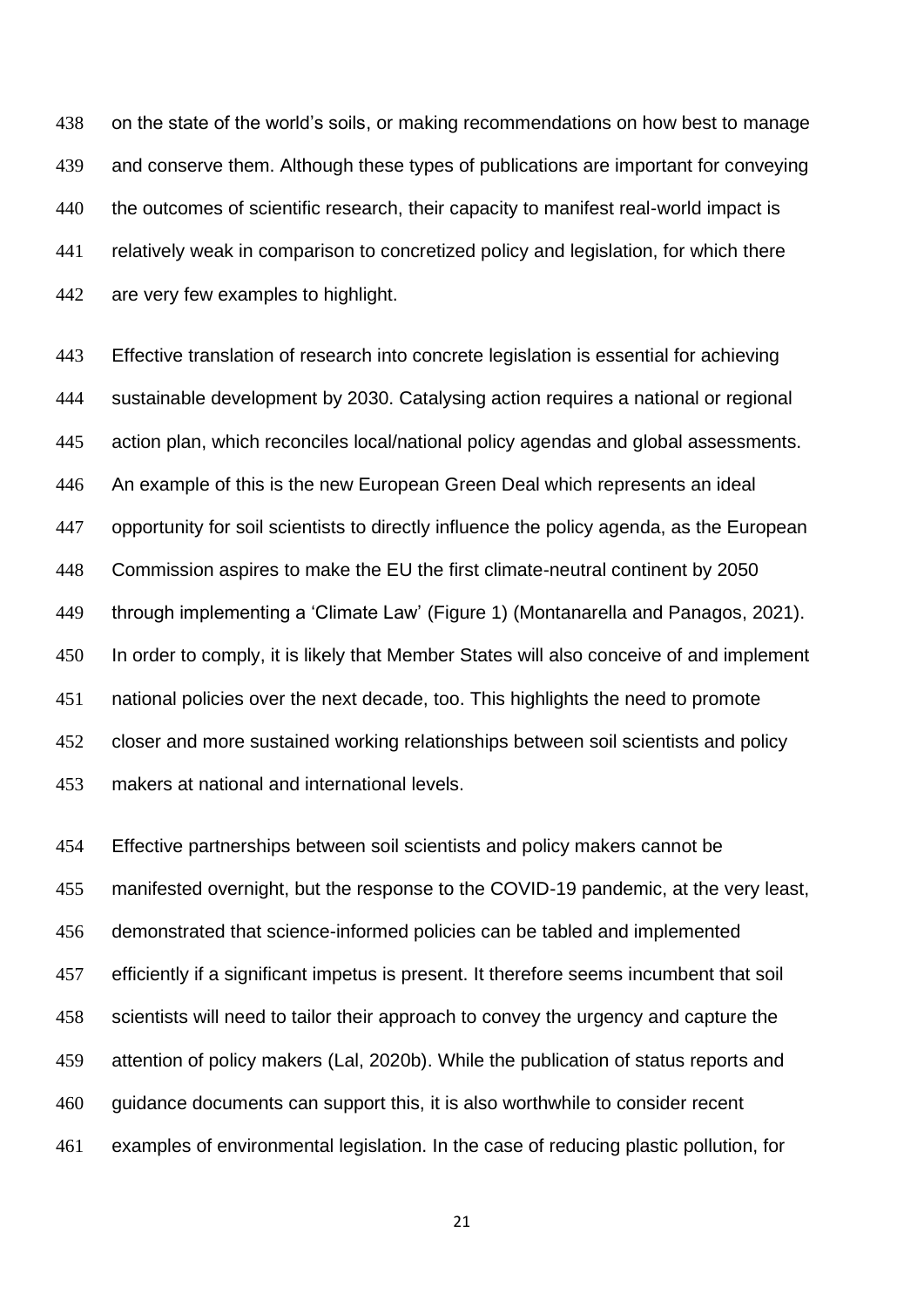on the state of the world's soils, or making recommendations on how best to manage and conserve them. Although these types of publications are important for conveying the outcomes of scientific research, their capacity to manifest real-world impact is relatively weak in comparison to concretized policy and legislation, for which there are very few examples to highlight.

Effective translation of research into concrete legislation is essential for achieving sustainable development by 2030. Catalysing action requires a national or regional action plan, which reconciles local/national policy agendas and global assessments. An example of this is the new European Green Deal which represents an ideal opportunity for soil scientists to directly influence the policy agenda, as the European Commission aspires to make the EU the first climate-neutral continent by 2050 through implementing a 'Climate Law' (Figure 1) (Montanarella and Panagos, 2021). In order to comply, it is likely that Member States will also conceive of and implement national policies over the next decade, too. This highlights the need to promote closer and more sustained working relationships between soil scientists and policy makers at national and international levels.

Effective partnerships between soil scientists and policy makers cannot be manifested overnight, but the response to the COVID-19 pandemic, at the very least, demonstrated that science-informed policies can be tabled and implemented efficiently if a significant impetus is present. It therefore seems incumbent that soil scientists will need to tailor their approach to convey the urgency and capture the attention of policy makers (Lal, 2020b). While the publication of status reports and guidance documents can support this, it is also worthwhile to consider recent examples of environmental legislation. In the case of reducing plastic pollution, for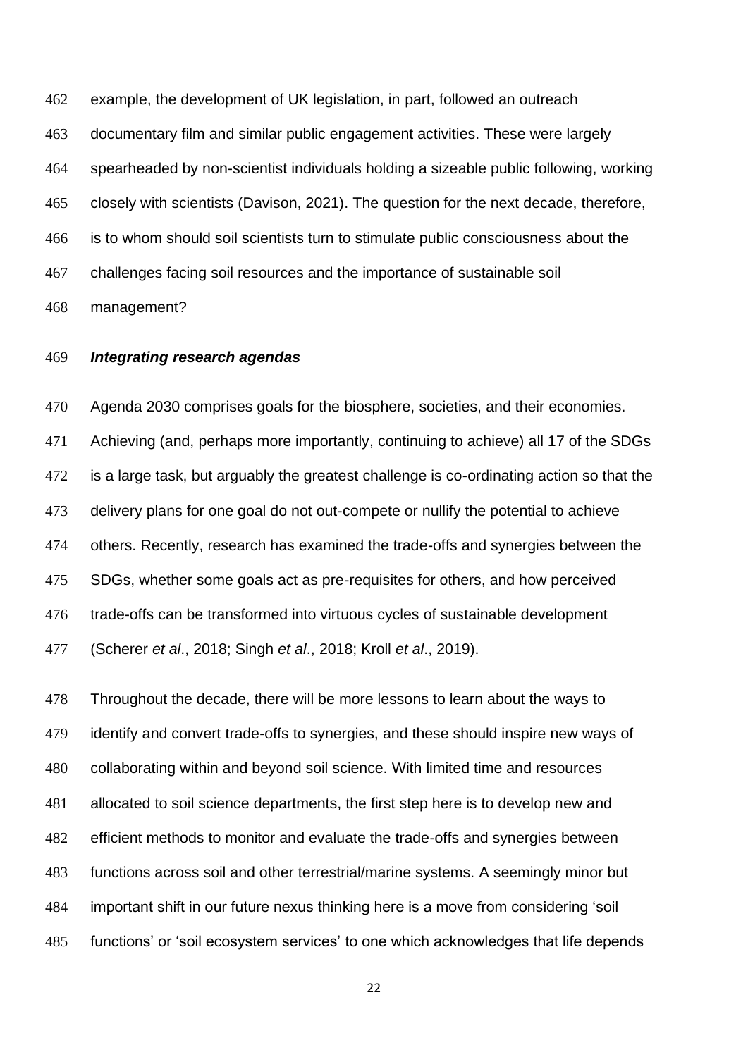example, the development of UK legislation, in part, followed an outreach documentary film and similar public engagement activities. These were largely spearheaded by non-scientist individuals holding a sizeable public following, working closely with scientists (Davison, 2021). The question for the next decade, therefore, is to whom should soil scientists turn to stimulate public consciousness about the challenges facing soil resources and the importance of sustainable soil management?

***Integrating research agendas***

Agenda 2030 comprises goals for the biosphere, societies, and their economies. Achieving (and, perhaps more importantly, continuing to achieve) all 17 of the SDGs is a large task, but arguably the greatest challenge is co-ordinating action so that the delivery plans for one goal do not out-compete or nullify the potential to achieve others. Recently, research has examined the trade-offs and synergies between the SDGs, whether some goals act as pre-requisites for others, and how perceived trade-offs can be transformed into virtuous cycles of sustainable development (Scherer *et al*., 2018; Singh *et al*., 2018; Kroll *et al*., 2019).

Throughout the decade, there will be more lessons to learn about the ways to identify and convert trade-offs to synergies, and these should inspire new ways of collaborating within and beyond soil science. With limited time and resources allocated to soil science departments, the first step here is to develop new and efficient methods to monitor and evaluate the trade-offs and synergies between functions across soil and other terrestrial/marine systems. A seemingly minor but important shift in our future nexus thinking here is a move from considering 'soil functions' or 'soil ecosystem services' to one which acknowledges that life depends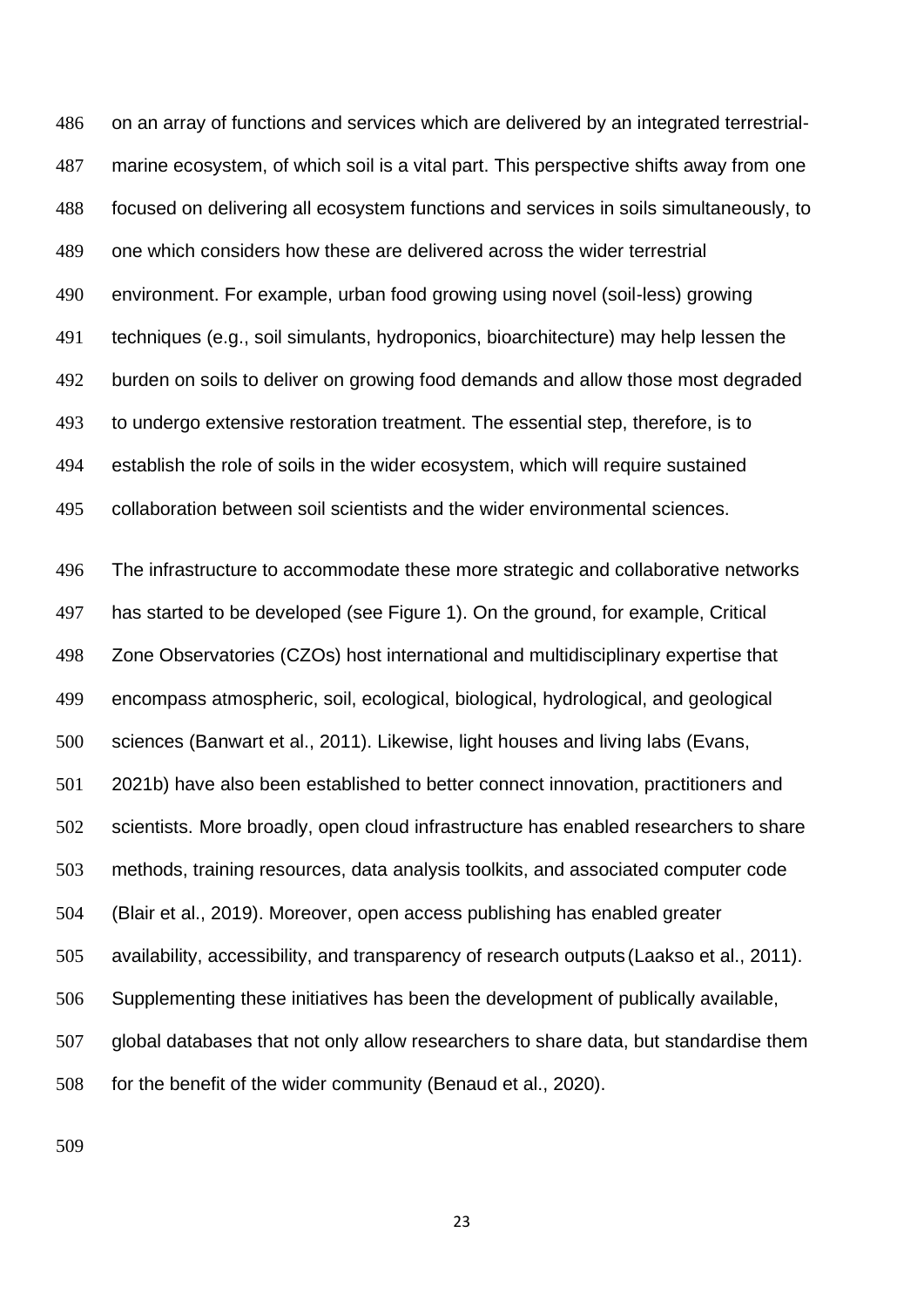on an array of functions and services which are delivered by an integrated terrestrial-marine ecosystem, of which soil is a vital part. This perspective shifts away from one focused on delivering all ecosystem functions and services in soils simultaneously, to one which considers how these are delivered across the wider terrestrial environment. For example, urban food growing using novel (soil-less) growing techniques (e.g., soil simulants, hydroponics, bioarchitecture) may help lessen the burden on soils to deliver on growing food demands and allow those most degraded to undergo extensive restoration treatment. The essential step, therefore, is to establish the role of soils in the wider ecosystem, which will require sustained collaboration between soil scientists and the wider environmental sciences.

The infrastructure to accommodate these more strategic and collaborative networks has started to be developed (see Figure 1). On the ground, for example, Critical Zone Observatories (CZOs) host international and multidisciplinary expertise that encompass atmospheric, soil, ecological, biological, hydrological, and geological sciences (Banwart et al., 2011). Likewise, light houses and living labs (Evans, 2021b) have also been established to better connect innovation, practitioners and scientists. More broadly, open cloud infrastructure has enabled researchers to share methods, training resources, data analysis toolkits, and associated computer code (Blair et al., 2019). Moreover, open access publishing has enabled greater availability, accessibility, and transparency of research outputs (Laakso et al., 2011). Supplementing these initiatives has been the development of publically available, global databases that not only allow researchers to share data, but standardise them for the benefit of the wider community (Benaud et al., 2020).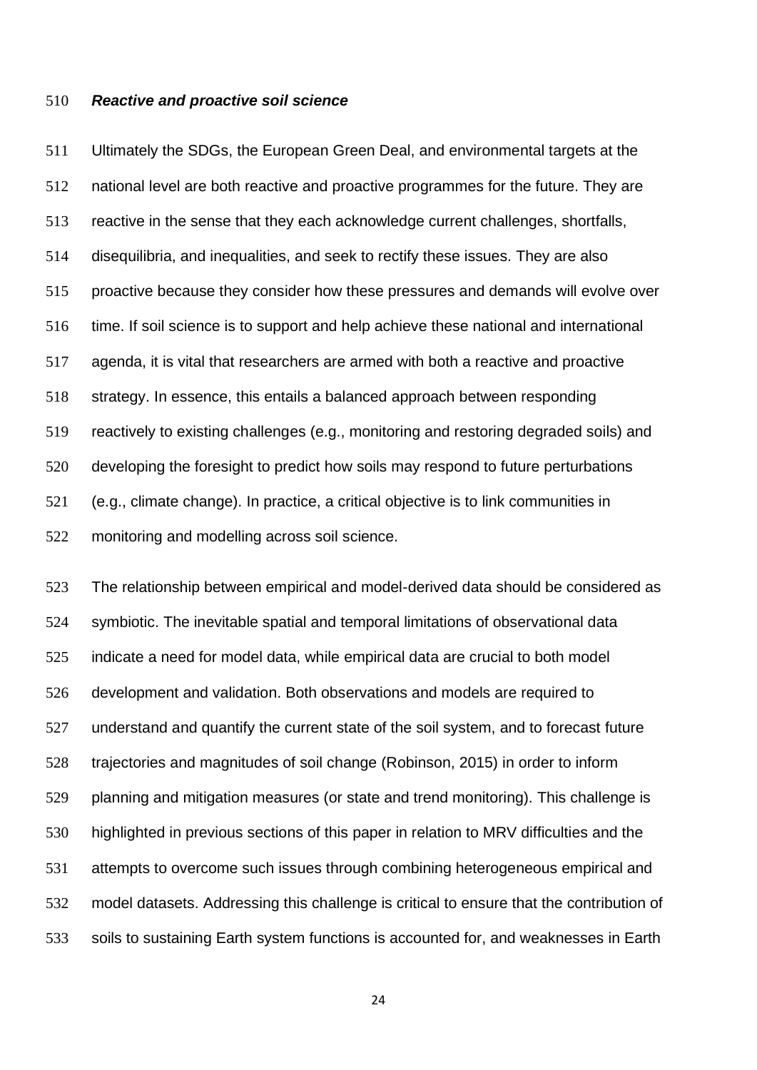***Reactive and proactive soil science***

Ultimately the SDGs, the European Green Deal, and environmental targets at the national level are both reactive and proactive programmes for the future. They are reactive in the sense that they each acknowledge current challenges, shortfalls, disequilibria, and inequalities, and seek to rectify these issues. They are also proactive because they consider how these pressures and demands will evolve over time. If soil science is to support and help achieve these national and international agenda, it is vital that researchers are armed with both a reactive and proactive strategy. In essence, this entails a balanced approach between responding reactively to existing challenges (e.g., monitoring and restoring degraded soils) and developing the foresight to predict how soils may respond to future perturbations (e.g., climate change). In practice, a critical objective is to link communities in monitoring and modelling across soil science.

The relationship between empirical and model-derived data should be considered as symbiotic. The inevitable spatial and temporal limitations of observational data indicate a need for model data, while empirical data are crucial to both model development and validation. Both observations and models are required to understand and quantify the current state of the soil system, and to forecast future trajectories and magnitudes of soil change (Robinson, 2015) in order to inform planning and mitigation measures (or state and trend monitoring). This challenge is highlighted in previous sections of this paper in relation to MRV difficulties and the attempts to overcome such issues through combining heterogeneous empirical and model datasets. Addressing this challenge is critical to ensure that the contribution of soils to sustaining Earth system functions is accounted for, and weaknesses in Earth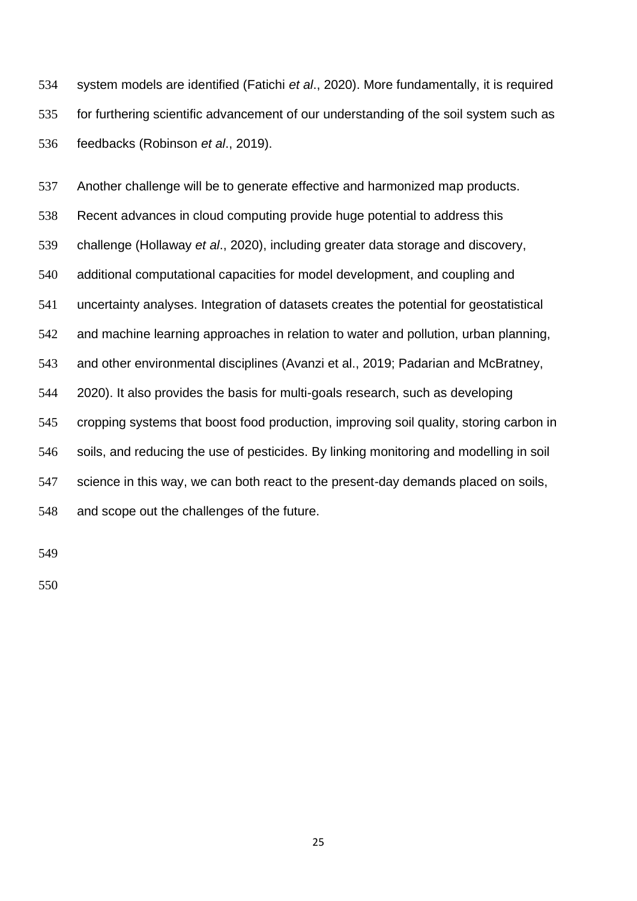system models are identified (Fatichi *et al*., 2020). More fundamentally, it is required for furthering scientific advancement of our understanding of the soil system such as feedbacks (Robinson *et al*., 2019).

Another challenge will be to generate effective and harmonized map products. Recent advances in cloud computing provide huge potential to address this challenge (Hollaway *et al*., 2020), including greater data storage and discovery, additional computational capacities for model development, and coupling and uncertainty analyses. Integration of datasets creates the potential for geostatistical and machine learning approaches in relation to water and pollution, urban planning, and other environmental disciplines (Avanzi et al., 2019; Padarian and McBratney, 2020). It also provides the basis for multi-goals research, such as developing cropping systems that boost food production, improving soil quality, storing carbon in soils, and reducing the use of pesticides. By linking monitoring and modelling in soil science in this way, we can both react to the present-day demands placed on soils, and scope out the challenges of the future.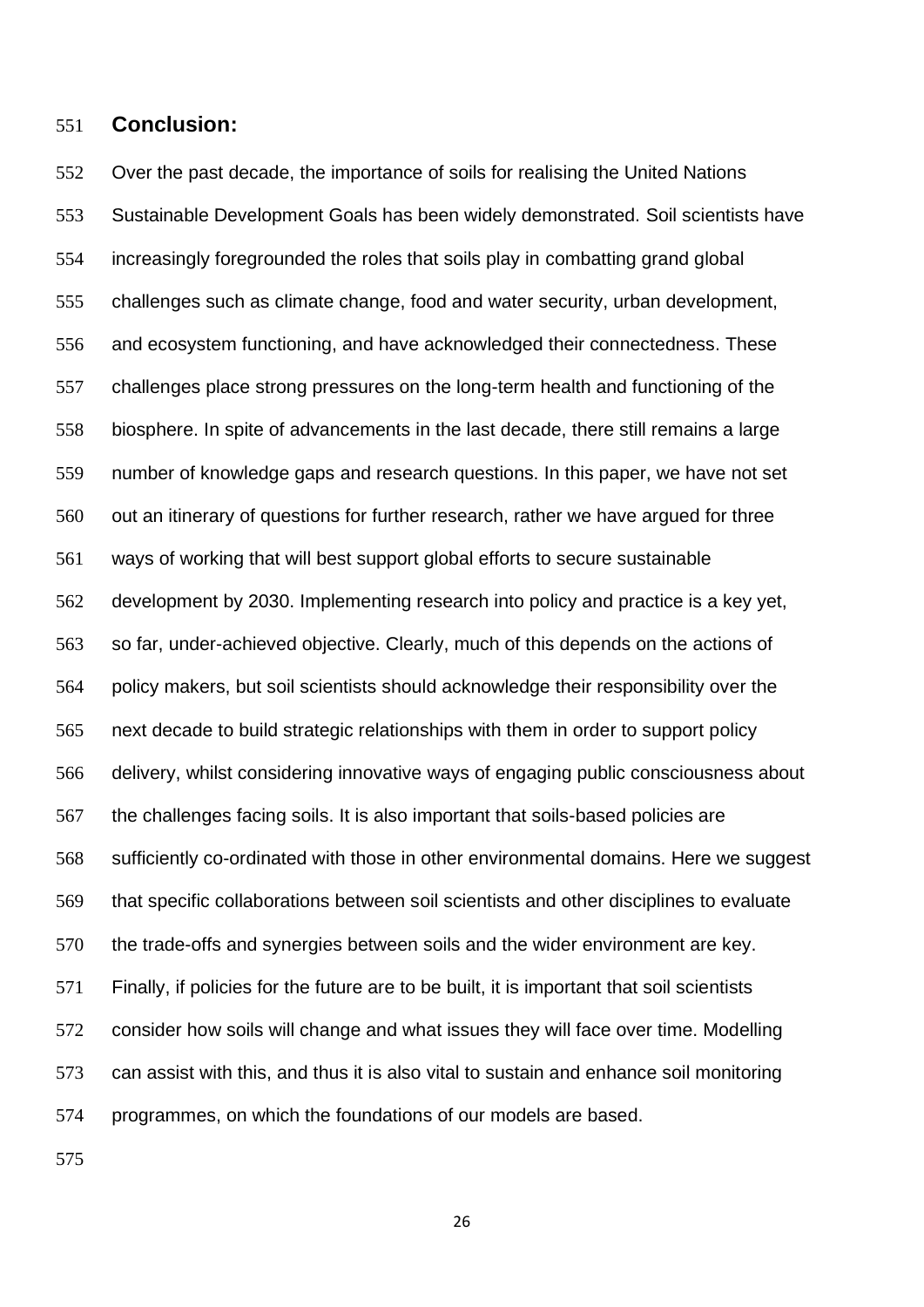## Conclusion:

Over the past decade, the importance of soils for realising the United Nations Sustainable Development Goals has been widely demonstrated. Soil scientists have increasingly foregrounded the roles that soils play in combatting grand global challenges such as climate change, food and water security, urban development, and ecosystem functioning, and have acknowledged their connectedness. These challenges place strong pressures on the long-term health and functioning of the biosphere. In spite of advancements in the last decade, there still remains a large number of knowledge gaps and research questions. In this paper, we have not set out an itinerary of questions for further research, rather we have argued for three ways of working that will best support global efforts to secure sustainable development by 2030. Implementing research into policy and practice is a key yet, so far, under-achieved objective. Clearly, much of this depends on the actions of policy makers, but soil scientists should acknowledge their responsibility over the next decade to build strategic relationships with them in order to support policy delivery, whilst considering innovative ways of engaging public consciousness about the challenges facing soils. It is also important that soils-based policies are sufficiently co-ordinated with those in other environmental domains. Here we suggest that specific collaborations between soil scientists and other disciplines to evaluate the trade-offs and synergies between soils and the wider environment are key. Finally, if policies for the future are to be built, it is important that soil scientists consider how soils will change and what issues they will face over time. Modelling can assist with this, and thus it is also vital to sustain and enhance soil monitoring programmes, on which the foundations of our models are based.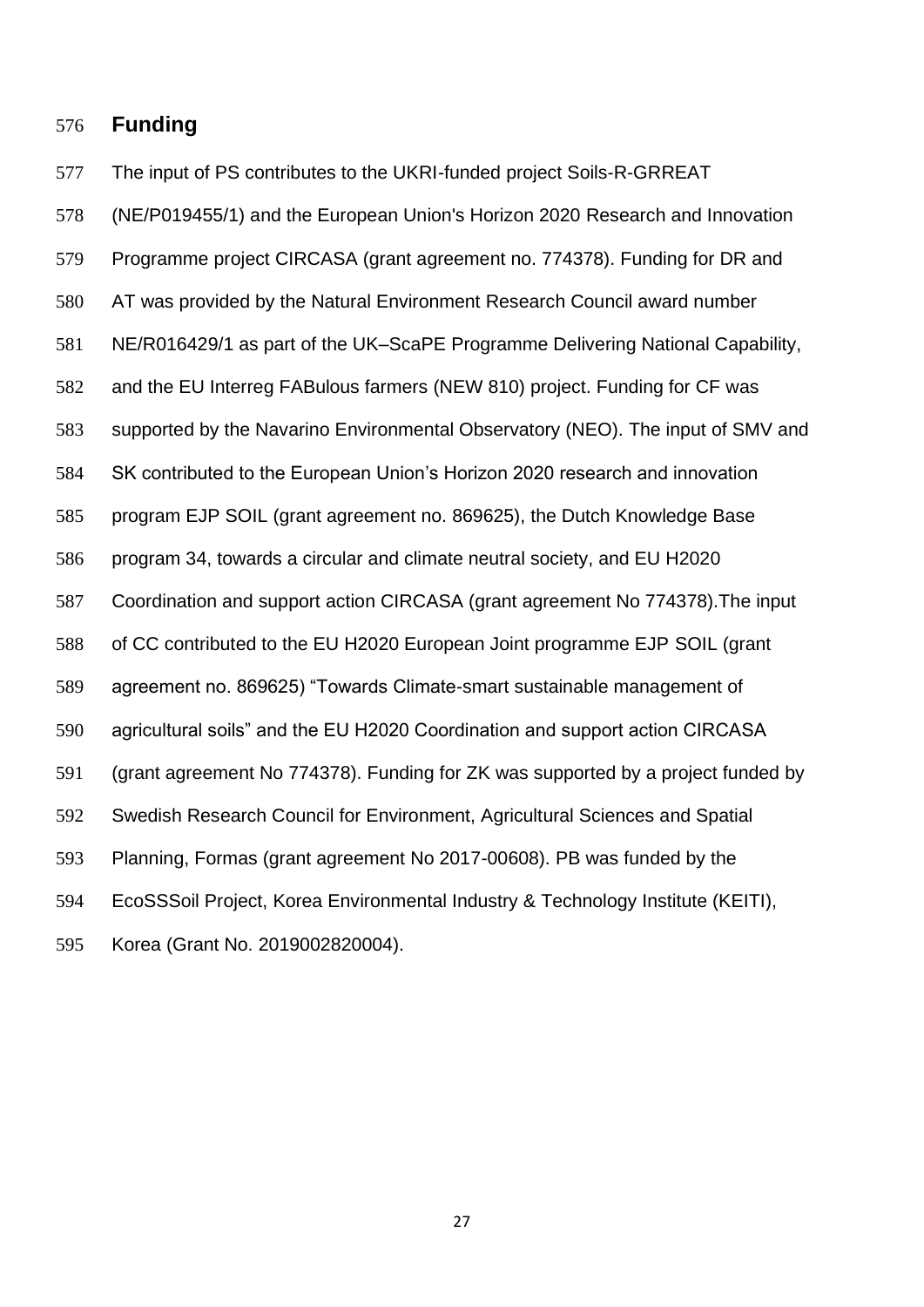## Funding

The input of PS contributes to the UKRI-funded project Soils-R-GRREAT (NE/P019455/1) and the European Union's Horizon 2020 Research and Innovation Programme project CIRCASA (grant agreement no. 774378). Funding for DR and AT was provided by the Natural Environment Research Council award number NE/R016429/1 as part of the UK–ScaPE Programme Delivering National Capability, and the EU Interreg FABulous farmers (NEW 810) project. Funding for CF was supported by the Navarino Environmental Observatory (NEO). The input of SMV and SK contributed to the European Union's Horizon 2020 research and innovation program EJP SOIL (grant agreement no. 869625), the Dutch Knowledge Base program 34, towards a circular and climate neutral society, and EU H2020 Coordination and support action CIRCASA (grant agreement No 774378).The input of CC contributed to the EU H2020 European Joint programme EJP SOIL (grant agreement no. 869625) "Towards Climate-smart sustainable management of agricultural soils" and the EU H2020 Coordination and support action CIRCASA (grant agreement No 774378). Funding for ZK was supported by a project funded by Swedish Research Council for Environment, Agricultural Sciences and Spatial Planning, Formas (grant agreement No 2017-00608). PB was funded by the EcoSSSoil Project, Korea Environmental Industry & Technology Institute (KEITI), Korea (Grant No. 2019002820004).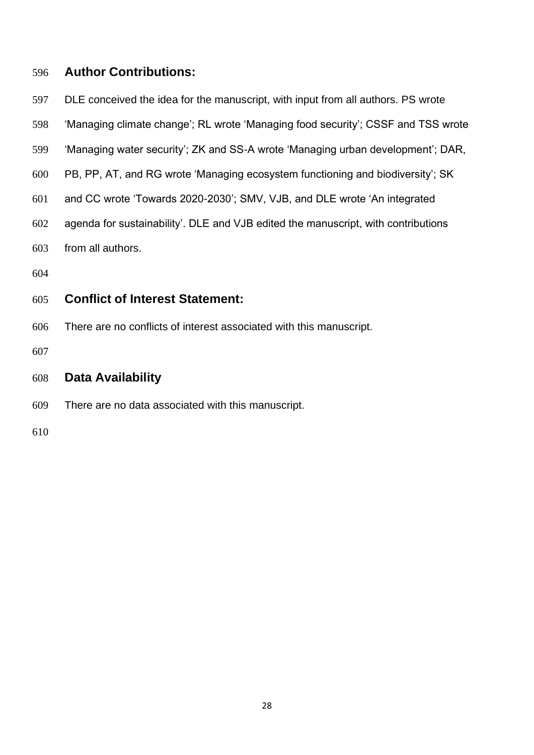## Author Contributions:

DLE conceived the idea for the manuscript, with input from all authors. PS wrote 'Managing climate change'; RL wrote 'Managing food security'; CSSF and TSS wrote 'Managing water security'; ZK and SS-A wrote 'Managing urban development'; DAR, PB, PP, AT, and RG wrote 'Managing ecosystem functioning and biodiversity'; SK and CC wrote 'Towards 2020-2030'; SMV, VJB, and DLE wrote 'An integrated agenda for sustainability'. DLE and VJB edited the manuscript, with contributions from all authors.

## Conflict of Interest Statement:

There are no conflicts of interest associated with this manuscript.

## Data Availability

There are no data associated with this manuscript.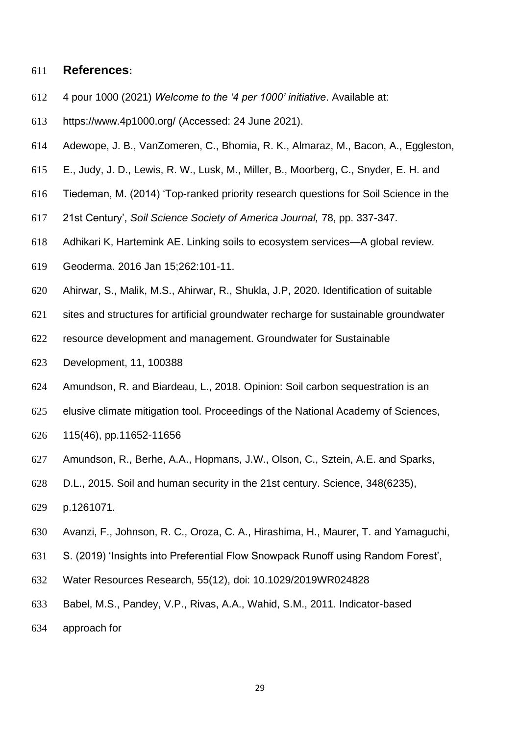## References:

4 pour 1000 (2021) *Welcome to the '4 per 1000' initiative*. Available at: https://www.4p1000.org/ (Accessed: 24 June 2021).

Adewope, J. B., VanZomeren, C., Bhomia, R. K., Almaraz, M., Bacon, A., Eggleston, E., Judy, J. D., Lewis, R. W., Lusk, M., Miller, B., Moorberg, C., Snyder, E. H. and Tiedeman, M. (2014) 'Top-ranked priority research questions for Soil Science in the 21st Century', *Soil Science Society of America Journal,* 78, pp. 337-347.

Adhikari K, Hartemink AE. Linking soils to ecosystem services—A global review. Geoderma. 2016 Jan 15;262:101-11.

Ahirwar, S., Malik, M.S., Ahirwar, R., Shukla, J.P, 2020. Identification of suitable sites and structures for artificial groundwater recharge for sustainable groundwater resource development and management. Groundwater for Sustainable Development, 11, 100388

Amundson, R. and Biardeau, L., 2018. Opinion: Soil carbon sequestration is an elusive climate mitigation tool. Proceedings of the National Academy of Sciences, 115(46), pp.11652-11656

Amundson, R., Berhe, A.A., Hopmans, J.W., Olson, C., Sztein, A.E. and Sparks, D.L., 2015. Soil and human security in the 21st century. Science, 348(6235), p.1261071.

Avanzi, F., Johnson, R. C., Oroza, C. A., Hirashima, H., Maurer, T. and Yamaguchi, S. (2019) 'Insights into Preferential Flow Snowpack Runoff using Random Forest', Water Resources Research, 55(12), doi: 10.1029/2019WR024828

Babel, M.S., Pandey, V.P., Rivas, A.A., Wahid, S.M., 2011. Indicator-based approach for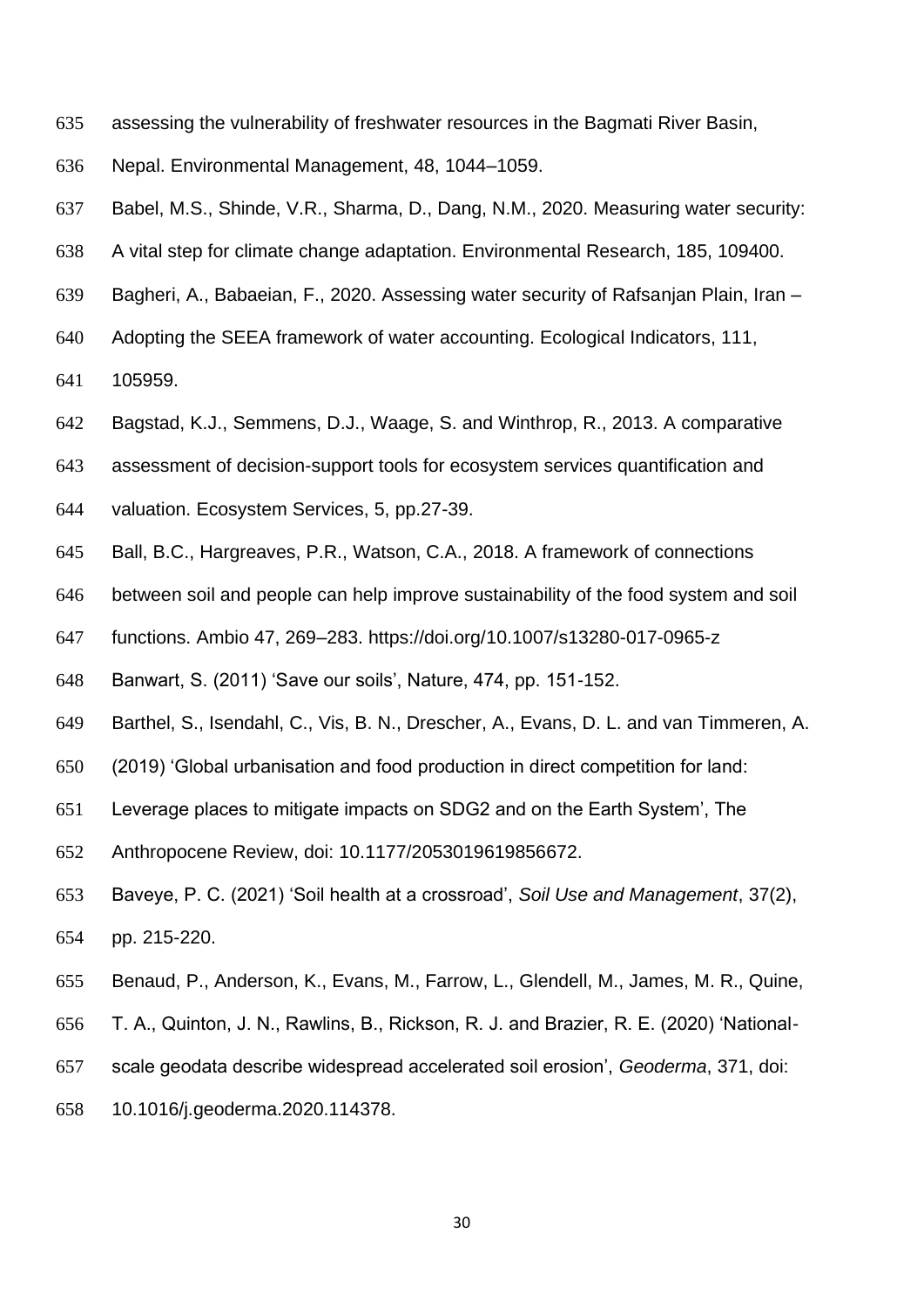assessing the vulnerability of freshwater resources in the Bagmati River Basin, Nepal. Environmental Management, 48, 1044–1059.

Babel, M.S., Shinde, V.R., Sharma, D., Dang, N.M., 2020. Measuring water security: A vital step for climate change adaptation. Environmental Research, 185, 109400.

Bagheri, A., Babaeian, F., 2020. Assessing water security of Rafsanjan Plain, Iran – Adopting the SEEA framework of water accounting. Ecological Indicators, 111, 105959.

Bagstad, K.J., Semmens, D.J., Waage, S. and Winthrop, R., 2013. A comparative assessment of decision-support tools for ecosystem services quantification and valuation. Ecosystem Services, 5, pp.27-39.

Ball, B.C., Hargreaves, P.R., Watson, C.A., 2018. A framework of connections between soil and people can help improve sustainability of the food system and soil functions. Ambio 47, 269–283. https://doi.org/10.1007/s13280-017-0965-z

Banwart, S. (2011) 'Save our soils', Nature, 474, pp. 151-152.

Barthel, S., Isendahl, C., Vis, B. N., Drescher, A., Evans, D. L. and van Timmeren, A. (2019) 'Global urbanisation and food production in direct competition for land: Leverage places to mitigate impacts on SDG2 and on the Earth System', The Anthropocene Review, doi: 10.1177/2053019619856672.

Baveye, P. C. (2021) 'Soil health at a crossroad', *Soil Use and Management*, 37(2), pp. 215-220.

Benaud, P., Anderson, K., Evans, M., Farrow, L., Glendell, M., James, M. R., Quine, T. A., Quinton, J. N., Rawlins, B., Rickson, R. J. and Brazier, R. E. (2020) 'National-scale geodata describe widespread accelerated soil erosion', *Geoderma*, 371, doi: 10.1016/j.geoderma.2020.114378.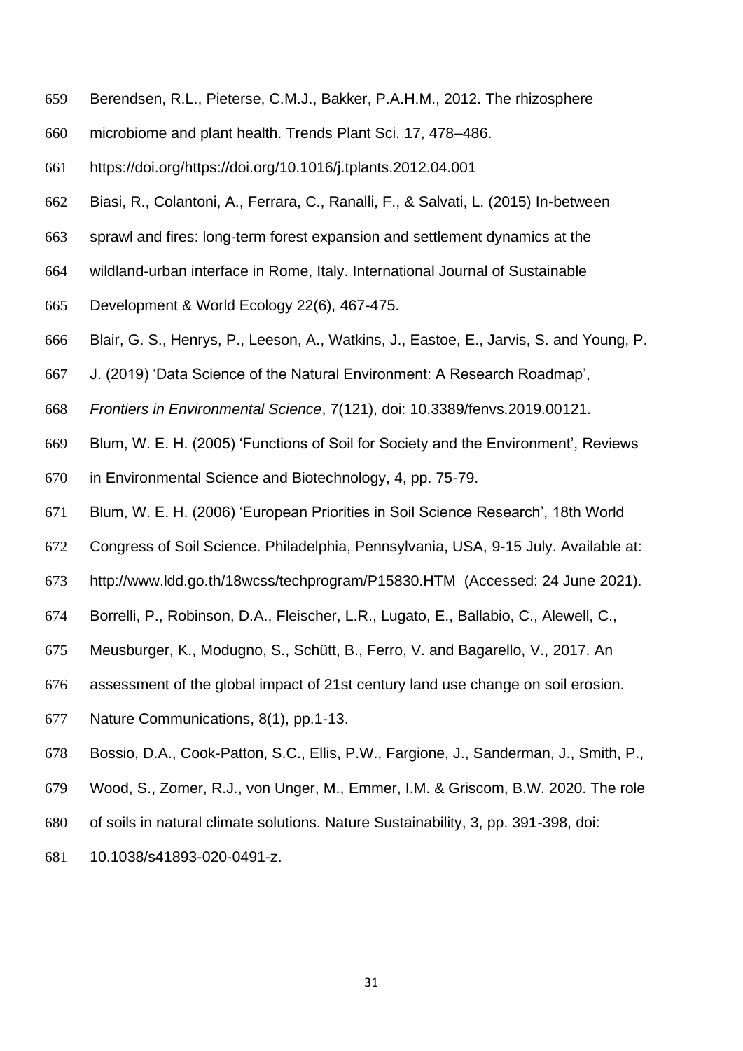Berendsen, R.L., Pieterse, C.M.J., Bakker, P.A.H.M., 2012. The rhizosphere microbiome and plant health. Trends Plant Sci. 17, 478–486. https://doi.org/https://doi.org/10.1016/j.tplants.2012.04.001

Biasi, R., Colantoni, A., Ferrara, C., Ranalli, F., & Salvati, L. (2015) In-between sprawl and fires: long-term forest expansion and settlement dynamics at the wildland-urban interface in Rome, Italy. International Journal of Sustainable Development & World Ecology 22(6), 467-475.

Blair, G. S., Henrys, P., Leeson, A., Watkins, J., Eastoe, E., Jarvis, S. and Young, P. J. (2019) 'Data Science of the Natural Environment: A Research Roadmap', *Frontiers in Environmental Science*, 7(121), doi: 10.3389/fenvs.2019.00121.

Blum, W. E. H. (2005) 'Functions of Soil for Society and the Environment', Reviews in Environmental Science and Biotechnology, 4, pp. 75-79.

Blum, W. E. H. (2006) 'European Priorities in Soil Science Research', 18th World Congress of Soil Science. Philadelphia, Pennsylvania, USA, 9-15 July. Available at: http://www.ldd.go.th/18wcss/techprogram/P15830.HTM (Accessed: 24 June 2021).

Borrelli, P., Robinson, D.A., Fleischer, L.R., Lugato, E., Ballabio, C., Alewell, C., Meusburger, K., Modugno, S., Schütt, B., Ferro, V. and Bagarello, V., 2017. An assessment of the global impact of 21st century land use change on soil erosion. Nature Communications, 8(1), pp.1-13.

Bossio, D.A., Cook-Patton, S.C., Ellis, P.W., Fargione, J., Sanderman, J., Smith, P., Wood, S., Zomer, R.J., von Unger, M., Emmer, I.M. & Griscom, B.W. 2020. The role of soils in natural climate solutions. Nature Sustainability, 3, pp. 391-398, doi: 10.1038/s41893-020-0491-z.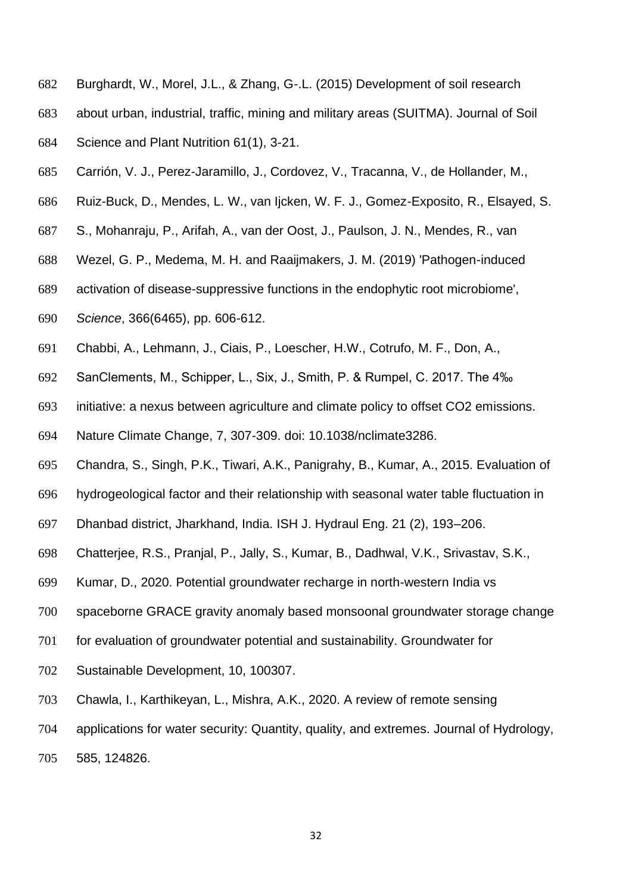Burghardt, W., Morel, J.L., & Zhang, G-.L. (2015) Development of soil research about urban, industrial, traffic, mining and military areas (SUITMA). Journal of Soil Science and Plant Nutrition 61(1), 3-21.

Carrión, V. J., Perez-Jaramillo, J., Cordovez, V., Tracanna, V., de Hollander, M., Ruiz-Buck, D., Mendes, L. W., van Ijcken, W. F. J., Gomez-Exposito, R., Elsayed, S. S., Mohanraju, P., Arifah, A., van der Oost, J., Paulson, J. N., Mendes, R., van Wezel, G. P., Medema, M. H. and Raaijmakers, J. M. (2019) 'Pathogen-induced activation of disease-suppressive functions in the endophytic root microbiome', *Science*, 366(6465), pp. 606-612.

Chabbi, A., Lehmann, J., Ciais, P., Loescher, H.W., Cotrufo, M. F., Don, A., SanClements, M., Schipper, L., Six, J., Smith, P. & Rumpel, C. 2017. The 4‰ initiative: a nexus between agriculture and climate policy to offset CO2 emissions. Nature Climate Change, 7, 307-309. doi: 10.1038/nclimate3286.

Chandra, S., Singh, P.K., Tiwari, A.K., Panigrahy, B., Kumar, A., 2015. Evaluation of hydrogeological factor and their relationship with seasonal water table fluctuation in Dhanbad district, Jharkhand, India. ISH J. Hydraul Eng. 21 (2), 193–206.

Chatterjee, R.S., Pranjal, P., Jally, S., Kumar, B., Dadhwal, V.K., Srivastav, S.K., Kumar, D., 2020. Potential groundwater recharge in north-western India vs spaceborne GRACE gravity anomaly based monsoonal groundwater storage change for evaluation of groundwater potential and sustainability. Groundwater for Sustainable Development, 10, 100307.

Chawla, I., Karthikeyan, L., Mishra, A.K., 2020. A review of remote sensing applications for water security: Quantity, quality, and extremes. Journal of Hydrology, 585, 124826.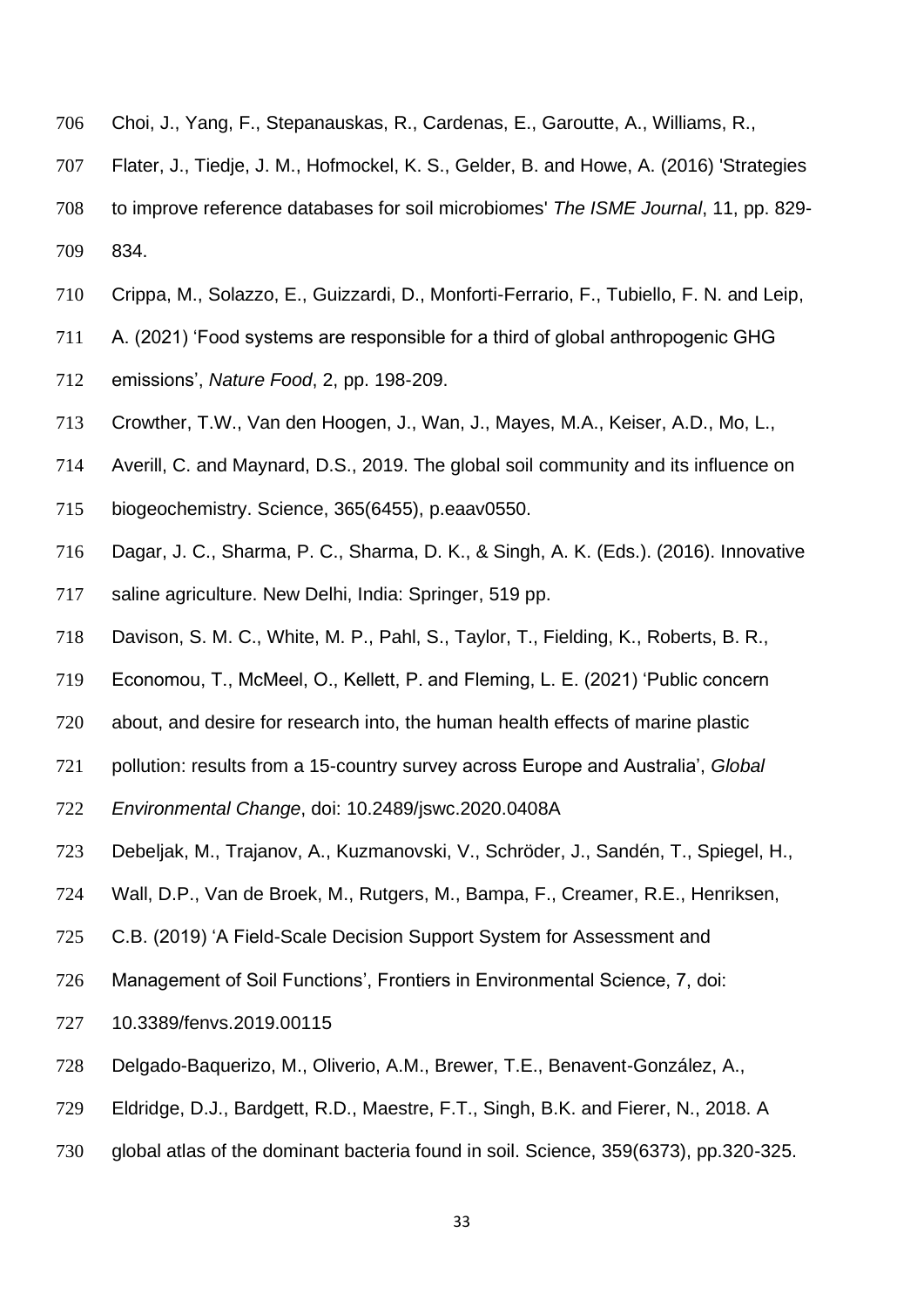Choi, J., Yang, F., Stepanauskas, R., Cardenas, E., Garoutte, A., Williams, R., Flater, J., Tiedje, J. M., Hofmockel, K. S., Gelder, B. and Howe, A. (2016) 'Strategies to improve reference databases for soil microbiomes' *The ISME Journal*, 11, pp. 829-834.

Crippa, M., Solazzo, E., Guizzardi, D., Monforti-Ferrario, F., Tubiello, F. N. and Leip, A. (2021) 'Food systems are responsible for a third of global anthropogenic GHG emissions', *Nature Food*, 2, pp. 198-209.

Crowther, T.W., Van den Hoogen, J., Wan, J., Mayes, M.A., Keiser, A.D., Mo, L., Averill, C. and Maynard, D.S., 2019. The global soil community and its influence on biogeochemistry. Science, 365(6455), p.eaav0550.

Dagar, J. C., Sharma, P. C., Sharma, D. K., & Singh, A. K. (Eds.). (2016). Innovative saline agriculture. New Delhi, India: Springer, 519 pp.

Davison, S. M. C., White, M. P., Pahl, S., Taylor, T., Fielding, K., Roberts, B. R., Economou, T., McMeel, O., Kellett, P. and Fleming, L. E. (2021) 'Public concern about, and desire for research into, the human health effects of marine plastic pollution: results from a 15-country survey across Europe and Australia', *Global Environmental Change*, doi: 10.2489/jswc.2020.0408A

Debeljak, M., Trajanov, A., Kuzmanovski, V., Schröder, J., Sandén, T., Spiegel, H., Wall, D.P., Van de Broek, M., Rutgers, M., Bampa, F., Creamer, R.E., Henriksen, C.B. (2019) 'A Field-Scale Decision Support System for Assessment and Management of Soil Functions', Frontiers in Environmental Science, 7, doi: 10.3389/fenvs.2019.00115

Delgado-Baquerizo, M., Oliverio, A.M., Brewer, T.E., Benavent-González, A., Eldridge, D.J., Bardgett, R.D., Maestre, F.T., Singh, B.K. and Fierer, N., 2018. A global atlas of the dominant bacteria found in soil. Science, 359(6373), pp.320-325.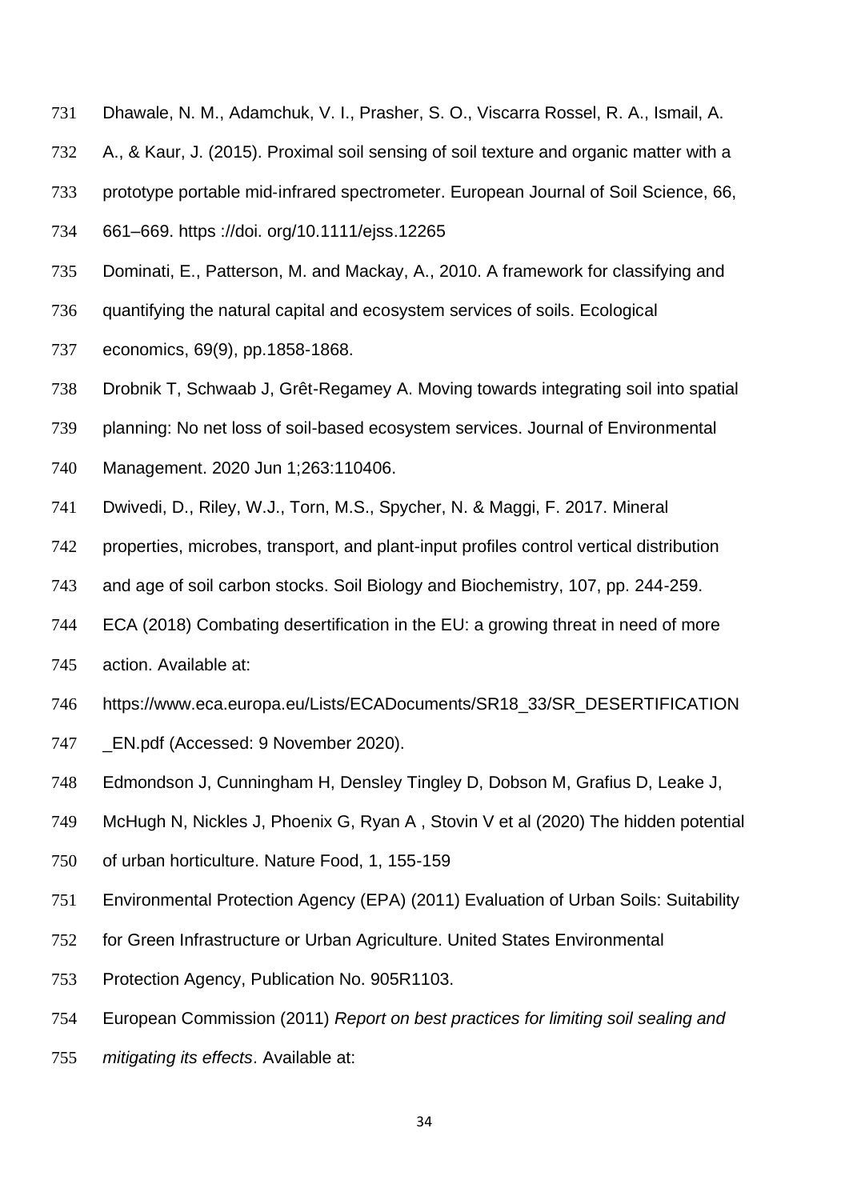Dhawale, N. M., Adamchuk, V. I., Prasher, S. O., Viscarra Rossel, R. A., Ismail, A. A., & Kaur, J. (2015). Proximal soil sensing of soil texture and organic matter with a prototype portable mid-infrared spectrometer. European Journal of Soil Science, 66, 661–669. https ://doi. org/10.1111/ejss.12265

Dominati, E., Patterson, M. and Mackay, A., 2010. A framework for classifying and quantifying the natural capital and ecosystem services of soils. Ecological economics, 69(9), pp.1858-1868.

Drobnik T, Schwaab J, Grêt-Regamey A. Moving towards integrating soil into spatial planning: No net loss of soil-based ecosystem services. Journal of Environmental Management. 2020 Jun 1;263:110406.

Dwivedi, D., Riley, W.J., Torn, M.S., Spycher, N. & Maggi, F. 2017. Mineral properties, microbes, transport, and plant-input profiles control vertical distribution and age of soil carbon stocks. Soil Biology and Biochemistry, 107, pp. 244-259.

ECA (2018) Combating desertification in the EU: a growing threat in need of more action. Available at: https://www.eca.europa.eu/Lists/ECADocuments/SR18_33/SR_DESERTIFICATION_EN.pdf (Accessed: 9 November 2020).

Edmondson J, Cunningham H, Densley Tingley D, Dobson M, Grafius D, Leake J, McHugh N, Nickles J, Phoenix G, Ryan A , Stovin V et al (2020) The hidden potential of urban horticulture. Nature Food, 1, 155-159

Environmental Protection Agency (EPA) (2011) Evaluation of Urban Soils: Suitability for Green Infrastructure or Urban Agriculture. United States Environmental Protection Agency, Publication No. 905R1103.

European Commission (2011) *Report on best practices for limiting soil sealing and mitigating its effects*. Available at: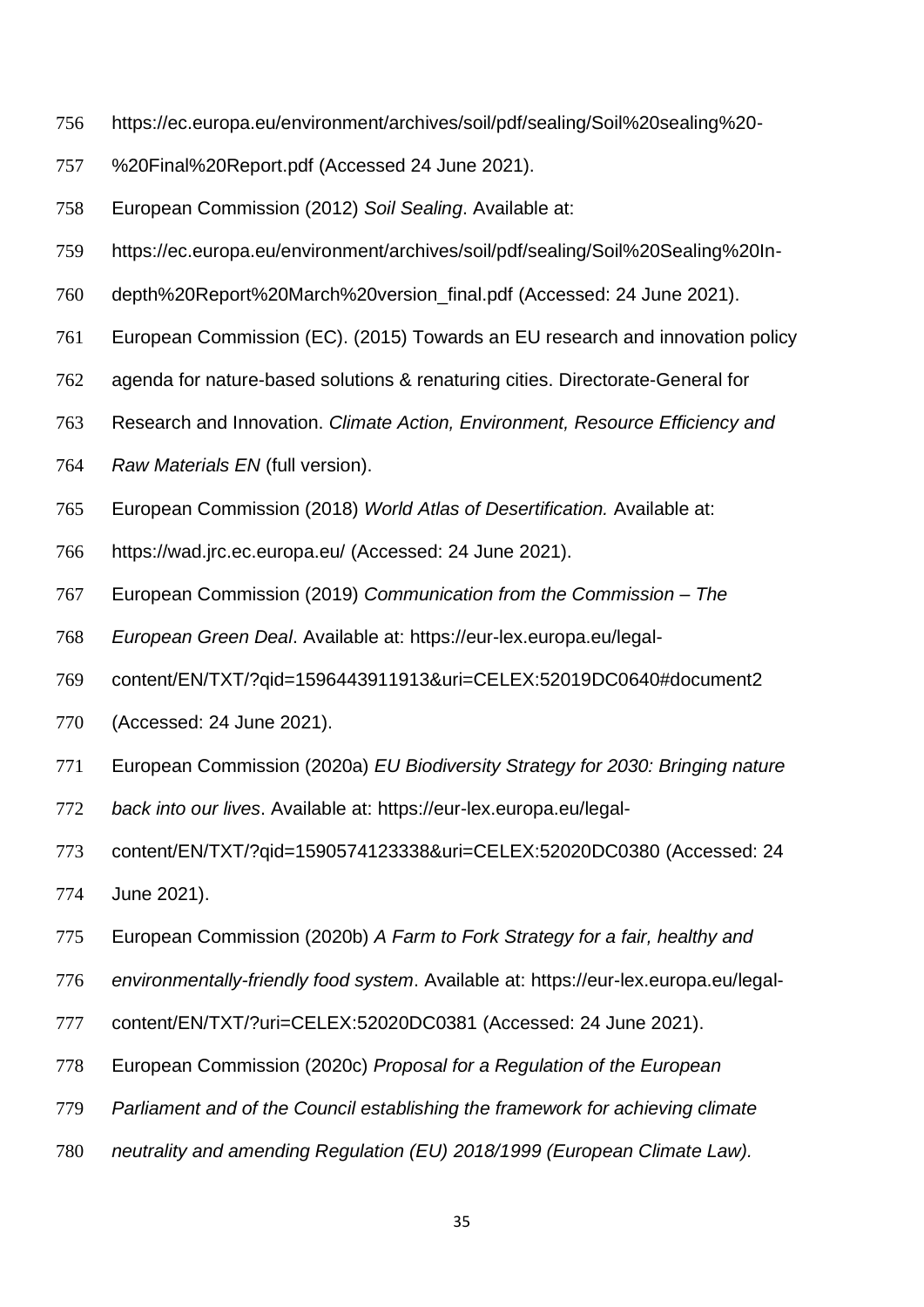https://ec.europa.eu/environment/archives/soil/pdf/sealing/Soil%20sealing%20-%20Final%20Report.pdf (Accessed 24 June 2021).

European Commission (2012) *Soil Sealing*. Available at: https://ec.europa.eu/environment/archives/soil/pdf/sealing/Soil%20Sealing%20In-depth%20Report%20March%20version_final.pdf (Accessed: 24 June 2021).

European Commission (EC). (2015) Towards an EU research and innovation policy agenda for nature-based solutions & renaturing cities. Directorate-General for Research and Innovation. *Climate Action, Environment, Resource Efficiency and Raw Materials EN* (full version).

European Commission (2018) *World Atlas of Desertification.* Available at: https://wad.jrc.ec.europa.eu/ (Accessed: 24 June 2021).

European Commission (2019) *Communication from the Commission – The European Green Deal*. Available at: https://eur-lex.europa.eu/legal-content/EN/TXT/?qid=1596443911913&uri=CELEX:52019DC0640#document2 (Accessed: 24 June 2021).

European Commission (2020a) *EU Biodiversity Strategy for 2030: Bringing nature back into our lives*. Available at: https://eur-lex.europa.eu/legal-content/EN/TXT/?qid=1590574123338&uri=CELEX:52020DC0380 (Accessed: 24 June 2021).

European Commission (2020b) *A Farm to Fork Strategy for a fair, healthy and environmentally-friendly food system*. Available at: https://eur-lex.europa.eu/legal-content/EN/TXT/?uri=CELEX:52020DC0381 (Accessed: 24 June 2021).

European Commission (2020c) *Proposal for a Regulation of the European Parliament and of the Council establishing the framework for achieving climate neutrality and amending Regulation (EU) 2018/1999 (European Climate Law).*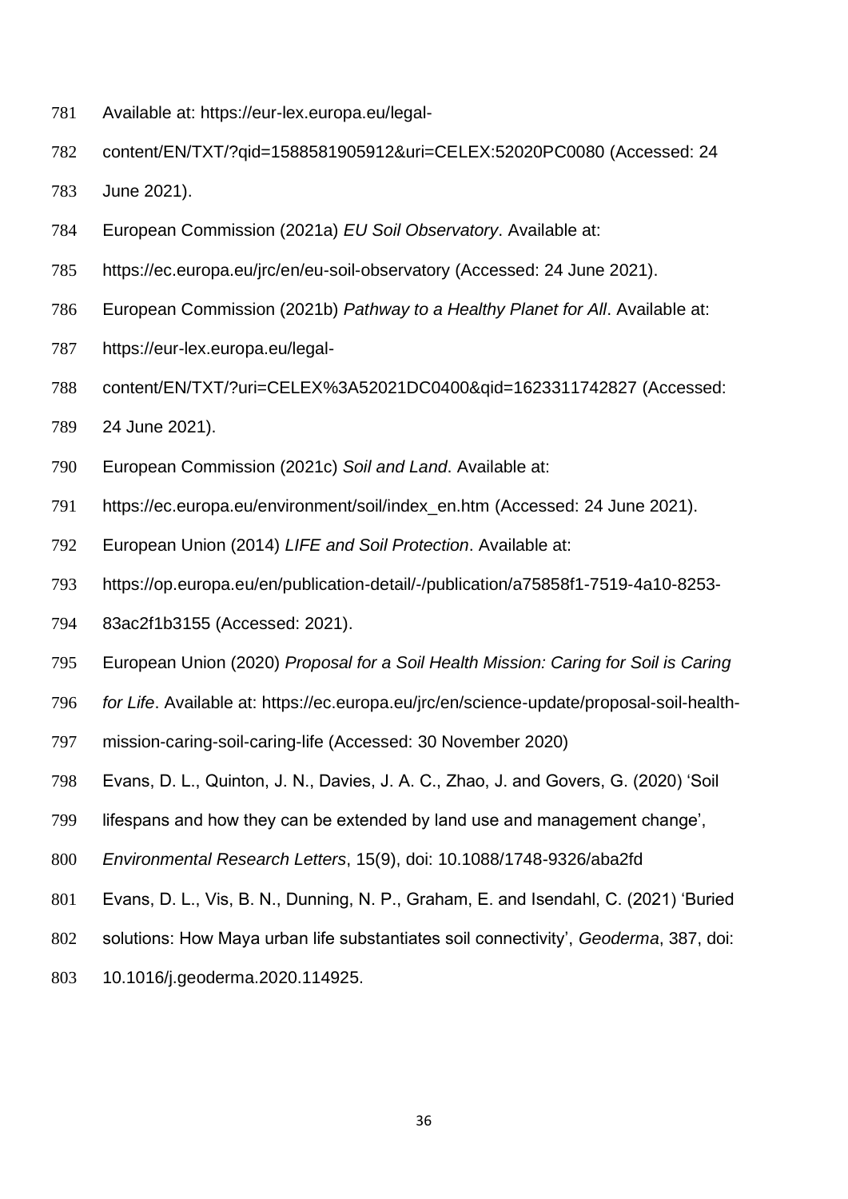Available at: https://eur-lex.europa.eu/legal-content/EN/TXT/?qid=1588581905912&uri=CELEX:52020PC0080 (Accessed: 24 June 2021).

European Commission (2021a) *EU Soil Observatory*. Available at: https://ec.europa.eu/jrc/en/eu-soil-observatory (Accessed: 24 June 2021).

European Commission (2021b) *Pathway to a Healthy Planet for All*. Available at: https://eur-lex.europa.eu/legal-content/EN/TXT/?uri=CELEX%3A52021DC0400&qid=1623311742827 (Accessed: 24 June 2021).

European Commission (2021c) *Soil and Land*. Available at: https://ec.europa.eu/environment/soil/index_en.htm (Accessed: 24 June 2021).

European Union (2014) *LIFE and Soil Protection*. Available at: https://op.europa.eu/en/publication-detail/-/publication/a75858f1-7519-4a10-8253-83ac2f1b3155 (Accessed: 2021).

European Union (2020) *Proposal for a Soil Health Mission: Caring for Soil is Caring for Life*. Available at: https://ec.europa.eu/jrc/en/science-update/proposal-soil-health-mission-caring-soil-caring-life (Accessed: 30 November 2020)

Evans, D. L., Quinton, J. N., Davies, J. A. C., Zhao, J. and Govers, G. (2020) 'Soil lifespans and how they can be extended by land use and management change', *Environmental Research Letters*, 15(9), doi: 10.1088/1748-9326/aba2fd

Evans, D. L., Vis, B. N., Dunning, N. P., Graham, E. and Isendahl, C. (2021) 'Buried solutions: How Maya urban life substantiates soil connectivity', *Geoderma*, 387, doi: 10.1016/j.geoderma.2020.114925.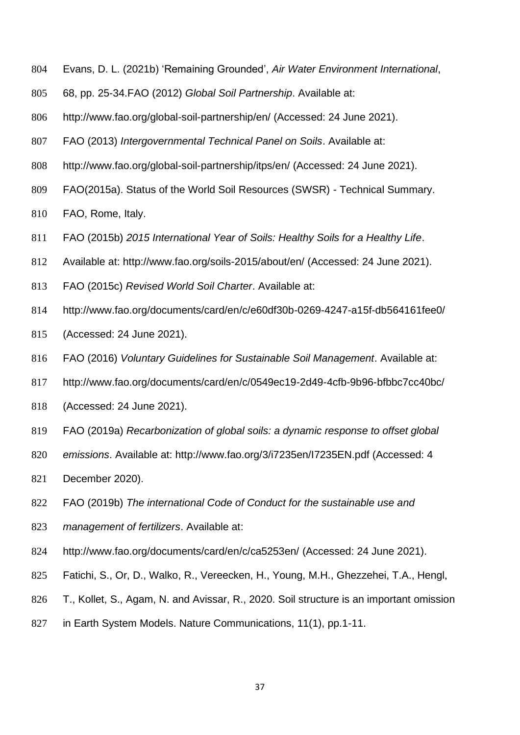Evans, D. L. (2021b) 'Remaining Grounded', *Air Water Environment International*, 68, pp. 25-34.FAO (2012) *Global Soil Partnership*. Available at: http://www.fao.org/global-soil-partnership/en/ (Accessed: 24 June 2021).

FAO (2013) *Intergovernmental Technical Panel on Soils*. Available at: http://www.fao.org/global-soil-partnership/itps/en/ (Accessed: 24 June 2021).

FAO(2015a). Status of the World Soil Resources (SWSR) - Technical Summary. FAO, Rome, Italy.

FAO (2015b) *2015 International Year of Soils: Healthy Soils for a Healthy Life*. Available at: http://www.fao.org/soils-2015/about/en/ (Accessed: 24 June 2021).

FAO (2015c) *Revised World Soil Charter*. Available at: http://www.fao.org/documents/card/en/c/e60df30b-0269-4247-a15f-db564161fee0/ (Accessed: 24 June 2021).

FAO (2016) *Voluntary Guidelines for Sustainable Soil Management*. Available at: http://www.fao.org/documents/card/en/c/0549ec19-2d49-4cfb-9b96-bfbbc7cc40bc/ (Accessed: 24 June 2021).

FAO (2019a) *Recarbonization of global soils: a dynamic response to offset global emissions*. Available at: http://www.fao.org/3/i7235en/I7235EN.pdf (Accessed: 4 December 2020).

FAO (2019b) *The international Code of Conduct for the sustainable use and management of fertilizers*. Available at: http://www.fao.org/documents/card/en/c/ca5253en/ (Accessed: 24 June 2021).

Fatichi, S., Or, D., Walko, R., Vereecken, H., Young, M.H., Ghezzehei, T.A., Hengl, T., Kollet, S., Agam, N. and Avissar, R., 2020. Soil structure is an important omission in Earth System Models. Nature Communications, 11(1), pp.1-11.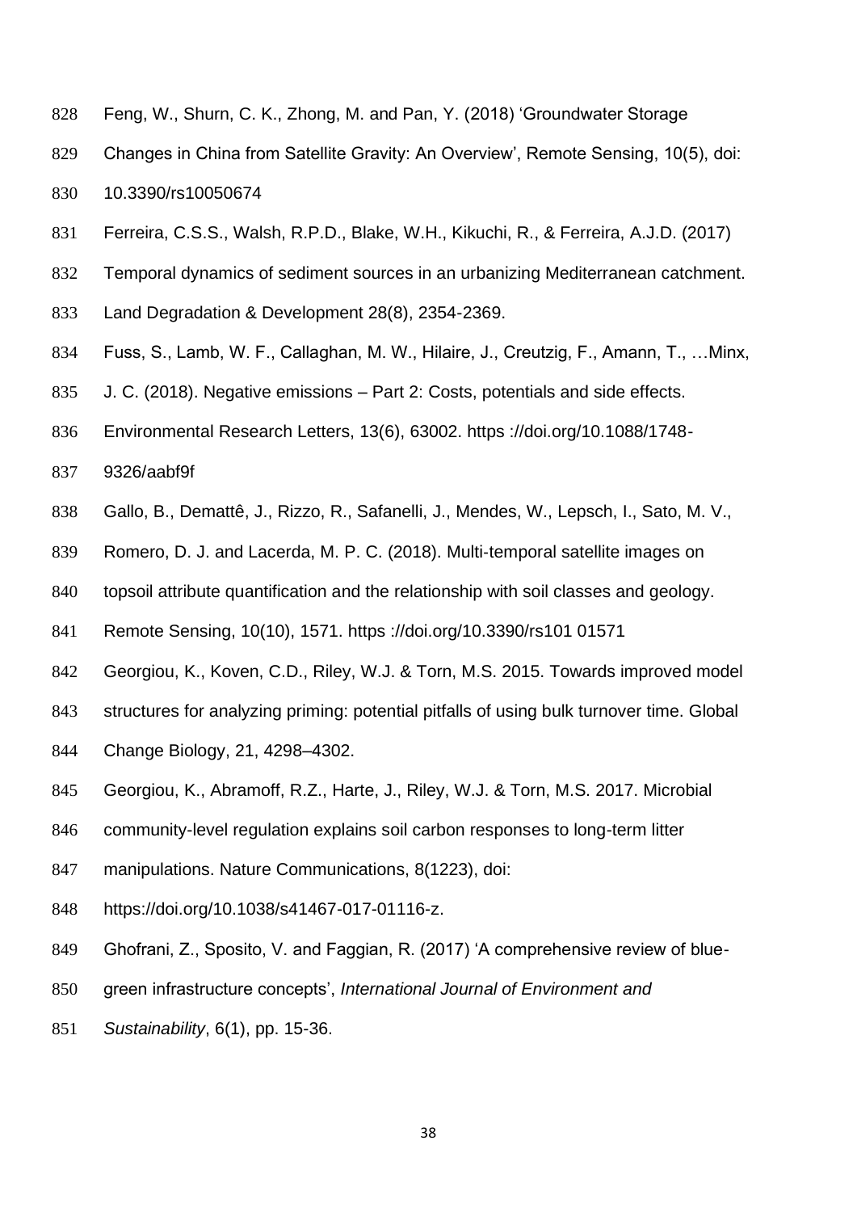Feng, W., Shurn, C. K., Zhong, M. and Pan, Y. (2018) 'Groundwater Storage Changes in China from Satellite Gravity: An Overview', Remote Sensing, 10(5), doi: 10.3390/rs10050674

Ferreira, C.S.S., Walsh, R.P.D., Blake, W.H., Kikuchi, R., & Ferreira, A.J.D. (2017) Temporal dynamics of sediment sources in an urbanizing Mediterranean catchment. Land Degradation & Development 28(8), 2354-2369.

Fuss, S., Lamb, W. F., Callaghan, M. W., Hilaire, J., Creutzig, F., Amann, T., …Minx, J. C. (2018). Negative emissions – Part 2: Costs, potentials and side effects. Environmental Research Letters, 13(6), 63002. https ://doi.org/10.1088/1748-9326/aabf9f

Gallo, B., Demattê, J., Rizzo, R., Safanelli, J., Mendes, W., Lepsch, I., Sato, M. V., Romero, D. J. and Lacerda, M. P. C. (2018). Multi-temporal satellite images on topsoil attribute quantification and the relationship with soil classes and geology. Remote Sensing, 10(10), 1571. https ://doi.org/10.3390/rs101 01571

Georgiou, K., Koven, C.D., Riley, W.J. & Torn, M.S. 2015. Towards improved model structures for analyzing priming: potential pitfalls of using bulk turnover time. Global Change Biology, 21, 4298–4302.

Georgiou, K., Abramoff, R.Z., Harte, J., Riley, W.J. & Torn, M.S. 2017. Microbial community-level regulation explains soil carbon responses to long-term litter manipulations. Nature Communications, 8(1223), doi: https://doi.org/10.1038/s41467-017-01116-z.

Ghofrani, Z., Sposito, V. and Faggian, R. (2017) 'A comprehensive review of blue-green infrastructure concepts', *International Journal of Environment and Sustainability*, 6(1), pp. 15-36.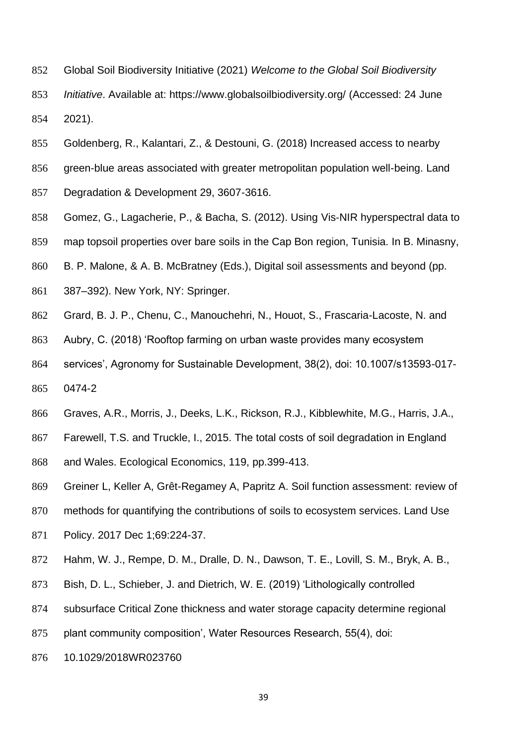Global Soil Biodiversity Initiative (2021) *Welcome to the Global Soil Biodiversity Initiative*. Available at: https://www.globalsoilbiodiversity.org/ (Accessed: 24 June 2021).

Goldenberg, R., Kalantari, Z., & Destouni, G. (2018) Increased access to nearby green-blue areas associated with greater metropolitan population well-being. Land Degradation & Development 29, 3607-3616.

Gomez, G., Lagacherie, P., & Bacha, S. (2012). Using Vis-NIR hyperspectral data to map topsoil properties over bare soils in the Cap Bon region, Tunisia. In B. Minasny, B. P. Malone, & A. B. McBratney (Eds.), Digital soil assessments and beyond (pp. 387–392). New York, NY: Springer.

Grard, B. J. P., Chenu, C., Manouchehri, N., Houot, S., Frascaria-Lacoste, N. and Aubry, C. (2018) 'Rooftop farming on urban waste provides many ecosystem services', Agronomy for Sustainable Development, 38(2), doi: 10.1007/s13593-017-0474-2

Graves, A.R., Morris, J., Deeks, L.K., Rickson, R.J., Kibblewhite, M.G., Harris, J.A., Farewell, T.S. and Truckle, I., 2015. The total costs of soil degradation in England and Wales. Ecological Economics, 119, pp.399-413.

Greiner L, Keller A, Grêt-Regamey A, Papritz A. Soil function assessment: review of methods for quantifying the contributions of soils to ecosystem services. Land Use Policy. 2017 Dec 1;69:224-37.

Hahm, W. J., Rempe, D. M., Dralle, D. N., Dawson, T. E., Lovill, S. M., Bryk, A. B., Bish, D. L., Schieber, J. and Dietrich, W. E. (2019) 'Lithologically controlled subsurface Critical Zone thickness and water storage capacity determine regional plant community composition', Water Resources Research, 55(4), doi: 10.1029/2018WR023760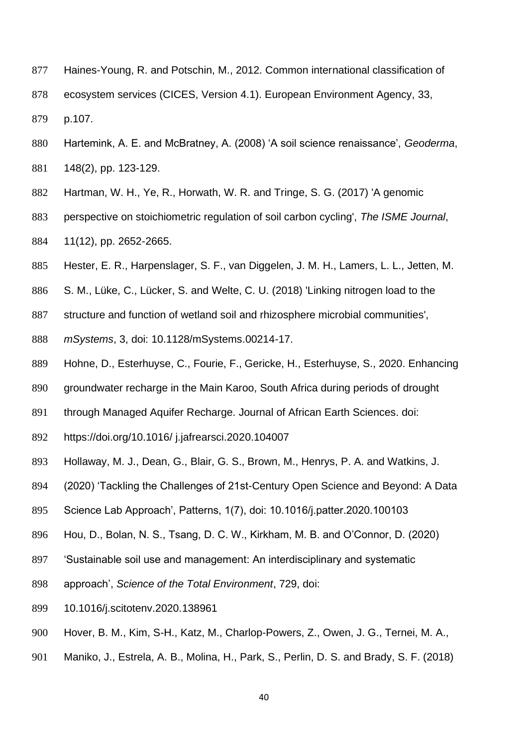Haines-Young, R. and Potschin, M., 2012. Common international classification of ecosystem services (CICES, Version 4.1). European Environment Agency, 33, p.107.

Hartemink, A. E. and McBratney, A. (2008) 'A soil science renaissance', *Geoderma*, 148(2), pp. 123-129.

Hartman, W. H., Ye, R., Horwath, W. R. and Tringe, S. G. (2017) 'A genomic perspective on stoichiometric regulation of soil carbon cycling', *The ISME Journal*, 11(12), pp. 2652-2665.

Hester, E. R., Harpenslager, S. F., van Diggelen, J. M. H., Lamers, L. L., Jetten, M. S. M., Lüke, C., Lücker, S. and Welte, C. U. (2018) 'Linking nitrogen load to the structure and function of wetland soil and rhizosphere microbial communities', *mSystems*, 3, doi: 10.1128/mSystems.00214-17.

Hohne, D., Esterhuyse, C., Fourie, F., Gericke, H., Esterhuyse, S., 2020. Enhancing groundwater recharge in the Main Karoo, South Africa during periods of drought through Managed Aquifer Recharge. Journal of African Earth Sciences. doi: https://doi.org/10.1016/ j.jafrearsci.2020.104007

Hollaway, M. J., Dean, G., Blair, G. S., Brown, M., Henrys, P. A. and Watkins, J. (2020) 'Tackling the Challenges of 21st-Century Open Science and Beyond: A Data Science Lab Approach', Patterns, 1(7), doi: 10.1016/j.patter.2020.100103

Hou, D., Bolan, N. S., Tsang, D. C. W., Kirkham, M. B. and O'Connor, D. (2020) 'Sustainable soil use and management: An interdisciplinary and systematic approach', *Science of the Total Environment*, 729, doi: 10.1016/j.scitotenv.2020.138961

Hover, B. M., Kim, S-H., Katz, M., Charlop-Powers, Z., Owen, J. G., Ternei, M. A., Maniko, J., Estrela, A. B., Molina, H., Park, S., Perlin, D. S. and Brady, S. F. (2018)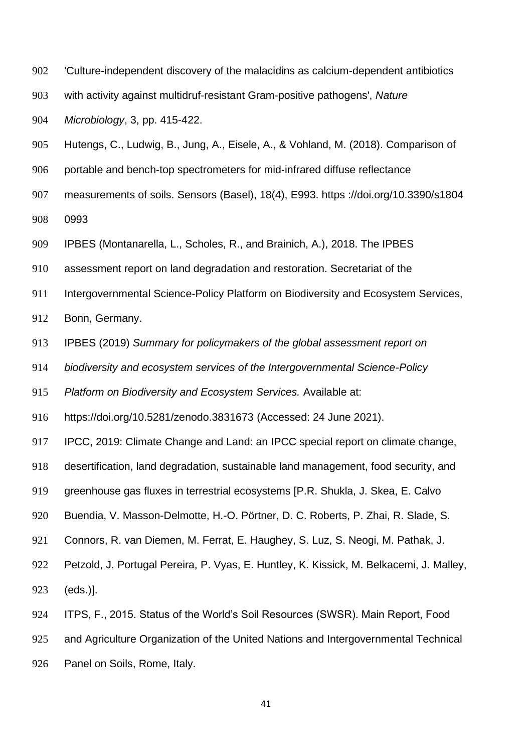'Culture-independent discovery of the malacidins as calcium-dependent antibiotics with activity against multidruf-resistant Gram-positive pathogens', *Nature Microbiology*, 3, pp. 415-422.

Hutengs, C., Ludwig, B., Jung, A., Eisele, A., & Vohland, M. (2018). Comparison of portable and bench-top spectrometers for mid-infrared diffuse reflectance measurements of soils. Sensors (Basel), 18(4), E993. https ://doi.org/10.3390/s1804 0993

IPBES (Montanarella, L., Scholes, R., and Brainich, A.), 2018. The IPBES assessment report on land degradation and restoration. Secretariat of the Intergovernmental Science-Policy Platform on Biodiversity and Ecosystem Services, Bonn, Germany.

IPBES (2019) *Summary for policymakers of the global assessment report on biodiversity and ecosystem services of the Intergovernmental Science-Policy Platform on Biodiversity and Ecosystem Services.* Available at: https://doi.org/10.5281/zenodo.3831673 (Accessed: 24 June 2021).

IPCC, 2019: Climate Change and Land: an IPCC special report on climate change, desertification, land degradation, sustainable land management, food security, and greenhouse gas fluxes in terrestrial ecosystems [P.R. Shukla, J. Skea, E. Calvo Buendia, V. Masson-Delmotte, H.-O. Pörtner, D. C. Roberts, P. Zhai, R. Slade, S. Connors, R. van Diemen, M. Ferrat, E. Haughey, S. Luz, S. Neogi, M. Pathak, J. Petzold, J. Portugal Pereira, P. Vyas, E. Huntley, K. Kissick, M. Belkacemi, J. Malley, (eds.)].

ITPS, F., 2015. Status of the World's Soil Resources (SWSR). Main Report, Food and Agriculture Organization of the United Nations and Intergovernmental Technical Panel on Soils, Rome, Italy.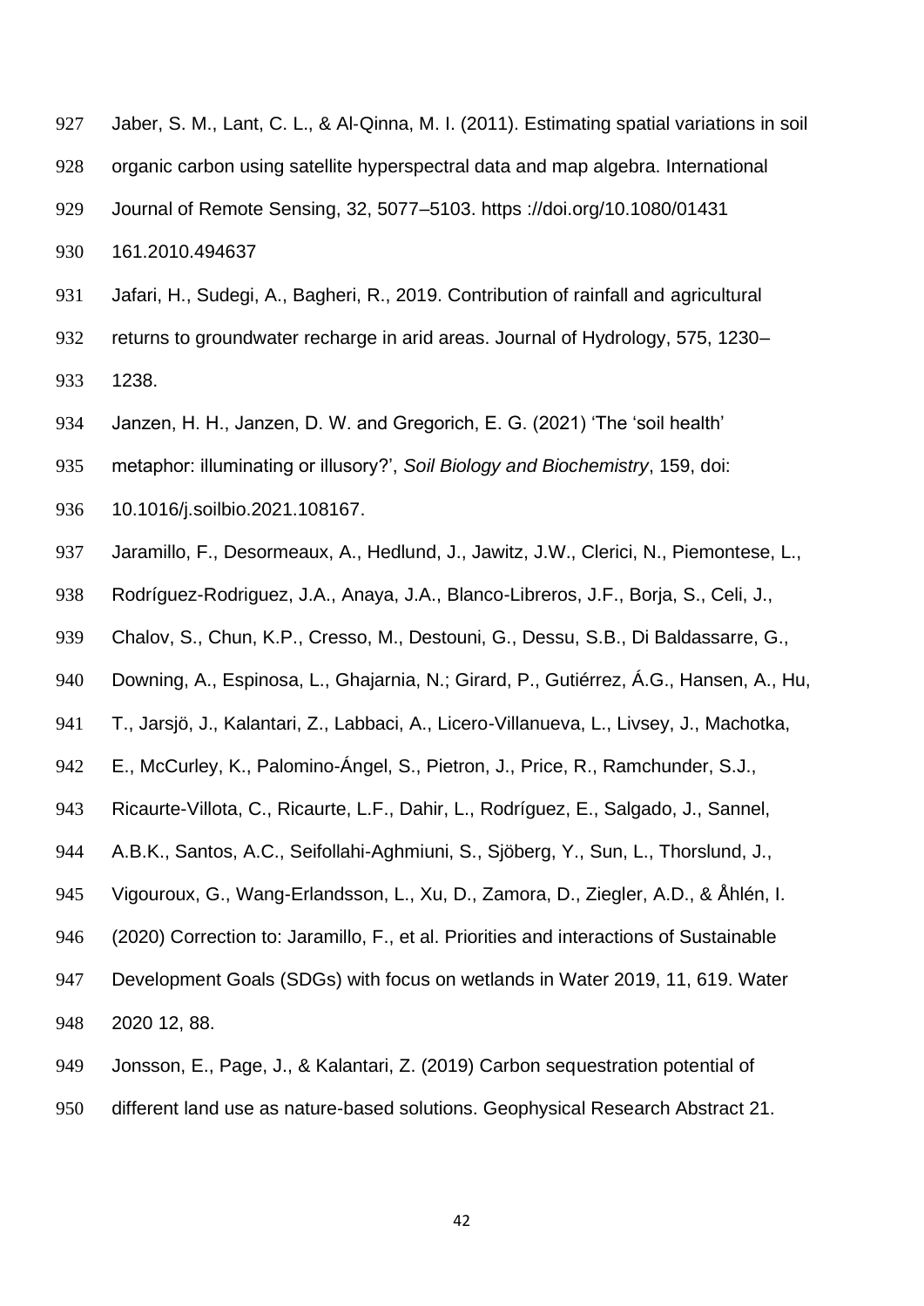Jaber, S. M., Lant, C. L., & Al-Qinna, M. I. (2011). Estimating spatial variations in soil organic carbon using satellite hyperspectral data and map algebra. International Journal of Remote Sensing, 32, 5077–5103. https ://doi.org/10.1080/01431 161.2010.494637

Jafari, H., Sudegi, A., Bagheri, R., 2019. Contribution of rainfall and agricultural returns to groundwater recharge in arid areas. Journal of Hydrology, 575, 1230–1238.

Janzen, H. H., Janzen, D. W. and Gregorich, E. G. (2021) 'The 'soil health' metaphor: illuminating or illusory?', *Soil Biology and Biochemistry*, 159, doi: 10.1016/j.soilbio.2021.108167.

Jaramillo, F., Desormeaux, A., Hedlund, J., Jawitz, J.W., Clerici, N., Piemontese, L., Rodríguez-Rodriguez, J.A., Anaya, J.A., Blanco-Libreros, J.F., Borja, S., Celi, J., Chalov, S., Chun, K.P., Cresso, M., Destouni, G., Dessu, S.B., Di Baldassarre, G., Downing, A., Espinosa, L., Ghajarnia, N.; Girard, P., Gutiérrez, Á.G., Hansen, A., Hu, T., Jarsjö, J., Kalantari, Z., Labbaci, A., Licero-Villanueva, L., Livsey, J., Machotka, E., McCurley, K., Palomino-Ángel, S., Pietron, J., Price, R., Ramchunder, S.J., Ricaurte-Villota, C., Ricaurte, L.F., Dahir, L., Rodríguez, E., Salgado, J., Sannel, A.B.K., Santos, A.C., Seifollahi-Aghmiuni, S., Sjöberg, Y., Sun, L., Thorslund, J., Vigouroux, G., Wang-Erlandsson, L., Xu, D., Zamora, D., Ziegler, A.D., & Åhlén, I. (2020) Correction to: Jaramillo, F., et al. Priorities and interactions of Sustainable Development Goals (SDGs) with focus on wetlands in Water 2019, 11, 619. Water 2020 12, 88.

Jonsson, E., Page, J., & Kalantari, Z. (2019) Carbon sequestration potential of different land use as nature-based solutions. Geophysical Research Abstract 21.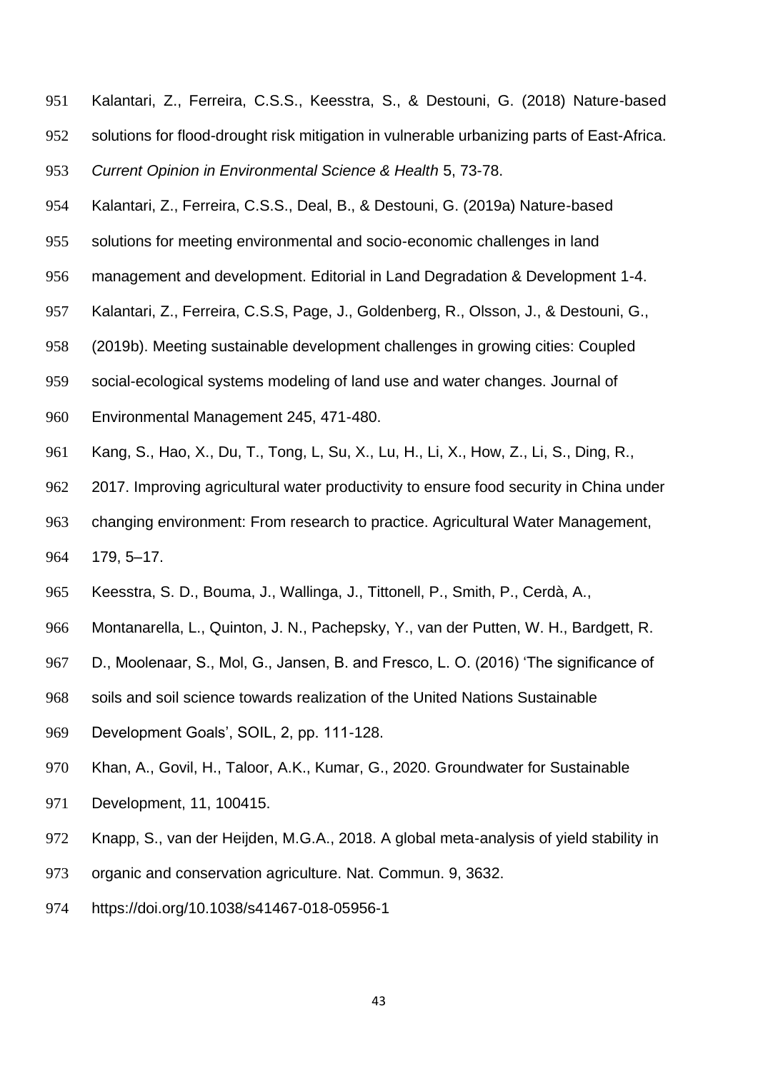Kalantari, Z., Ferreira, C.S.S., Keesstra, S., & Destouni, G. (2018) Nature-based solutions for flood-drought risk mitigation in vulnerable urbanizing parts of East-Africa. *Current Opinion in Environmental Science & Health* 5, 73-78.

Kalantari, Z., Ferreira, C.S.S., Deal, B., & Destouni, G. (2019a) Nature-based solutions for meeting environmental and socio-economic challenges in land management and development. Editorial in Land Degradation & Development 1-4.

Kalantari, Z., Ferreira, C.S.S, Page, J., Goldenberg, R., Olsson, J., & Destouni, G., (2019b). Meeting sustainable development challenges in growing cities: Coupled social-ecological systems modeling of land use and water changes. Journal of Environmental Management 245, 471-480.

Kang, S., Hao, X., Du, T., Tong, L, Su, X., Lu, H., Li, X., How, Z., Li, S., Ding, R., 2017. Improving agricultural water productivity to ensure food security in China under changing environment: From research to practice. Agricultural Water Management, 179, 5–17.

Keesstra, S. D., Bouma, J., Wallinga, J., Tittonell, P., Smith, P., Cerdà, A., Montanarella, L., Quinton, J. N., Pachepsky, Y., van der Putten, W. H., Bardgett, R. D., Moolenaar, S., Mol, G., Jansen, B. and Fresco, L. O. (2016) 'The significance of soils and soil science towards realization of the United Nations Sustainable Development Goals', SOIL, 2, pp. 111-128.

Khan, A., Govil, H., Taloor, A.K., Kumar, G., 2020. Groundwater for Sustainable Development, 11, 100415.

Knapp, S., van der Heijden, M.G.A., 2018. A global meta-analysis of yield stability in organic and conservation agriculture. Nat. Commun. 9, 3632. https://doi.org/10.1038/s41467-018-05956-1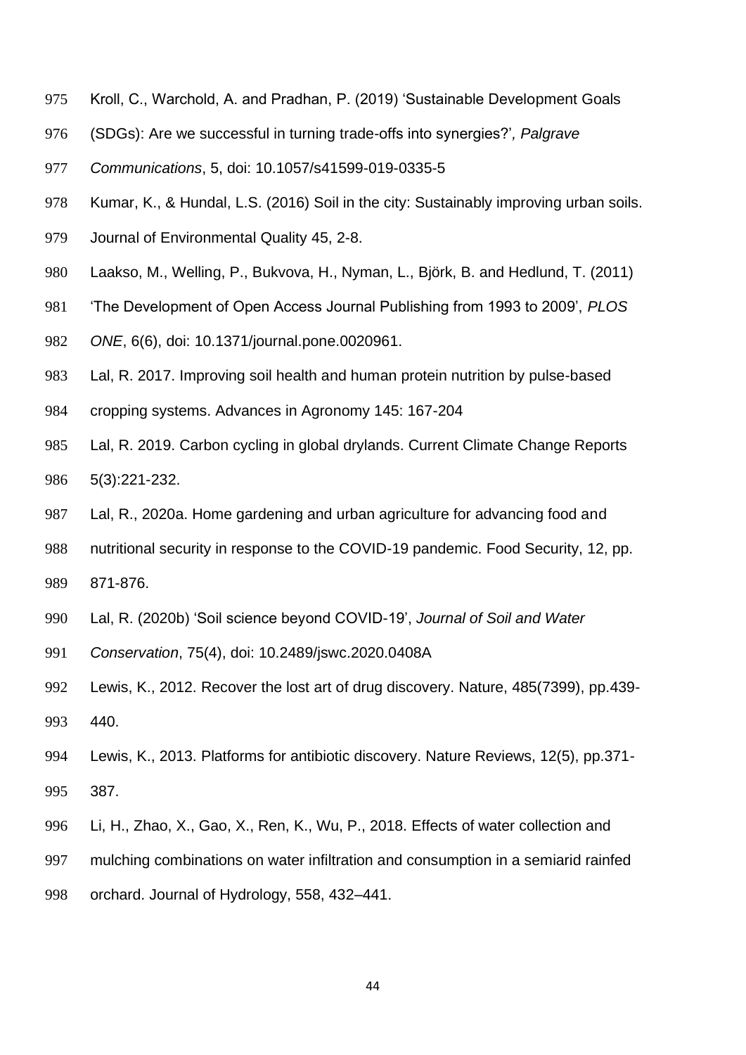Kroll, C., Warchold, A. and Pradhan, P. (2019) 'Sustainable Development Goals (SDGs): Are we successful in turning trade-offs into synergies?', *Palgrave Communications*, 5, doi: 10.1057/s41599-019-0335-5

Kumar, K., & Hundal, L.S. (2016) Soil in the city: Sustainably improving urban soils. Journal of Environmental Quality 45, 2-8.

Laakso, M., Welling, P., Bukvova, H., Nyman, L., Björk, B. and Hedlund, T. (2011) 'The Development of Open Access Journal Publishing from 1993 to 2009', *PLOS ONE*, 6(6), doi: 10.1371/journal.pone.0020961.

Lal, R. 2017. Improving soil health and human protein nutrition by pulse-based cropping systems. Advances in Agronomy 145: 167-204

Lal, R. 2019. Carbon cycling in global drylands. Current Climate Change Reports 5(3):221-232.

Lal, R., 2020a. Home gardening and urban agriculture for advancing food and nutritional security in response to the COVID-19 pandemic. Food Security, 12, pp. 871-876.

Lal, R. (2020b) 'Soil science beyond COVID-19', *Journal of Soil and Water Conservation*, 75(4), doi: 10.2489/jswc.2020.0408A

Lewis, K., 2012. Recover the lost art of drug discovery. Nature, 485(7399), pp.439-440.

Lewis, K., 2013. Platforms for antibiotic discovery. Nature Reviews, 12(5), pp.371-387.

Li, H., Zhao, X., Gao, X., Ren, K., Wu, P., 2018. Effects of water collection and mulching combinations on water infiltration and consumption in a semiarid rainfed orchard. Journal of Hydrology, 558, 432–441.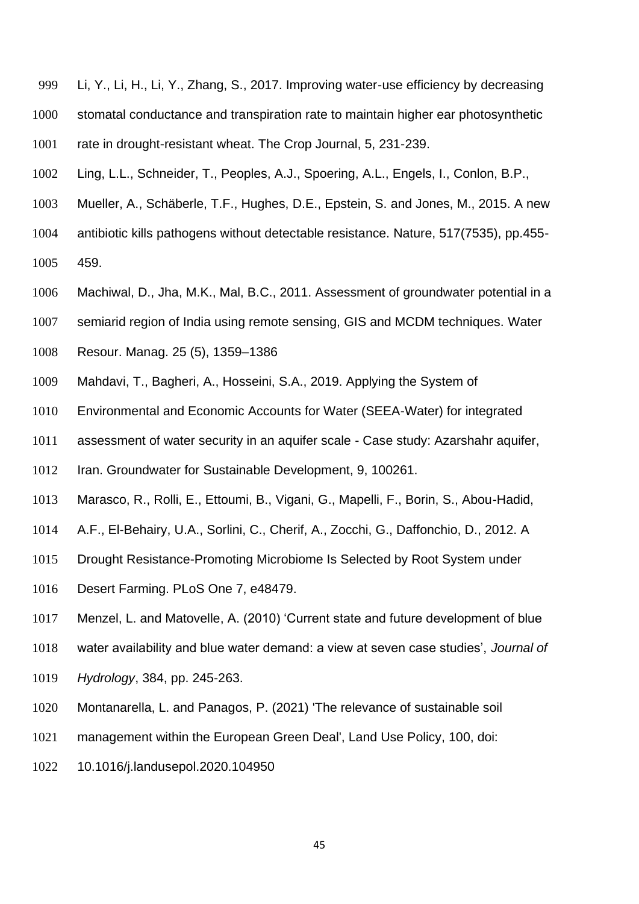Li, Y., Li, H., Li, Y., Zhang, S., 2017. Improving water-use efficiency by decreasing stomatal conductance and transpiration rate to maintain higher ear photosynthetic rate in drought-resistant wheat. The Crop Journal, 5, 231-239.

Ling, L.L., Schneider, T., Peoples, A.J., Spoering, A.L., Engels, I., Conlon, B.P., Mueller, A., Schäberle, T.F., Hughes, D.E., Epstein, S. and Jones, M., 2015. A new antibiotic kills pathogens without detectable resistance. Nature, 517(7535), pp.455-459.

Machiwal, D., Jha, M.K., Mal, B.C., 2011. Assessment of groundwater potential in a semiarid region of India using remote sensing, GIS and MCDM techniques. Water Resour. Manag. 25 (5), 1359–1386

Mahdavi, T., Bagheri, A., Hosseini, S.A., 2019. Applying the System of Environmental and Economic Accounts for Water (SEEA-Water) for integrated assessment of water security in an aquifer scale - Case study: Azarshahr aquifer, Iran. Groundwater for Sustainable Development, 9, 100261.

Marasco, R., Rolli, E., Ettoumi, B., Vigani, G., Mapelli, F., Borin, S., Abou-Hadid, A.F., El-Behairy, U.A., Sorlini, C., Cherif, A., Zocchi, G., Daffonchio, D., 2012. A Drought Resistance-Promoting Microbiome Is Selected by Root System under Desert Farming. PLoS One 7, e48479.

Menzel, L. and Matovelle, A. (2010) 'Current state and future development of blue water availability and blue water demand: a view at seven case studies', *Journal of Hydrology*, 384, pp. 245-263.

Montanarella, L. and Panagos, P. (2021) 'The relevance of sustainable soil management within the European Green Deal', Land Use Policy, 100, doi: 10.1016/j.landusepol.2020.104950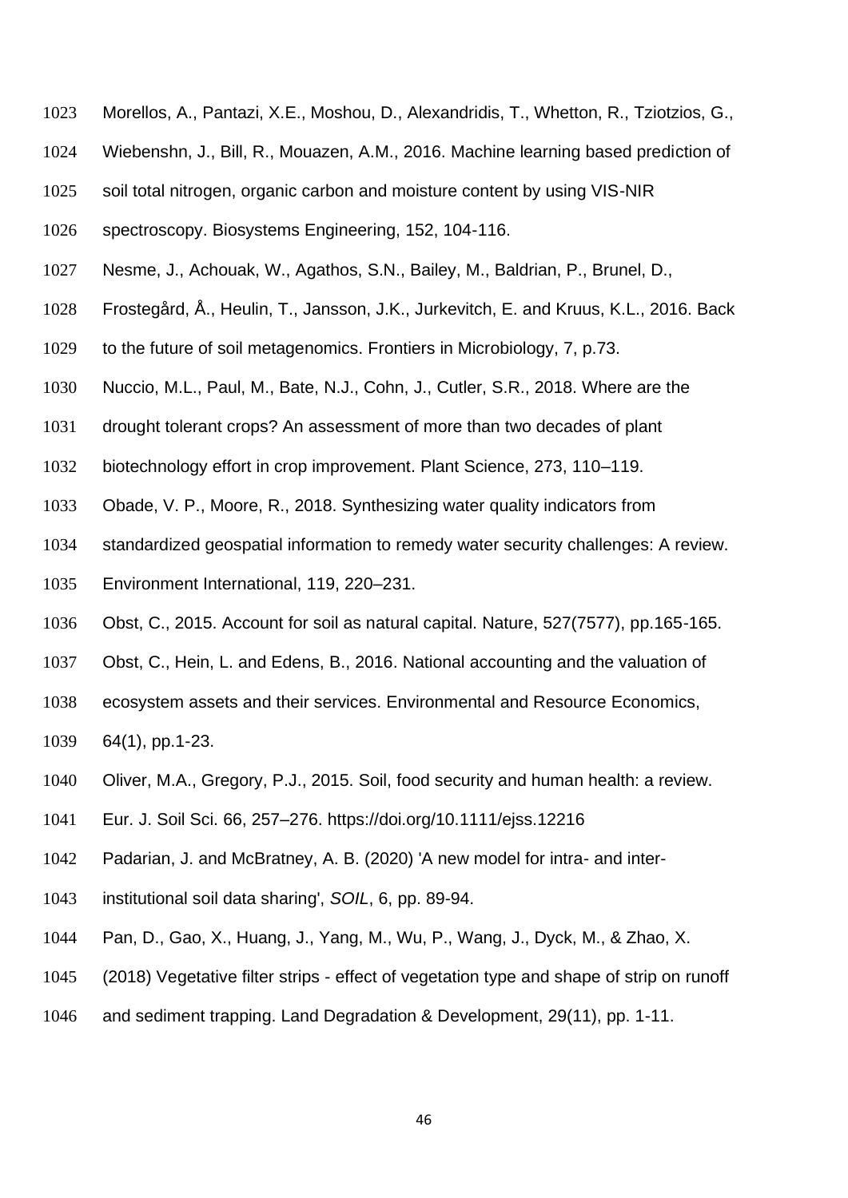Morellos, A., Pantazi, X.E., Moshou, D., Alexandridis, T., Whetton, R., Tziotzios, G., Wiebenshn, J., Bill, R., Mouazen, A.M., 2016. Machine learning based prediction of soil total nitrogen, organic carbon and moisture content by using VIS-NIR spectroscopy. Biosystems Engineering, 152, 104-116.

Nesme, J., Achouak, W., Agathos, S.N., Bailey, M., Baldrian, P., Brunel, D., Frostegård, Å., Heulin, T., Jansson, J.K., Jurkevitch, E. and Kruus, K.L., 2016. Back to the future of soil metagenomics. Frontiers in Microbiology, 7, p.73.

Nuccio, M.L., Paul, M., Bate, N.J., Cohn, J., Cutler, S.R., 2018. Where are the drought tolerant crops? An assessment of more than two decades of plant biotechnology effort in crop improvement. Plant Science, 273, 110–119.

Obade, V. P., Moore, R., 2018. Synthesizing water quality indicators from standardized geospatial information to remedy water security challenges: A review. Environment International, 119, 220–231.

Obst, C., 2015. Account for soil as natural capital. Nature, 527(7577), pp.165-165.

Obst, C., Hein, L. and Edens, B., 2016. National accounting and the valuation of ecosystem assets and their services. Environmental and Resource Economics, 64(1), pp.1-23.

Oliver, M.A., Gregory, P.J., 2015. Soil, food security and human health: a review. Eur. J. Soil Sci. 66, 257–276. https://doi.org/10.1111/ejss.12216

Padarian, J. and McBratney, A. B. (2020) 'A new model for intra- and inter-institutional soil data sharing', *SOIL*, 6, pp. 89-94.

Pan, D., Gao, X., Huang, J., Yang, M., Wu, P., Wang, J., Dyck, M., & Zhao, X. (2018) Vegetative filter strips - effect of vegetation type and shape of strip on runoff and sediment trapping. Land Degradation & Development, 29(11), pp. 1-11.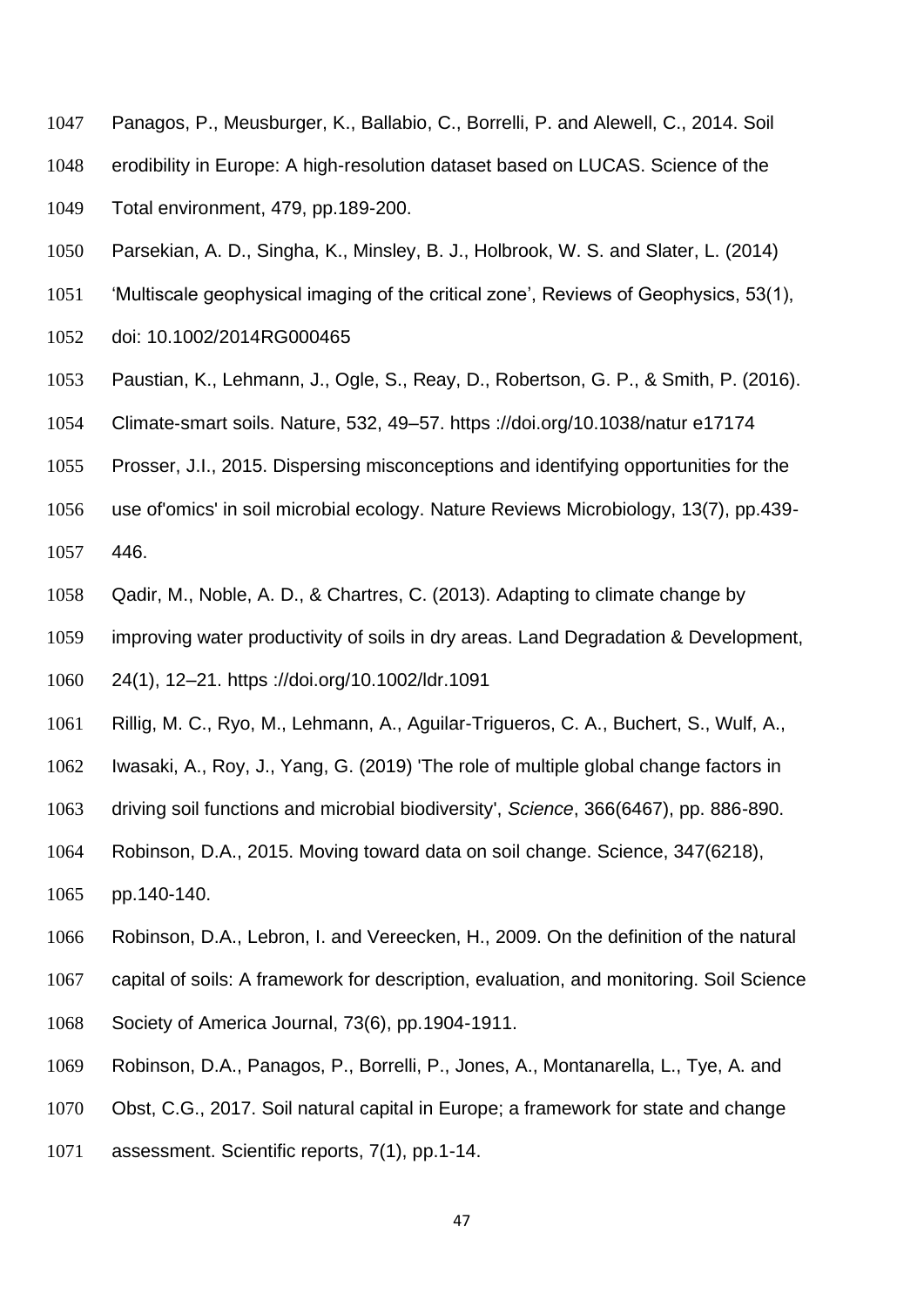Panagos, P., Meusburger, K., Ballabio, C., Borrelli, P. and Alewell, C., 2014. Soil erodibility in Europe: A high-resolution dataset based on LUCAS. Science of the Total environment, 479, pp.189-200.

Parsekian, A. D., Singha, K., Minsley, B. J., Holbrook, W. S. and Slater, L. (2014) 'Multiscale geophysical imaging of the critical zone', Reviews of Geophysics, 53(1), doi: 10.1002/2014RG000465

Paustian, K., Lehmann, J., Ogle, S., Reay, D., Robertson, G. P., & Smith, P. (2016). Climate-smart soils. Nature, 532, 49–57. https ://doi.org/10.1038/natur e17174

Prosser, J.I., 2015. Dispersing misconceptions and identifying opportunities for the use of'omics' in soil microbial ecology. Nature Reviews Microbiology, 13(7), pp.439-446.

Qadir, M., Noble, A. D., & Chartres, C. (2013). Adapting to climate change by improving water productivity of soils in dry areas. Land Degradation & Development, 24(1), 12–21. https ://doi.org/10.1002/ldr.1091

Rillig, M. C., Ryo, M., Lehmann, A., Aguilar-Trigueros, C. A., Buchert, S., Wulf, A., Iwasaki, A., Roy, J., Yang, G. (2019) 'The role of multiple global change factors in driving soil functions and microbial biodiversity', *Science*, 366(6467), pp. 886-890.

Robinson, D.A., 2015. Moving toward data on soil change. Science, 347(6218), pp.140-140.

Robinson, D.A., Lebron, I. and Vereecken, H., 2009. On the definition of the natural capital of soils: A framework for description, evaluation, and monitoring. Soil Science Society of America Journal, 73(6), pp.1904-1911.

Robinson, D.A., Panagos, P., Borrelli, P., Jones, A., Montanarella, L., Tye, A. and Obst, C.G., 2017. Soil natural capital in Europe; a framework for state and change assessment. Scientific reports, 7(1), pp.1-14.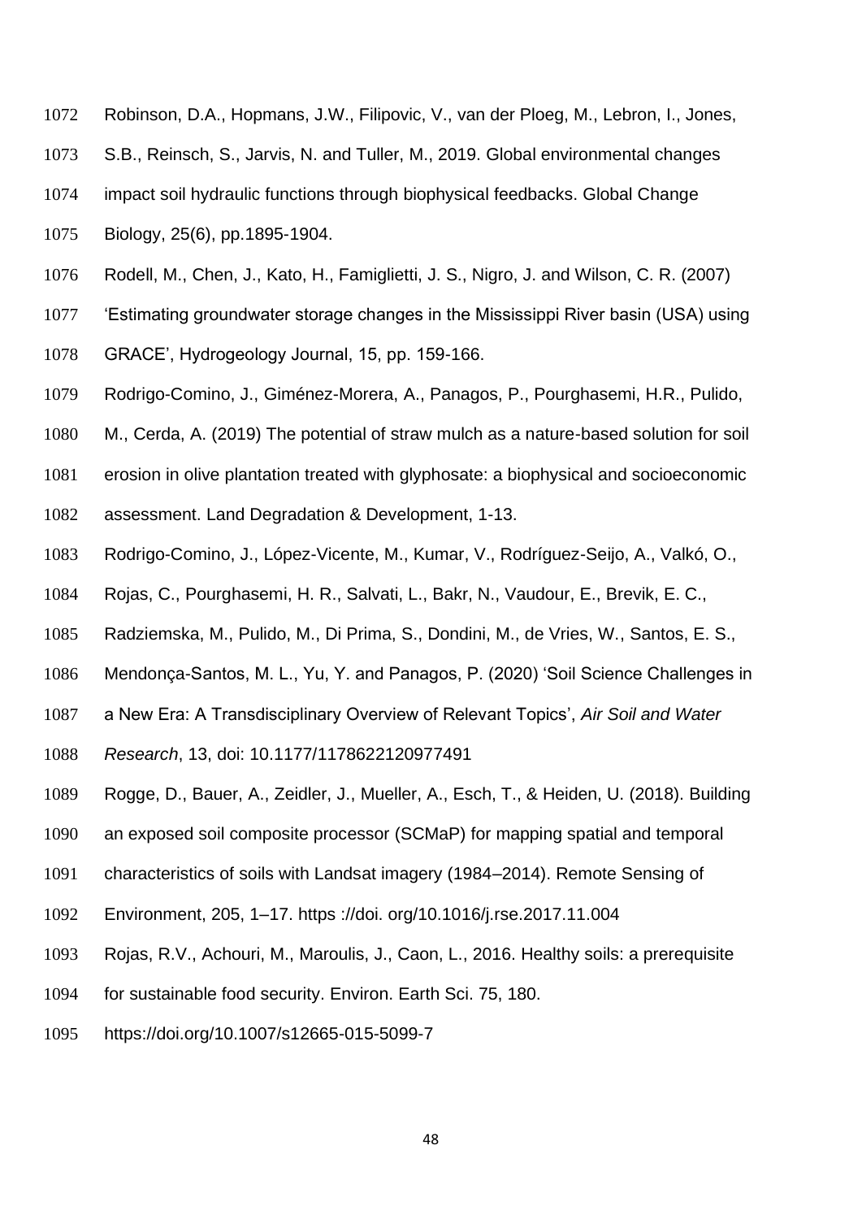Robinson, D.A., Hopmans, J.W., Filipovic, V., van der Ploeg, M., Lebron, I., Jones, S.B., Reinsch, S., Jarvis, N. and Tuller, M., 2019. Global environmental changes impact soil hydraulic functions through biophysical feedbacks. Global Change Biology, 25(6), pp.1895-1904.

Rodell, M., Chen, J., Kato, H., Famiglietti, J. S., Nigro, J. and Wilson, C. R. (2007) 'Estimating groundwater storage changes in the Mississippi River basin (USA) using GRACE', Hydrogeology Journal, 15, pp. 159-166.

Rodrigo-Comino, J., Giménez-Morera, A., Panagos, P., Pourghasemi, H.R., Pulido, M., Cerda, A. (2019) The potential of straw mulch as a nature-based solution for soil erosion in olive plantation treated with glyphosate: a biophysical and socioeconomic assessment. Land Degradation & Development, 1-13.

Rodrigo-Comino, J., López-Vicente, M., Kumar, V., Rodríguez-Seijo, A., Valkó, O., Rojas, C., Pourghasemi, H. R., Salvati, L., Bakr, N., Vaudour, E., Brevik, E. C., Radziemska, M., Pulido, M., Di Prima, S., Dondini, M., de Vries, W., Santos, E. S., Mendonça-Santos, M. L., Yu, Y. and Panagos, P. (2020) 'Soil Science Challenges in a New Era: A Transdisciplinary Overview of Relevant Topics', *Air Soil and Water Research*, 13, doi: 10.1177/1178622120977491

Rogge, D., Bauer, A., Zeidler, J., Mueller, A., Esch, T., & Heiden, U. (2018). Building an exposed soil composite processor (SCMaP) for mapping spatial and temporal characteristics of soils with Landsat imagery (1984–2014). Remote Sensing of Environment, 205, 1–17. https ://doi. org/10.1016/j.rse.2017.11.004

Rojas, R.V., Achouri, M., Maroulis, J., Caon, L., 2016. Healthy soils: a prerequisite for sustainable food security. Environ. Earth Sci. 75, 180. https://doi.org/10.1007/s12665-015-5099-7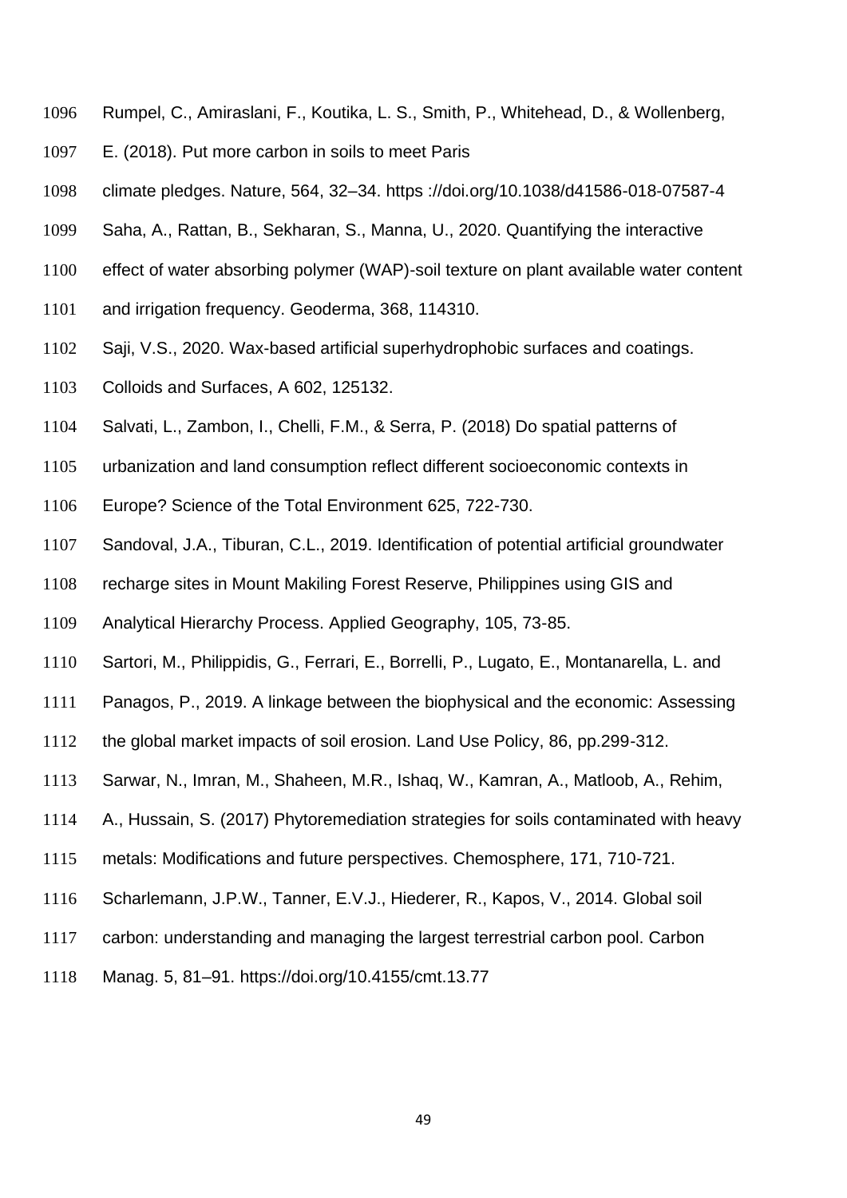Rumpel, C., Amiraslani, F., Koutika, L. S., Smith, P., Whitehead, D., & Wollenberg, E. (2018). Put more carbon in soils to meet Paris climate pledges. Nature, 564, 32–34. https ://doi.org/10.1038/d41586-018-07587-4

Saha, A., Rattan, B., Sekharan, S., Manna, U., 2020. Quantifying the interactive effect of water absorbing polymer (WAP)-soil texture on plant available water content and irrigation frequency. Geoderma, 368, 114310.

Saji, V.S., 2020. Wax-based artificial superhydrophobic surfaces and coatings. Colloids and Surfaces, A 602, 125132.

Salvati, L., Zambon, I., Chelli, F.M., & Serra, P. (2018) Do spatial patterns of urbanization and land consumption reflect different socioeconomic contexts in Europe? Science of the Total Environment 625, 722-730.

Sandoval, J.A., Tiburan, C.L., 2019. Identification of potential artificial groundwater recharge sites in Mount Makiling Forest Reserve, Philippines using GIS and Analytical Hierarchy Process. Applied Geography, 105, 73-85.

Sartori, M., Philippidis, G., Ferrari, E., Borrelli, P., Lugato, E., Montanarella, L. and Panagos, P., 2019. A linkage between the biophysical and the economic: Assessing the global market impacts of soil erosion. Land Use Policy, 86, pp.299-312.

Sarwar, N., Imran, M., Shaheen, M.R., Ishaq, W., Kamran, A., Matloob, A., Rehim, A., Hussain, S. (2017) Phytoremediation strategies for soils contaminated with heavy metals: Modifications and future perspectives. Chemosphere, 171, 710-721.

Scharlemann, J.P.W., Tanner, E.V.J., Hiederer, R., Kapos, V., 2014. Global soil carbon: understanding and managing the largest terrestrial carbon pool. Carbon Manag. 5, 81–91. https://doi.org/10.4155/cmt.13.77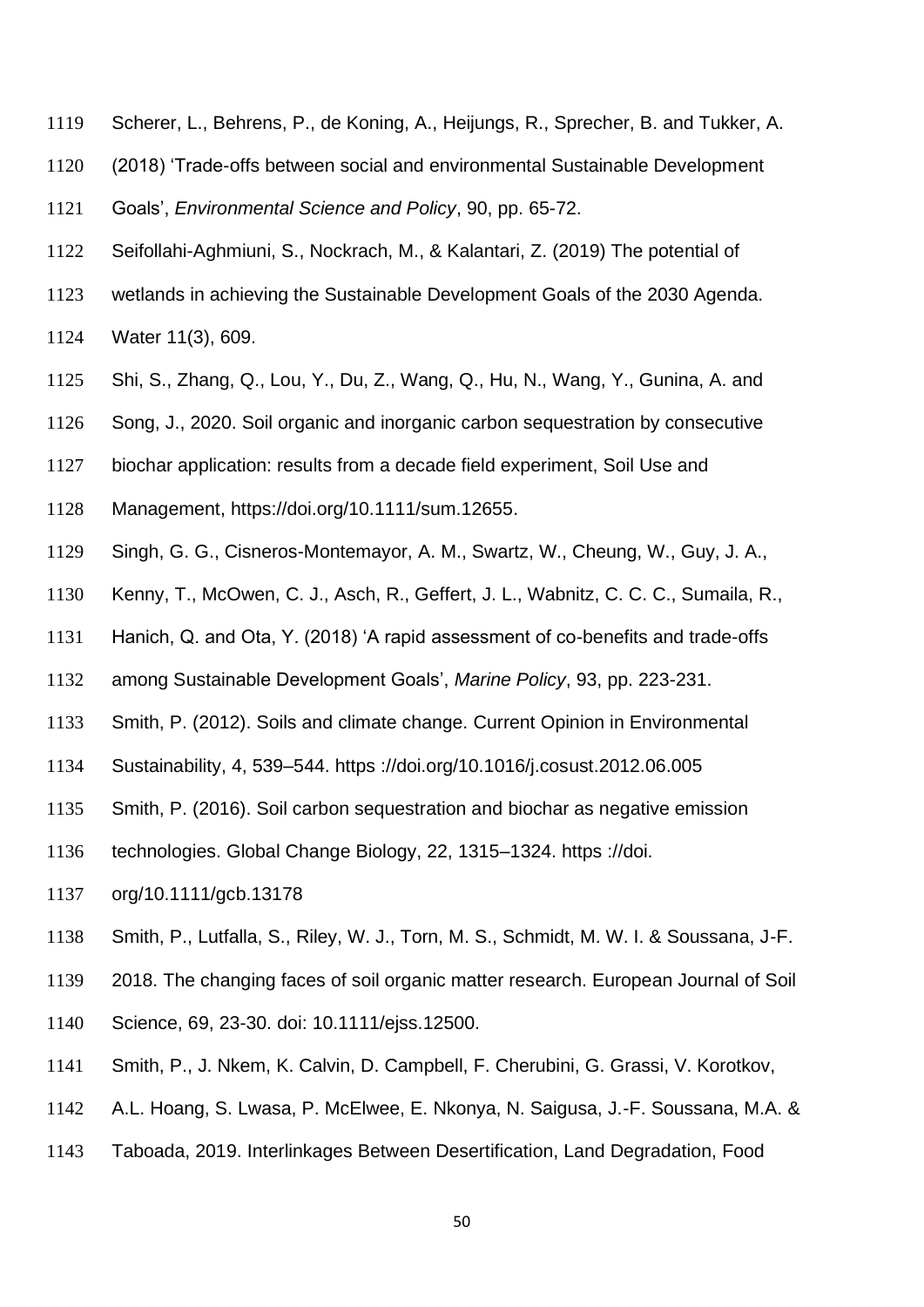Scherer, L., Behrens, P., de Koning, A., Heijungs, R., Sprecher, B. and Tukker, A. (2018) 'Trade-offs between social and environmental Sustainable Development Goals', *Environmental Science and Policy*, 90, pp. 65-72.

Seifollahi-Aghmiuni, S., Nockrach, M., & Kalantari, Z. (2019) The potential of wetlands in achieving the Sustainable Development Goals of the 2030 Agenda. Water 11(3), 609.

Shi, S., Zhang, Q., Lou, Y., Du, Z., Wang, Q., Hu, N., Wang, Y., Gunina, A. and Song, J., 2020. Soil organic and inorganic carbon sequestration by consecutive biochar application: results from a decade field experiment, Soil Use and Management, https://doi.org/10.1111/sum.12655.

Singh, G. G., Cisneros-Montemayor, A. M., Swartz, W., Cheung, W., Guy, J. A., Kenny, T., McOwen, C. J., Asch, R., Geffert, J. L., Wabnitz, C. C. C., Sumaila, R., Hanich, Q. and Ota, Y. (2018) 'A rapid assessment of co-benefits and trade-offs among Sustainable Development Goals', *Marine Policy*, 93, pp. 223-231.

Smith, P. (2012). Soils and climate change. Current Opinion in Environmental Sustainability, 4, 539–544. https ://doi.org/10.1016/j.cosust.2012.06.005

Smith, P. (2016). Soil carbon sequestration and biochar as negative emission technologies. Global Change Biology, 22, 1315–1324. https ://doi. org/10.1111/gcb.13178

Smith, P., Lutfalla, S., Riley, W. J., Torn, M. S., Schmidt, M. W. I. & Soussana, J-F. 2018. The changing faces of soil organic matter research. European Journal of Soil Science, 69, 23-30. doi: 10.1111/ejss.12500.

Smith, P., J. Nkem, K. Calvin, D. Campbell, F. Cherubini, G. Grassi, V. Korotkov, A.L. Hoang, S. Lwasa, P. McElwee, E. Nkonya, N. Saigusa, J.-F. Soussana, M.A. & Taboada, 2019. Interlinkages Between Desertification, Land Degradation, Food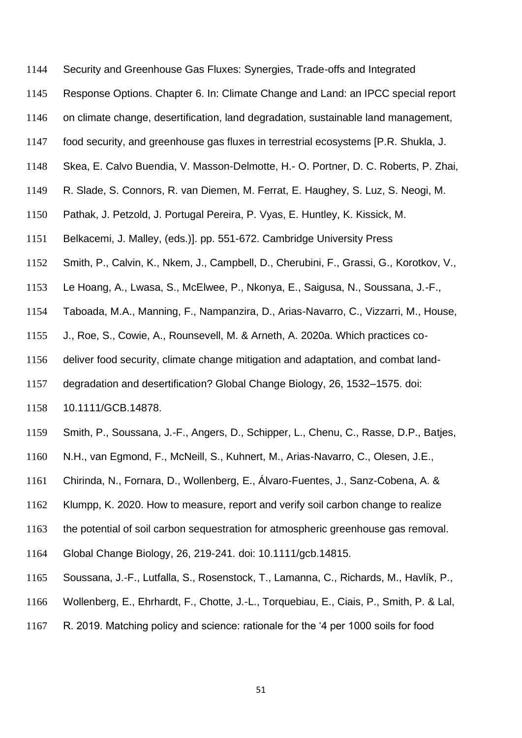Security and Greenhouse Gas Fluxes: Synergies, Trade-offs and Integrated Response Options. Chapter 6. In: Climate Change and Land: an IPCC special report on climate change, desertification, land degradation, sustainable land management, food security, and greenhouse gas fluxes in terrestrial ecosystems [P.R. Shukla, J. Skea, E. Calvo Buendia, V. Masson-Delmotte, H.- O. Portner, D. C. Roberts, P. Zhai, R. Slade, S. Connors, R. van Diemen, M. Ferrat, E. Haughey, S. Luz, S. Neogi, M. Pathak, J. Petzold, J. Portugal Pereira, P. Vyas, E. Huntley, K. Kissick, M. Belkacemi, J. Malley, (eds.)]. pp. 551-672. Cambridge University Press

Smith, P., Calvin, K., Nkem, J., Campbell, D., Cherubini, F., Grassi, G., Korotkov, V., Le Hoang, A., Lwasa, S., McElwee, P., Nkonya, E., Saigusa, N., Soussana, J.-F., Taboada, M.A., Manning, F., Nampanzira, D., Arias-Navarro, C., Vizzarri, M., House, J., Roe, S., Cowie, A., Rounsevell, M. & Arneth, A. 2020a. Which practices co-deliver food security, climate change mitigation and adaptation, and combat land-degradation and desertification? Global Change Biology, 26, 1532–1575. doi: 10.1111/GCB.14878.

Smith, P., Soussana, J.-F., Angers, D., Schipper, L., Chenu, C., Rasse, D.P., Batjes, N.H., van Egmond, F., McNeill, S., Kuhnert, M., Arias-Navarro, C., Olesen, J.E., Chirinda, N., Fornara, D., Wollenberg, E., Álvaro-Fuentes, J., Sanz-Cobena, A. & Klumpp, K. 2020. How to measure, report and verify soil carbon change to realize the potential of soil carbon sequestration for atmospheric greenhouse gas removal. Global Change Biology, 26, 219-241. doi: 10.1111/gcb.14815.

Soussana, J.-F., Lutfalla, S., Rosenstock, T., Lamanna, C., Richards, M., Havlík, P., Wollenberg, E., Ehrhardt, F., Chotte, J.-L., Torquebiau, E., Ciais, P., Smith, P. & Lal, R. 2019. Matching policy and science: rationale for the '4 per 1000 soils for food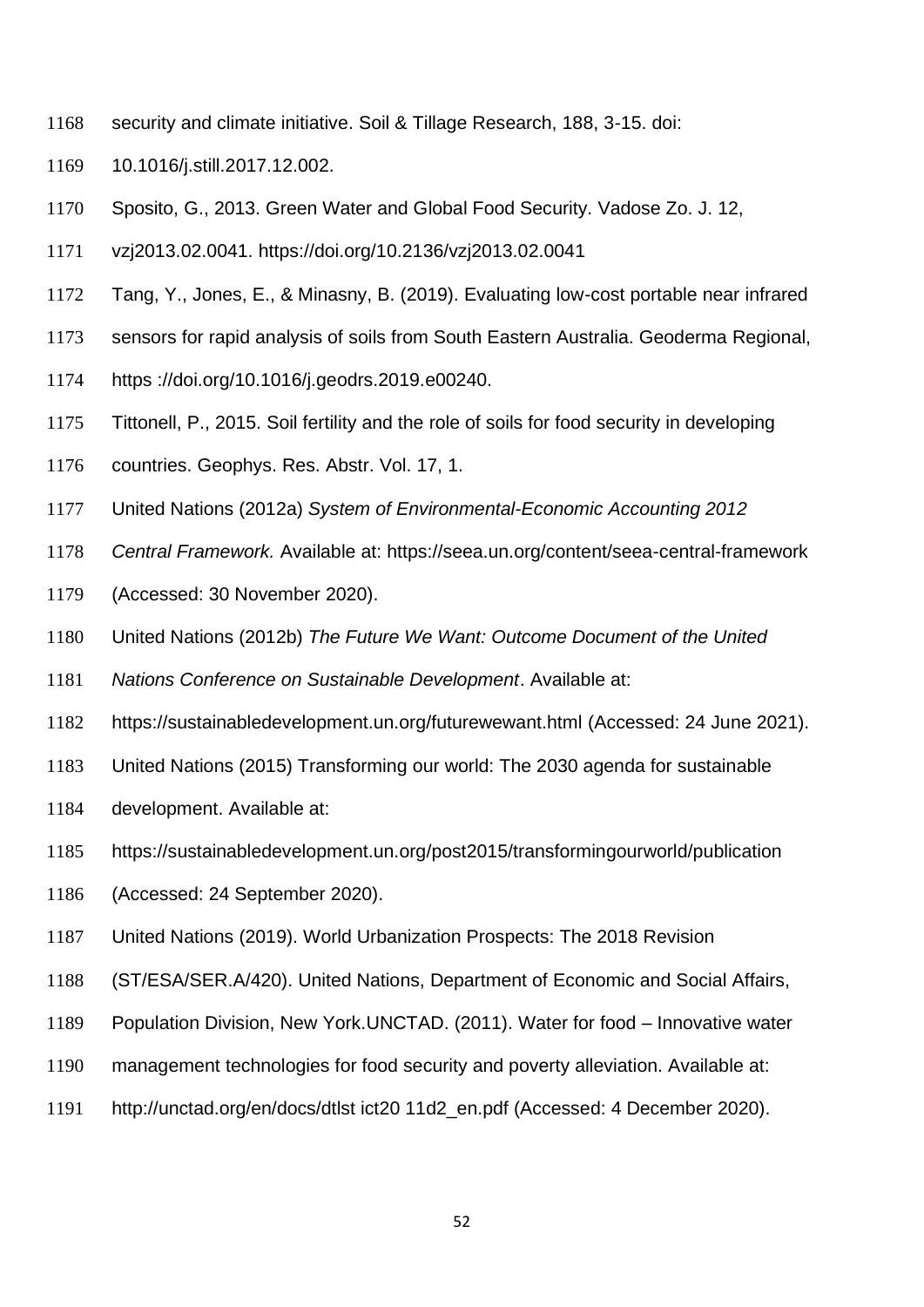security and climate initiative. Soil & Tillage Research, 188, 3-15. doi: 10.1016/j.still.2017.12.002.

Sposito, G., 2013. Green Water and Global Food Security. Vadose Zo. J. 12, vzj2013.02.0041. https://doi.org/10.2136/vzj2013.02.0041

Tang, Y., Jones, E., & Minasny, B. (2019). Evaluating low-cost portable near infrared sensors for rapid analysis of soils from South Eastern Australia. Geoderma Regional, https ://doi.org/10.1016/j.geodrs.2019.e00240.

Tittonell, P., 2015. Soil fertility and the role of soils for food security in developing countries. Geophys. Res. Abstr. Vol. 17, 1.

United Nations (2012a) *System of Environmental-Economic Accounting 2012 Central Framework.* Available at: https://seea.un.org/content/seea-central-framework (Accessed: 30 November 2020).

United Nations (2012b) *The Future We Want: Outcome Document of the United Nations Conference on Sustainable Development*. Available at: https://sustainabledevelopment.un.org/futurewewant.html (Accessed: 24 June 2021).

United Nations (2015) Transforming our world: The 2030 agenda for sustainable development. Available at: https://sustainabledevelopment.un.org/post2015/transformingourworld/publication (Accessed: 24 September 2020).

United Nations (2019). World Urbanization Prospects: The 2018 Revision (ST/ESA/SER.A/420). United Nations, Department of Economic and Social Affairs, Population Division, New York.UNCTAD. (2011). Water for food – Innovative water management technologies for food security and poverty alleviation. Available at: http://unctad.org/en/docs/dtlst ict20 11d2_en.pdf (Accessed: 4 December 2020).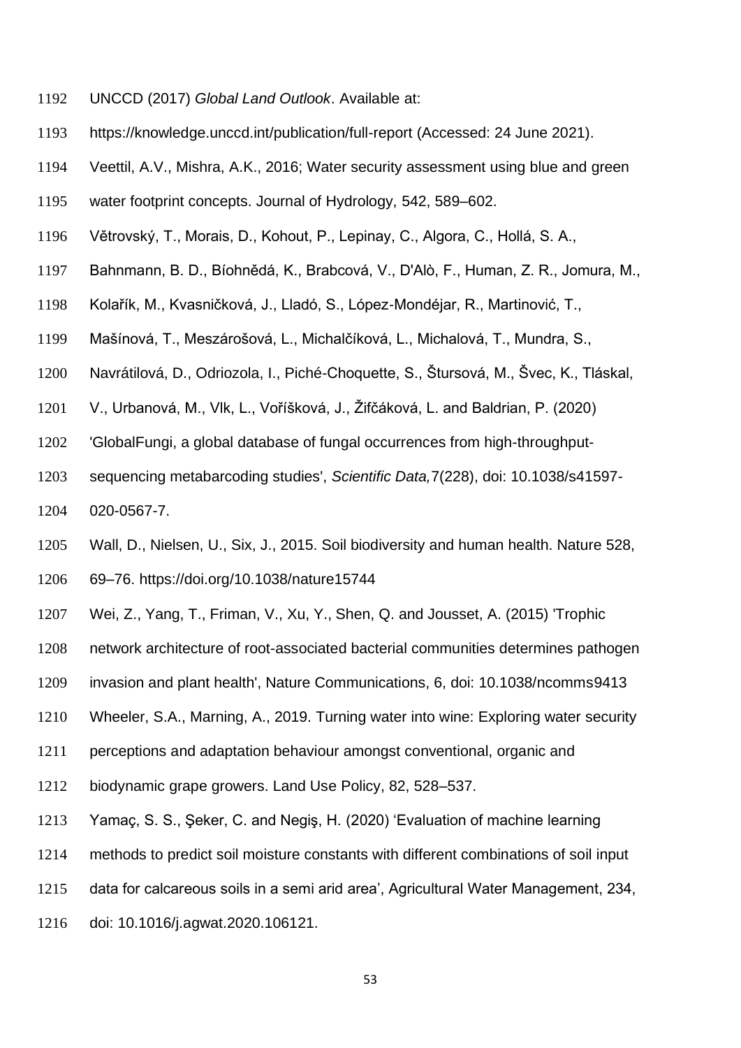UNCCD (2017) *Global Land Outlook*. Available at: https://knowledge.unccd.int/publication/full-report (Accessed: 24 June 2021).

Veettil, A.V., Mishra, A.K., 2016; Water security assessment using blue and green water footprint concepts. Journal of Hydrology, 542, 589–602.

Větrovský, T., Morais, D., Kohout, P., Lepinay, C., Algora, C., Hollá, S. A., Bahnmann, B. D., Bíohnědá, K., Brabcová, V., D'Alò, F., Human, Z. R., Jomura, M., Kolařík, M., Kvasničková, J., Lladó, S., López-Mondéjar, R., Martinović, T., Mašínová, T., Meszárošová, L., Michalčíková, L., Michalová, T., Mundra, S., Navrátilová, D., Odriozola, I., Piché-Choquette, S., Štursová, M., Švec, K., Tláskal, V., Urbanová, M., Vlk, L., Voříšková, J., Žifčáková, L. and Baldrian, P. (2020) 'GlobalFungi, a global database of fungal occurrences from high-throughput-sequencing metabarcoding studies', *Scientific Data,*7(228), doi: 10.1038/s41597-020-0567-7.

Wall, D., Nielsen, U., Six, J., 2015. Soil biodiversity and human health. Nature 528, 69–76. https://doi.org/10.1038/nature15744

Wei, Z., Yang, T., Friman, V., Xu, Y., Shen, Q. and Jousset, A. (2015) 'Trophic network architecture of root-associated bacterial communities determines pathogen invasion and plant health', Nature Communications, 6, doi: 10.1038/ncomms9413

Wheeler, S.A., Marning, A., 2019. Turning water into wine: Exploring water security perceptions and adaptation behaviour amongst conventional, organic and biodynamic grape growers. Land Use Policy, 82, 528–537.

Yamaç, S. S., Şeker, C. and Negiş, H. (2020) 'Evaluation of machine learning methods to predict soil moisture constants with different combinations of soil input data for calcareous soils in a semi arid area', Agricultural Water Management, 234, doi: 10.1016/j.agwat.2020.106121.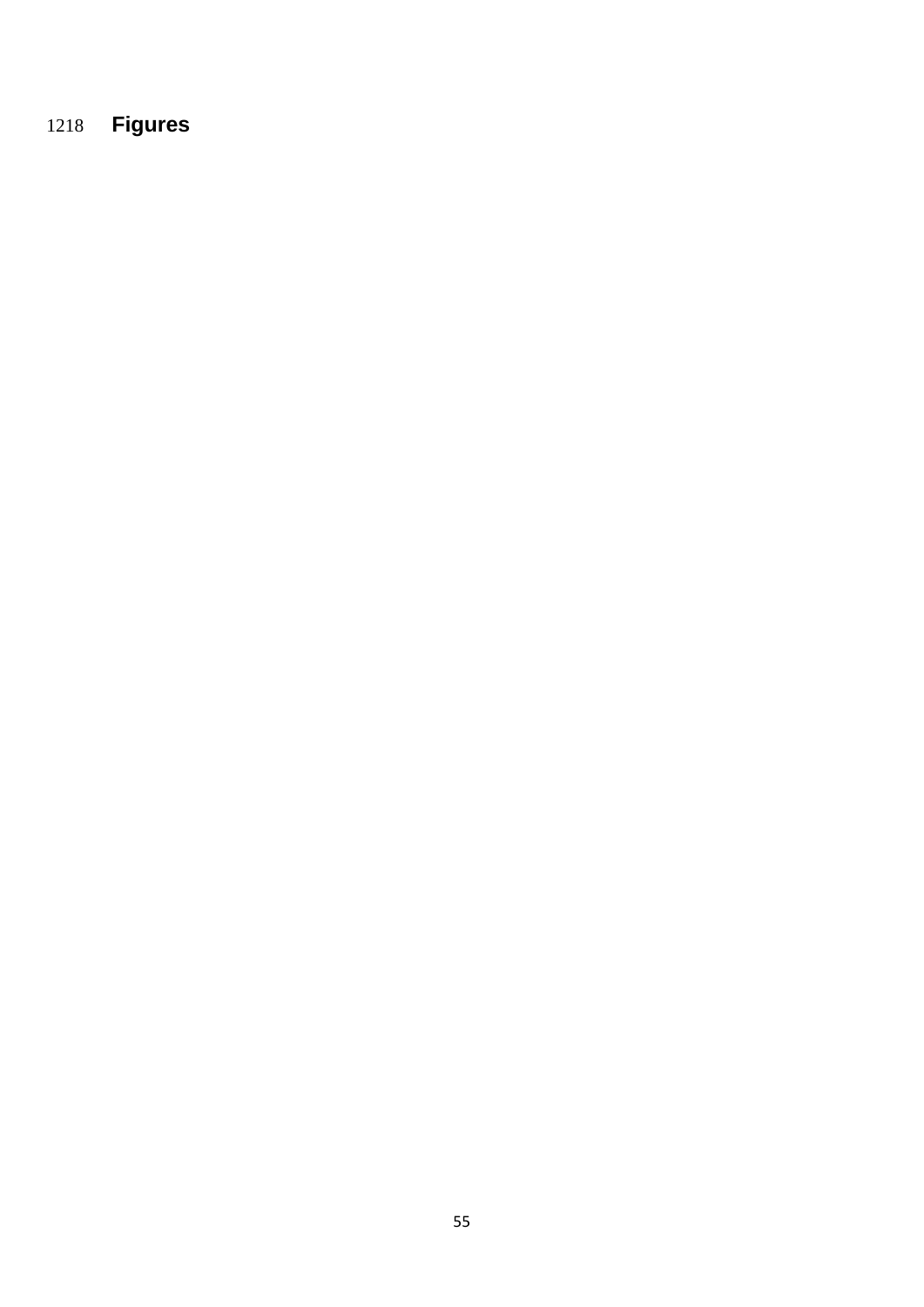# Figures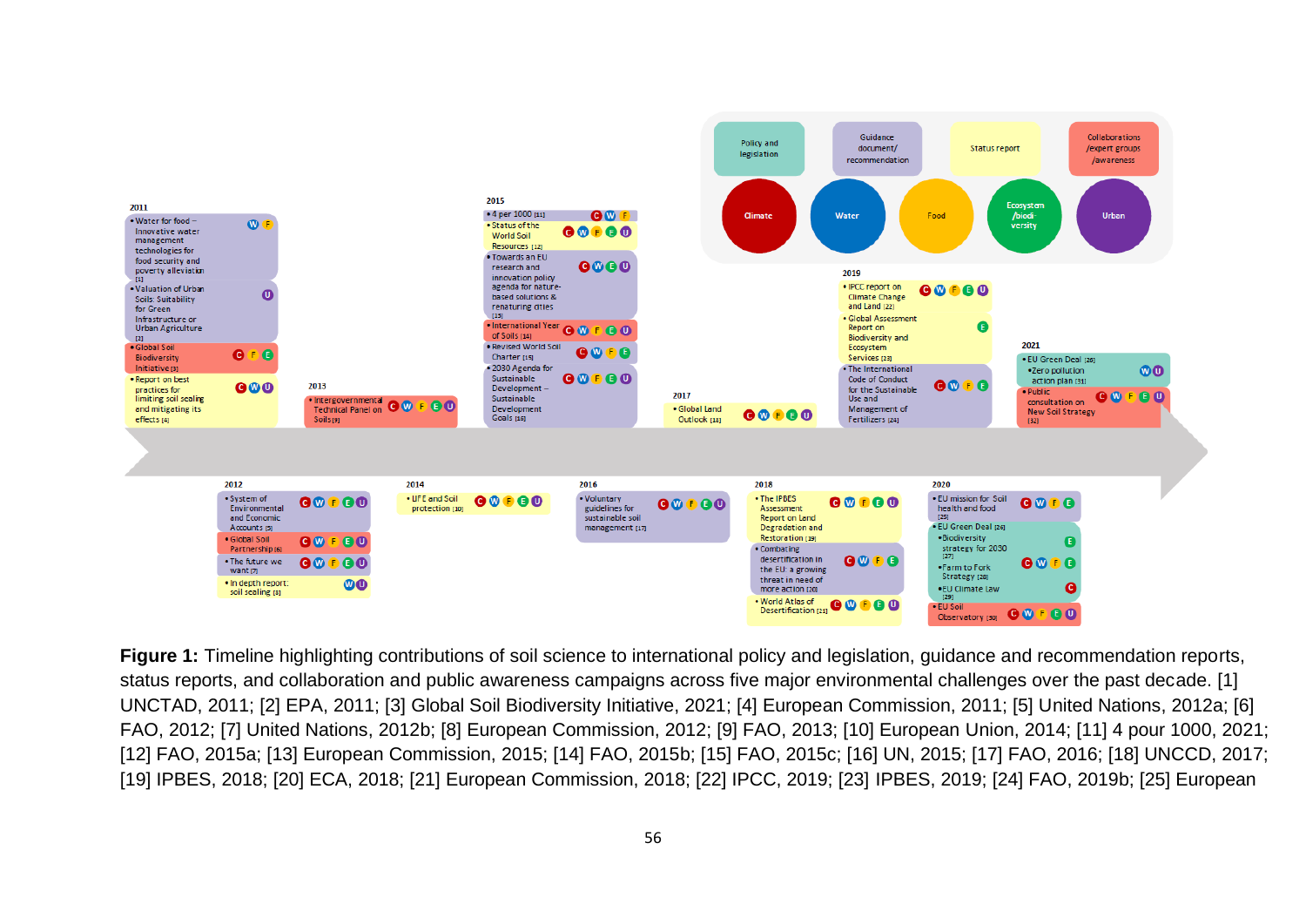**Figure 1:** Timeline highlighting contributions of soil science to international policy and legislation, guidance and recommendation reports, status reports, and collaboration and public awareness campaigns across five major environmental challenges over the past decade. [1] UNCTAD, 2011; [2] EPA, 2011; [3] Global Soil Biodiversity Initiative, 2021; [4] European Commission, 2011; [5] United Nations, 2012a; [6] FAO, 2012; [7] United Nations, 2012b; [8] European Commission, 2012; [9] FAO, 2013; [10] European Union, 2014; [11] 4 pour 1000, 2021; [12] FAO, 2015a; [13] European Commission, 2015; [14] FAO, 2015b; [15] FAO, 2015c; [16] UN, 2015; [17] FAO, 2016; [18] UNCCD, 2017; [19] IPBES, 2018; [20] ECA, 2018; [21] European Commission, 2018; [22] IPCC, 2019; [23] IPBES, 2019; [24] FAO, 2019b; [25] European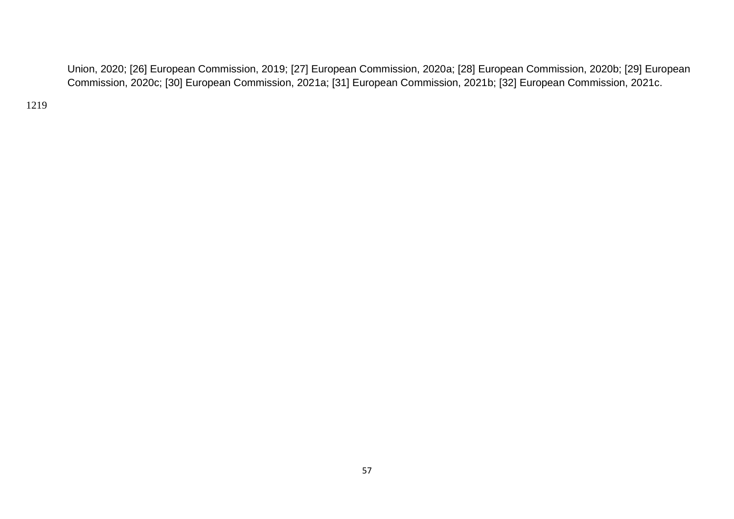Union, 2020; [26] European Commission, 2019; [27] European Commission, 2020a; [28] European Commission, 2020b; [29] European Commission, 2020c; [30] European Commission, 2021a; [31] European Commission, 2021b; [32] European Commission, 2021c.

1219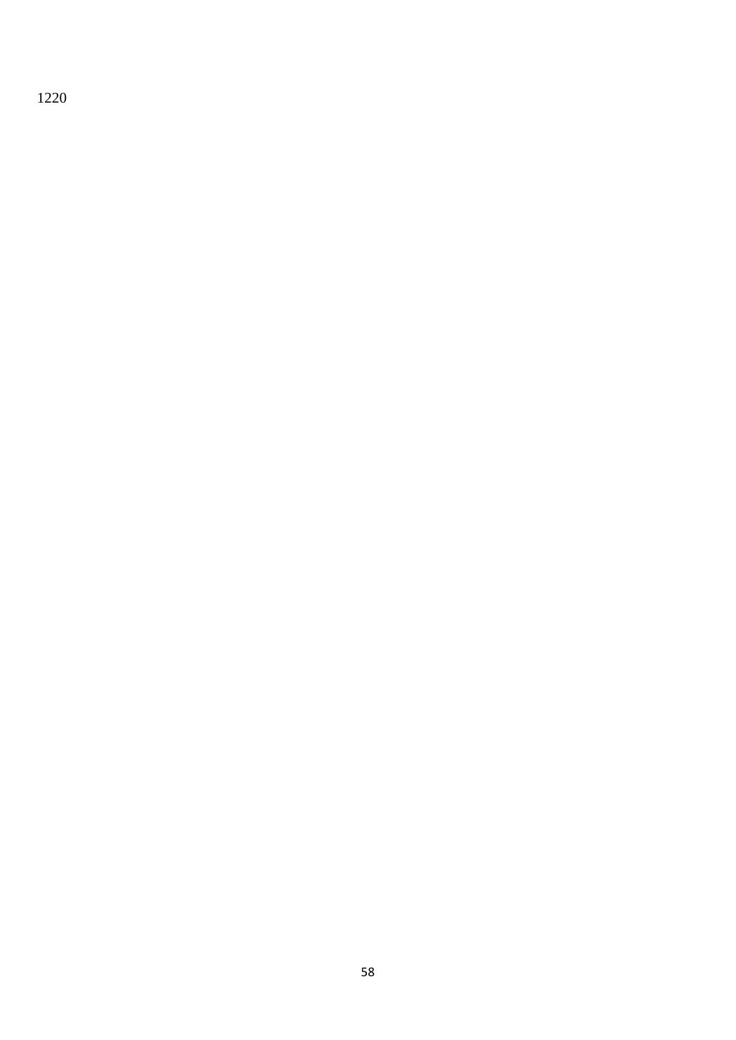1220